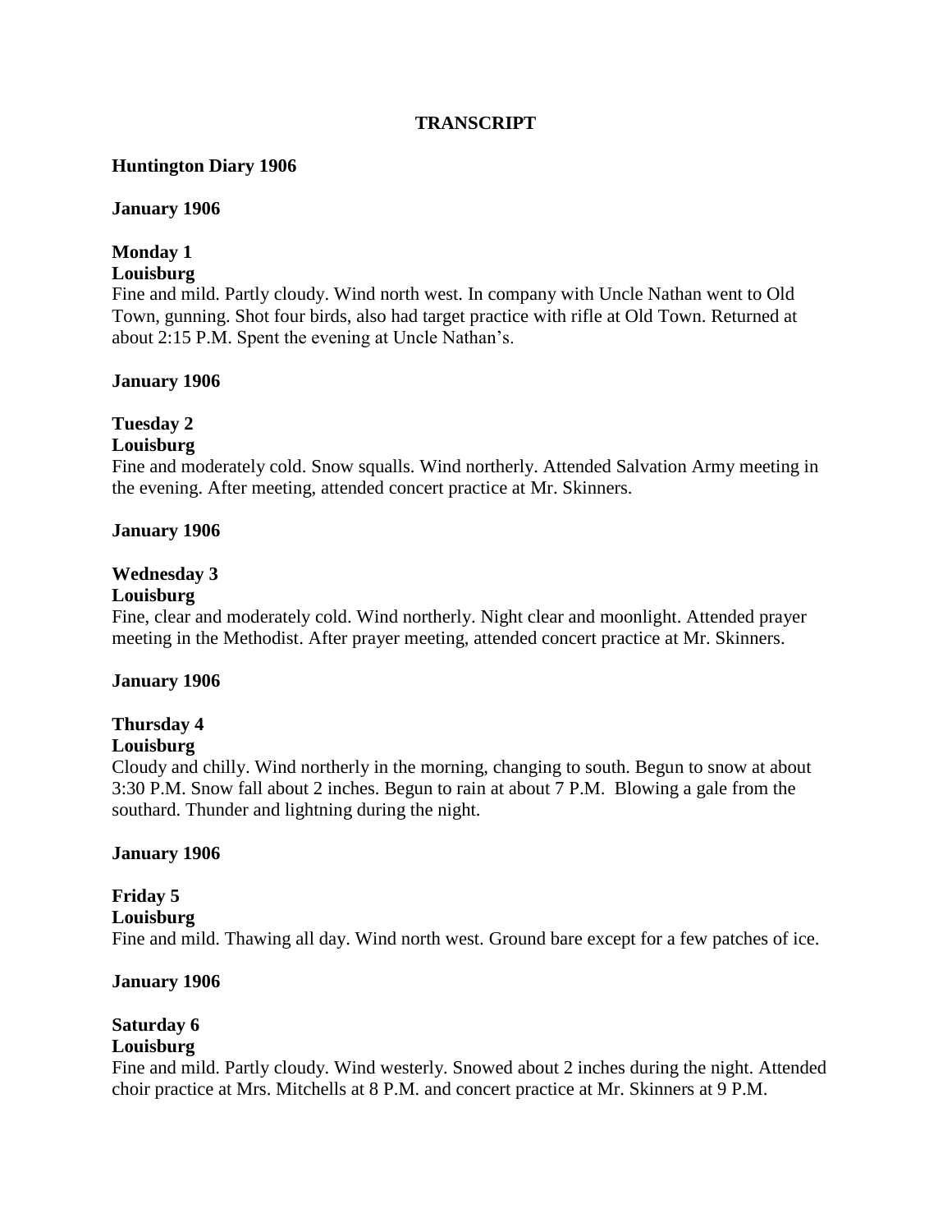**TRANSCRIPT**

**Huntington Diary 1906**

**January 1906**

**Monday 1**
**Louisburg**
Fine and mild. Partly cloudy. Wind north west. In company with Uncle Nathan went to Old Town, gunning. Shot four birds, also had target practice with rifle at Old Town. Returned at about 2:15 P.M. Spent the evening at Uncle Nathan's.

**January 1906**

**Tuesday 2**
**Louisburg**
Fine and moderately cold. Snow squalls. Wind northerly. Attended Salvation Army meeting in the evening. After meeting, attended concert practice at Mr. Skinners.

**January 1906**

**Wednesday 3**
**Louisburg**
Fine, clear and moderately cold. Wind northerly. Night clear and moonlight. Attended prayer meeting in the Methodist. After prayer meeting, attended concert practice at Mr. Skinners.

**January 1906**

**Thursday 4**
**Louisburg**
Cloudy and chilly. Wind northerly in the morning, changing to south. Begun to snow at about 3:30 P.M. Snow fall about 2 inches. Begun to rain at about 7 P.M. Blowing a gale from the southard. Thunder and lightning during the night.

**January 1906**

**Friday 5**
**Louisburg**
Fine and mild. Thawing all day. Wind north west. Ground bare except for a few patches of ice.

**January 1906**

**Saturday 6**
**Louisburg**
Fine and mild. Partly cloudy. Wind westerly. Snowed about 2 inches during the night. Attended choir practice at Mrs. Mitchells at 8 P.M. and concert practice at Mr. Skinners at 9 P.M.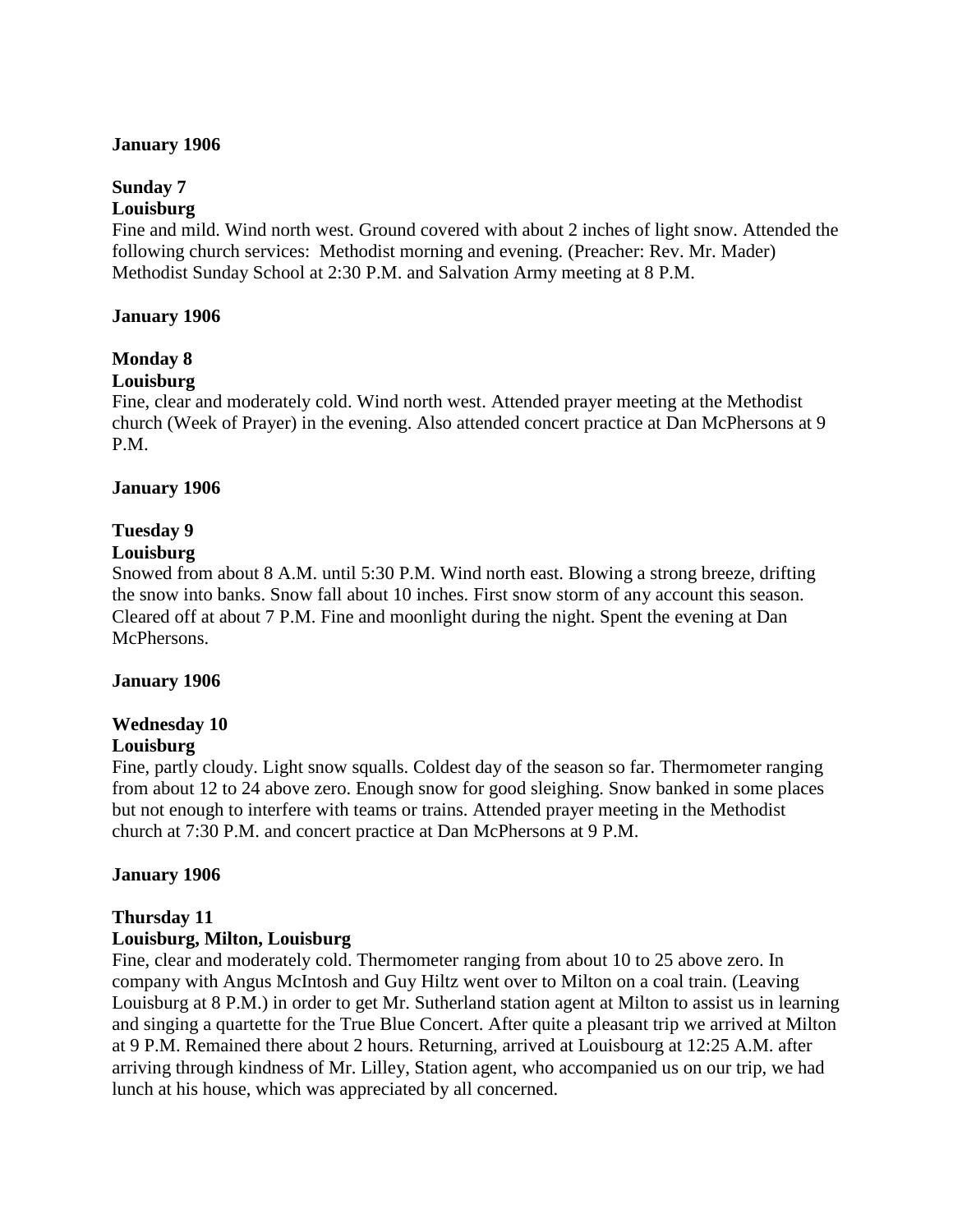**January 1906**

**Sunday 7**
**Louisburg**
Fine and mild. Wind north west. Ground covered with about 2 inches of light snow. Attended the following church services: Methodist morning and evening. (Preacher: Rev. Mr. Mader) Methodist Sunday School at 2:30 P.M. and Salvation Army meeting at 8 P.M.

**January 1906**

**Monday 8**
**Louisburg**
Fine, clear and moderately cold. Wind north west. Attended prayer meeting at the Methodist church (Week of Prayer) in the evening. Also attended concert practice at Dan McPhersons at 9 P.M.

**January 1906**

**Tuesday 9**
**Louisburg**
Snowed from about 8 A.M. until 5:30 P.M. Wind north east. Blowing a strong breeze, drifting the snow into banks. Snow fall about 10 inches. First snow storm of any account this season. Cleared off at about 7 P.M. Fine and moonlight during the night. Spent the evening at Dan McPhersons.

**January 1906**

**Wednesday 10**
**Louisburg**
Fine, partly cloudy. Light snow squalls. Coldest day of the season so far. Thermometer ranging from about 12 to 24 above zero. Enough snow for good sleighing. Snow banked in some places but not enough to interfere with teams or trains. Attended prayer meeting in the Methodist church at 7:30 P.M. and concert practice at Dan McPhersons at 9 P.M.

**January 1906**

**Thursday 11**
**Louisburg, Milton, Louisburg**
Fine, clear and moderately cold. Thermometer ranging from about 10 to 25 above zero. In company with Angus McIntosh and Guy Hiltz went over to Milton on a coal train. (Leaving Louisburg at 8 P.M.) in order to get Mr. Sutherland station agent at Milton to assist us in learning and singing a quartette for the True Blue Concert. After quite a pleasant trip we arrived at Milton at 9 P.M. Remained there about 2 hours. Returning, arrived at Louisbourg at 12:25 A.M. after arriving through kindness of Mr. Lilley, Station agent, who accompanied us on our trip, we had lunch at his house, which was appreciated by all concerned.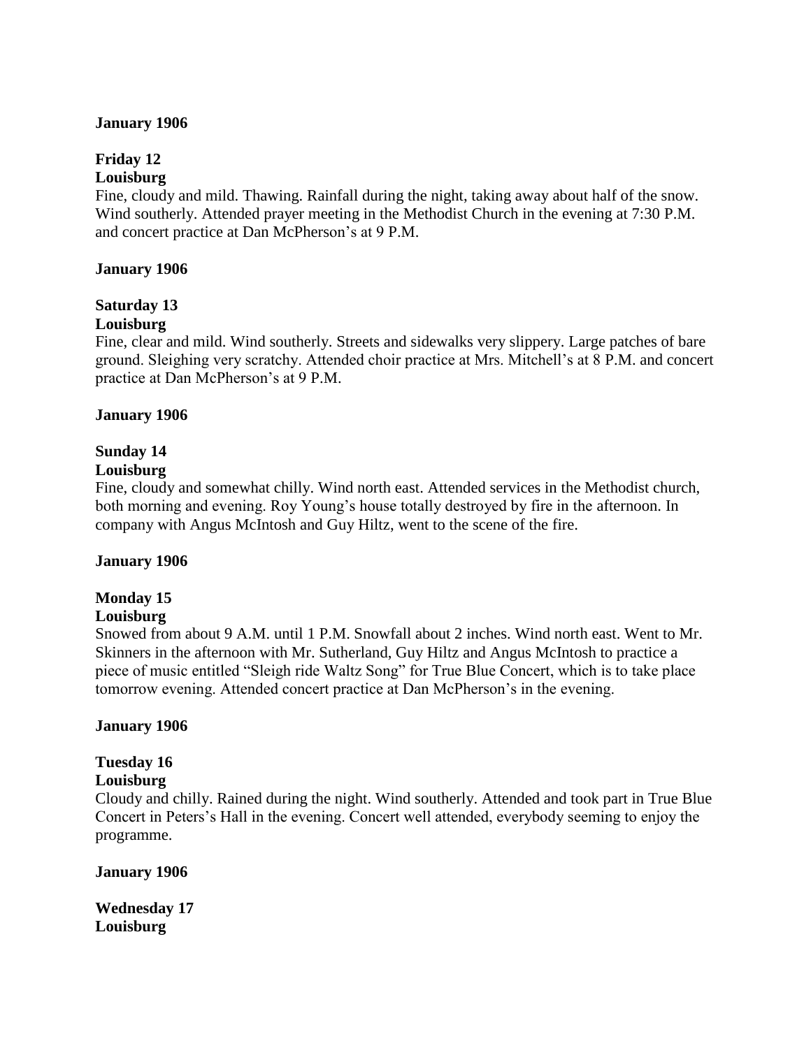**January 1906**

**Friday 12**
**Louisburg**
Fine, cloudy and mild. Thawing. Rainfall during the night, taking away about half of the snow. Wind southerly. Attended prayer meeting in the Methodist Church in the evening at 7:30 P.M. and concert practice at Dan McPherson's at 9 P.M.

**January 1906**

**Saturday 13**
**Louisburg**
Fine, clear and mild. Wind southerly. Streets and sidewalks very slippery. Large patches of bare ground. Sleighing very scratchy. Attended choir practice at Mrs. Mitchell's at 8 P.M. and concert practice at Dan McPherson's at 9 P.M.

**January 1906**

**Sunday 14**
**Louisburg**
Fine, cloudy and somewhat chilly. Wind north east. Attended services in the Methodist church, both morning and evening. Roy Young's house totally destroyed by fire in the afternoon. In company with Angus McIntosh and Guy Hiltz, went to the scene of the fire.

**January 1906**

**Monday 15**
**Louisburg**
Snowed from about 9 A.M. until 1 P.M. Snowfall about 2 inches. Wind north east. Went to Mr. Skinners in the afternoon with Mr. Sutherland, Guy Hiltz and Angus McIntosh to practice a piece of music entitled "Sleigh ride Waltz Song" for True Blue Concert, which is to take place tomorrow evening. Attended concert practice at Dan McPherson's in the evening.

**January 1906**

**Tuesday 16**
**Louisburg**
Cloudy and chilly. Rained during the night. Wind southerly. Attended and took part in True Blue Concert in Peters's Hall in the evening. Concert well attended, everybody seeming to enjoy the programme.

**January 1906**

**Wednesday 17**
**Louisburg**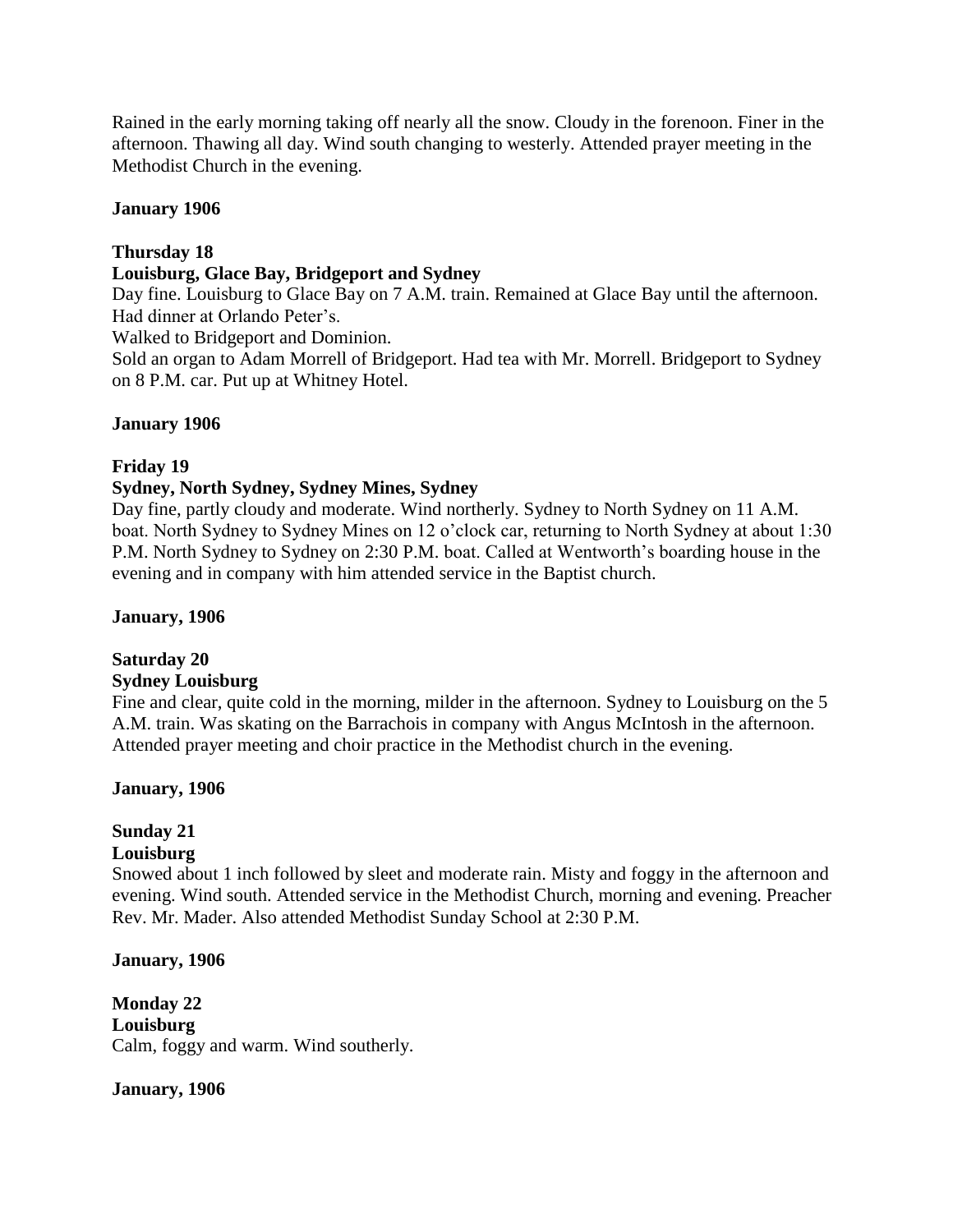Rained in the early morning taking off nearly all the snow. Cloudy in the forenoon. Finer in the afternoon. Thawing all day. Wind south changing to westerly. Attended prayer meeting in the Methodist Church in the evening.

**January 1906**

**Thursday 18**
**Louisburg, Glace Bay, Bridgeport and Sydney**
Day fine. Louisburg to Glace Bay on 7 A.M. train. Remained at Glace Bay until the afternoon. Had dinner at Orlando Peter's.
Walked to Bridgeport and Dominion.
Sold an organ to Adam Morrell of Bridgeport. Had tea with Mr. Morrell. Bridgeport to Sydney on 8 P.M. car. Put up at Whitney Hotel.

**January 1906**

**Friday 19**
**Sydney, North Sydney, Sydney Mines, Sydney**
Day fine, partly cloudy and moderate. Wind northerly. Sydney to North Sydney on 11 A.M. boat. North Sydney to Sydney Mines on 12 o'clock car, returning to North Sydney at about 1:30 P.M. North Sydney to Sydney on 2:30 P.M. boat. Called at Wentworth's boarding house in the evening and in company with him attended service in the Baptist church.

**January, 1906**

**Saturday 20**
**Sydney Louisburg**
Fine and clear, quite cold in the morning, milder in the afternoon. Sydney to Louisburg on the 5 A.M. train. Was skating on the Barrachois in company with Angus McIntosh in the afternoon. Attended prayer meeting and choir practice in the Methodist church in the evening.

**January, 1906**

**Sunday 21**
**Louisburg**
Snowed about 1 inch followed by sleet and moderate rain. Misty and foggy in the afternoon and evening. Wind south. Attended service in the Methodist Church, morning and evening. Preacher Rev. Mr. Mader. Also attended Methodist Sunday School at 2:30 P.M.

**January, 1906**

**Monday 22**
**Louisburg**
Calm, foggy and warm. Wind southerly.

**January, 1906**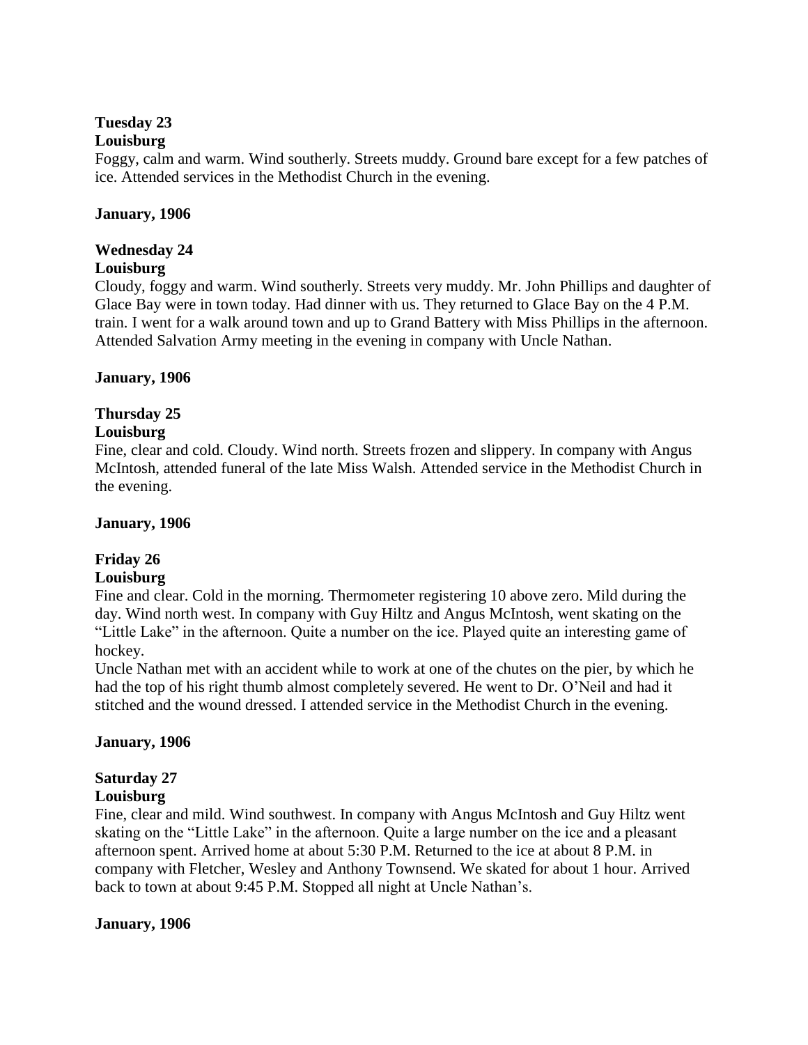**Tuesday 23**
**Louisburg**
Foggy, calm and warm. Wind southerly. Streets muddy. Ground bare except for a few patches of ice. Attended services in the Methodist Church in the evening.

**January, 1906**

**Wednesday 24**
**Louisburg**
Cloudy, foggy and warm. Wind southerly. Streets very muddy. Mr. John Phillips and daughter of Glace Bay were in town today. Had dinner with us. They returned to Glace Bay on the 4 P.M. train. I went for a walk around town and up to Grand Battery with Miss Phillips in the afternoon. Attended Salvation Army meeting in the evening in company with Uncle Nathan.

**January, 1906**

**Thursday 25**
**Louisburg**
Fine, clear and cold. Cloudy. Wind north. Streets frozen and slippery. In company with Angus McIntosh, attended funeral of the late Miss Walsh. Attended service in the Methodist Church in the evening.

**January, 1906**

**Friday 26**
**Louisburg**
Fine and clear. Cold in the morning. Thermometer registering 10 above zero. Mild during the day. Wind north west. In company with Guy Hiltz and Angus McIntosh, went skating on the "Little Lake" in the afternoon. Quite a number on the ice. Played quite an interesting game of hockey.
Uncle Nathan met with an accident while to work at one of the chutes on the pier, by which he had the top of his right thumb almost completely severed. He went to Dr. O'Neil and had it stitched and the wound dressed. I attended service in the Methodist Church in the evening.

**January, 1906**

**Saturday 27**
**Louisburg**
Fine, clear and mild. Wind southwest. In company with Angus McIntosh and Guy Hiltz went skating on the "Little Lake" in the afternoon. Quite a large number on the ice and a pleasant afternoon spent. Arrived home at about 5:30 P.M. Returned to the ice at about 8 P.M. in company with Fletcher, Wesley and Anthony Townsend. We skated for about 1 hour. Arrived back to town at about 9:45 P.M. Stopped all night at Uncle Nathan's.

**January, 1906**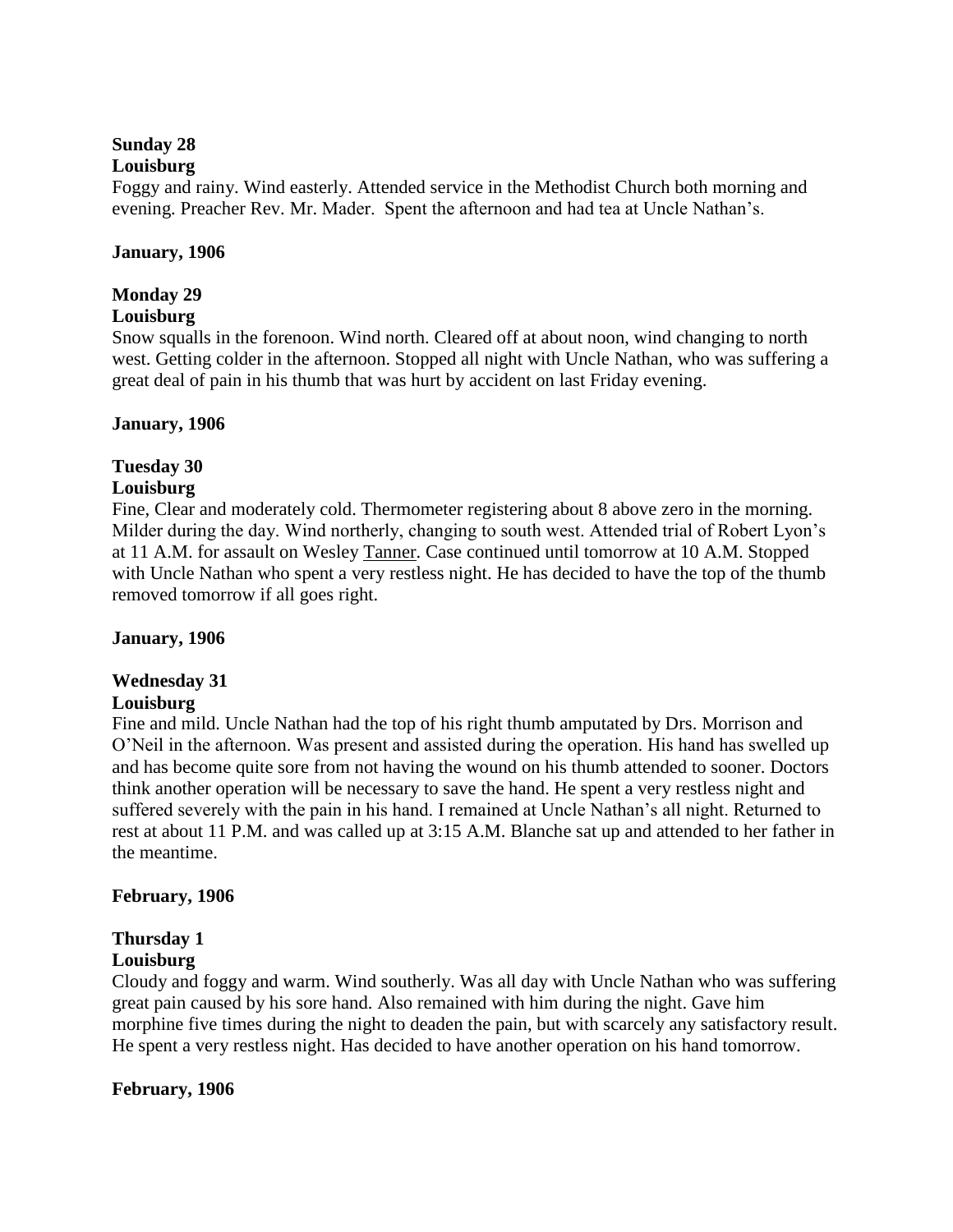**Sunday 28**
**Louisburg**
Foggy and rainy. Wind easterly. Attended service in the Methodist Church both morning and evening. Preacher Rev. Mr. Mader. Spent the afternoon and had tea at Uncle Nathan's.

**January, 1906**

**Monday 29**
**Louisburg**
Snow squalls in the forenoon. Wind north. Cleared off at about noon, wind changing to north west. Getting colder in the afternoon. Stopped all night with Uncle Nathan, who was suffering a great deal of pain in his thumb that was hurt by accident on last Friday evening.

**January, 1906**

**Tuesday 30**
**Louisburg**
Fine, Clear and moderately cold. Thermometer registering about 8 above zero in the morning. Milder during the day. Wind northerly, changing to south west. Attended trial of Robert Lyon's at 11 A.M. for assault on Wesley Tanner. Case continued until tomorrow at 10 A.M. Stopped with Uncle Nathan who spent a very restless night. He has decided to have the top of the thumb removed tomorrow if all goes right.

**January, 1906**

**Wednesday 31**
**Louisburg**
Fine and mild. Uncle Nathan had the top of his right thumb amputated by Drs. Morrison and O'Neil in the afternoon. Was present and assisted during the operation. His hand has swelled up and has become quite sore from not having the wound on his thumb attended to sooner. Doctors think another operation will be necessary to save the hand. He spent a very restless night and suffered severely with the pain in his hand. I remained at Uncle Nathan's all night. Returned to rest at about 11 P.M. and was called up at 3:15 A.M. Blanche sat up and attended to her father in the meantime.

**February, 1906**

**Thursday 1**
**Louisburg**
Cloudy and foggy and warm. Wind southerly. Was all day with Uncle Nathan who was suffering great pain caused by his sore hand. Also remained with him during the night. Gave him morphine five times during the night to deaden the pain, but with scarcely any satisfactory result. He spent a very restless night. Has decided to have another operation on his hand tomorrow.

**February, 1906**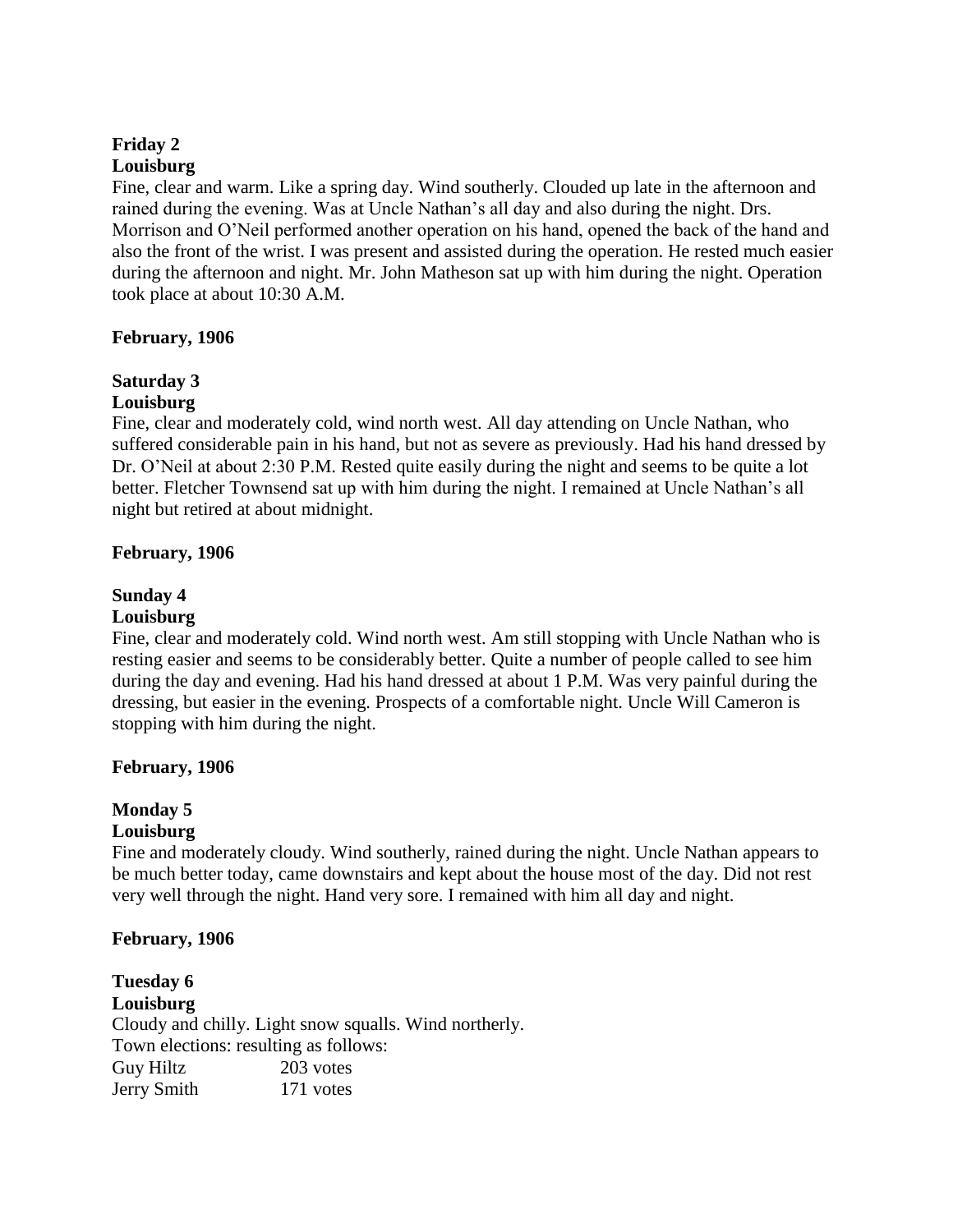**Friday 2**
**Louisburg**
Fine, clear and warm. Like a spring day. Wind southerly. Clouded up late in the afternoon and rained during the evening. Was at Uncle Nathan's all day and also during the night. Drs. Morrison and O'Neil performed another operation on his hand, opened the back of the hand and also the front of the wrist. I was present and assisted during the operation. He rested much easier during the afternoon and night. Mr. John Matheson sat up with him during the night. Operation took place at about 10:30 A.M.

**February, 1906**

**Saturday 3**
**Louisburg**
Fine, clear and moderately cold, wind north west. All day attending on Uncle Nathan, who suffered considerable pain in his hand, but not as severe as previously. Had his hand dressed by Dr. O'Neil at about 2:30 P.M. Rested quite easily during the night and seems to be quite a lot better. Fletcher Townsend sat up with him during the night. I remained at Uncle Nathan's all night but retired at about midnight.

**February, 1906**

**Sunday 4**
**Louisburg**
Fine, clear and moderately cold. Wind north west. Am still stopping with Uncle Nathan who is resting easier and seems to be considerably better. Quite a number of people called to see him during the day and evening. Had his hand dressed at about 1 P.M. Was very painful during the dressing, but easier in the evening. Prospects of a comfortable night. Uncle Will Cameron is stopping with him during the night.

**February, 1906**

**Monday 5**
**Louisburg**
Fine and moderately cloudy. Wind southerly, rained during the night. Uncle Nathan appears to be much better today, came downstairs and kept about the house most of the day. Did not rest very well through the night. Hand very sore. I remained with him all day and night.

**February, 1906**

**Tuesday 6**
**Louisburg**
Cloudy and chilly. Light snow squalls. Wind northerly.
Town elections: resulting as follows:

| | |
|---|---|
| Guy Hiltz | 203 votes |
| Jerry Smith | 171 votes |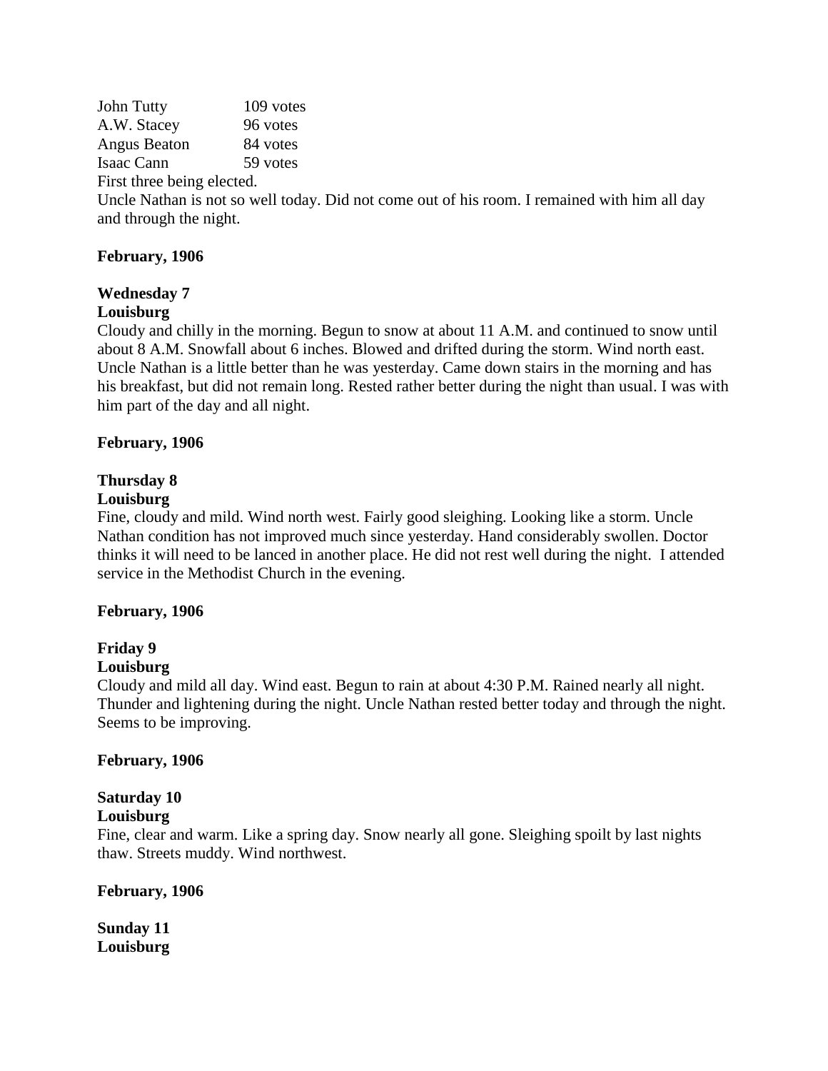| | |
|---|---|
| John Tutty | 109 votes |
| A.W. Stacey | 96 votes |
| Angus Beaton | 84 votes |
| Isaac Cann | 59 votes |

First three being elected.

Uncle Nathan is not so well today. Did not come out of his room. I remained with him all day and through the night.

**February, 1906**

**Wednesday 7**
**Louisburg**

Cloudy and chilly in the morning. Begun to snow at about 11 A.M. and continued to snow until about 8 A.M. Snowfall about 6 inches. Blowed and drifted during the storm. Wind north east. Uncle Nathan is a little better than he was yesterday. Came down stairs in the morning and has his breakfast, but did not remain long. Rested rather better during the night than usual. I was with him part of the day and all night.

**February, 1906**

**Thursday 8**
**Louisburg**

Fine, cloudy and mild. Wind north west. Fairly good sleighing. Looking like a storm. Uncle Nathan condition has not improved much since yesterday. Hand considerably swollen. Doctor thinks it will need to be lanced in another place. He did not rest well during the night. I attended service in the Methodist Church in the evening.

**February, 1906**

**Friday 9**
**Louisburg**

Cloudy and mild all day. Wind east. Begun to rain at about 4:30 P.M. Rained nearly all night. Thunder and lightening during the night. Uncle Nathan rested better today and through the night. Seems to be improving.

**February, 1906**

**Saturday 10**
**Louisburg**

Fine, clear and warm. Like a spring day. Snow nearly all gone. Sleighing spoilt by last nights thaw. Streets muddy. Wind northwest.

**February, 1906**

**Sunday 11**
**Louisburg**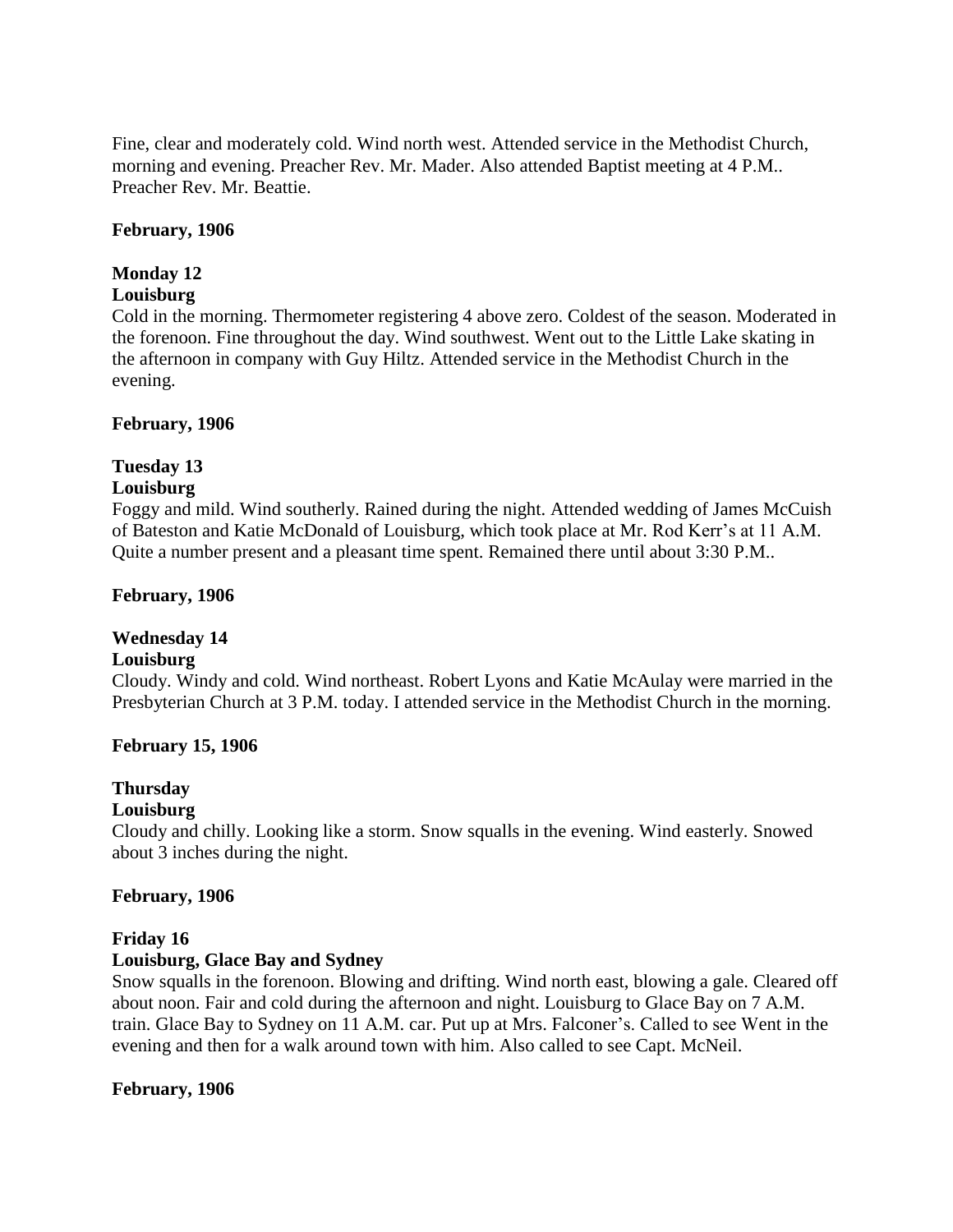Fine, clear and moderately cold. Wind north west. Attended service in the Methodist Church, morning and evening. Preacher Rev. Mr. Mader. Also attended Baptist meeting at 4 P.M.. Preacher Rev. Mr. Beattie.

**February, 1906**

**Monday 12**
**Louisburg**
Cold in the morning. Thermometer registering 4 above zero. Coldest of the season. Moderated in the forenoon. Fine throughout the day. Wind southwest. Went out to the Little Lake skating in the afternoon in company with Guy Hiltz. Attended service in the Methodist Church in the evening.

**February, 1906**

**Tuesday 13**
**Louisburg**
Foggy and mild. Wind southerly. Rained during the night. Attended wedding of James McCuish of Bateston and Katie McDonald of Louisburg, which took place at Mr. Rod Kerr's at 11 A.M. Quite a number present and a pleasant time spent. Remained there until about 3:30 P.M..

**February, 1906**

**Wednesday 14**
**Louisburg**
Cloudy. Windy and cold. Wind northeast. Robert Lyons and Katie McAulay were married in the Presbyterian Church at 3 P.M. today. I attended service in the Methodist Church in the morning.

**February 15, 1906**

**Thursday**
**Louisburg**
Cloudy and chilly. Looking like a storm. Snow squalls in the evening. Wind easterly. Snowed about 3 inches during the night.

**February, 1906**

**Friday 16**
**Louisburg, Glace Bay and Sydney**
Snow squalls in the forenoon. Blowing and drifting. Wind north east, blowing a gale. Cleared off about noon. Fair and cold during the afternoon and night. Louisburg to Glace Bay on 7 A.M. train. Glace Bay to Sydney on 11 A.M. car. Put up at Mrs. Falconer's. Called to see Went in the evening and then for a walk around town with him. Also called to see Capt. McNeil.

**February, 1906**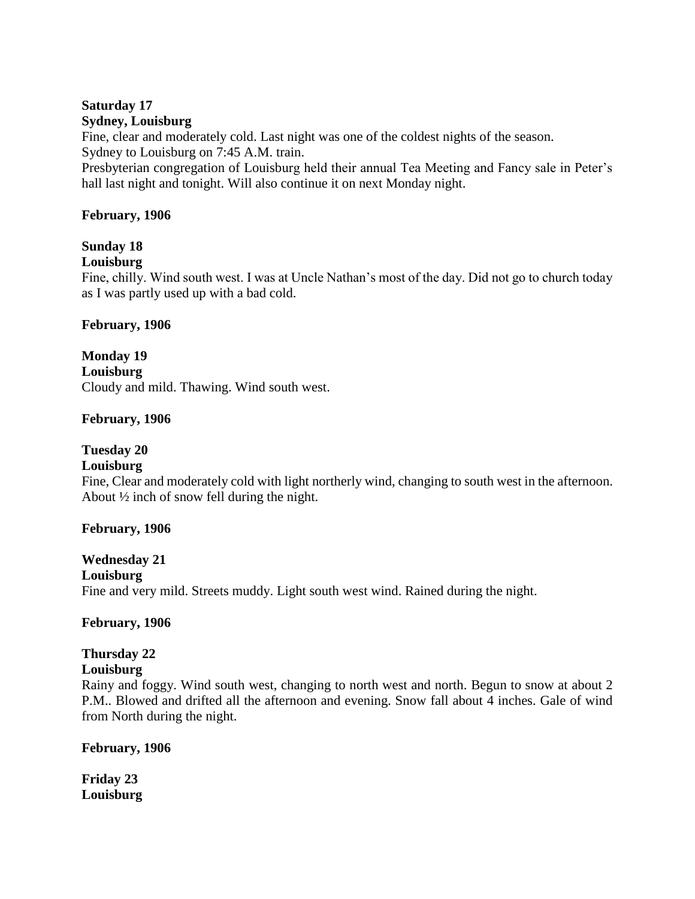**Saturday 17**
**Sydney, Louisburg**

Fine, clear and moderately cold. Last night was one of the coldest nights of the season.
Sydney to Louisburg on 7:45 A.M. train.
Presbyterian congregation of Louisburg held their annual Tea Meeting and Fancy sale in Peter's hall last night and tonight. Will also continue it on next Monday night.

**February, 1906**

**Sunday 18**
**Louisburg**

Fine, chilly. Wind south west. I was at Uncle Nathan's most of the day. Did not go to church today as I was partly used up with a bad cold.

**February, 1906**

**Monday 19**
**Louisburg**

Cloudy and mild. Thawing. Wind south west.

**February, 1906**

**Tuesday 20**
**Louisburg**

Fine, Clear and moderately cold with light northerly wind, changing to south west in the afternoon. About ½ inch of snow fell during the night.

**February, 1906**

**Wednesday 21**
**Louisburg**

Fine and very mild. Streets muddy. Light south west wind. Rained during the night.

**February, 1906**

**Thursday 22**
**Louisburg**

Rainy and foggy. Wind south west, changing to north west and north. Begun to snow at about 2 P.M.. Blowed and drifted all the afternoon and evening. Snow fall about 4 inches. Gale of wind from North during the night.

**February, 1906**

**Friday 23**
**Louisburg**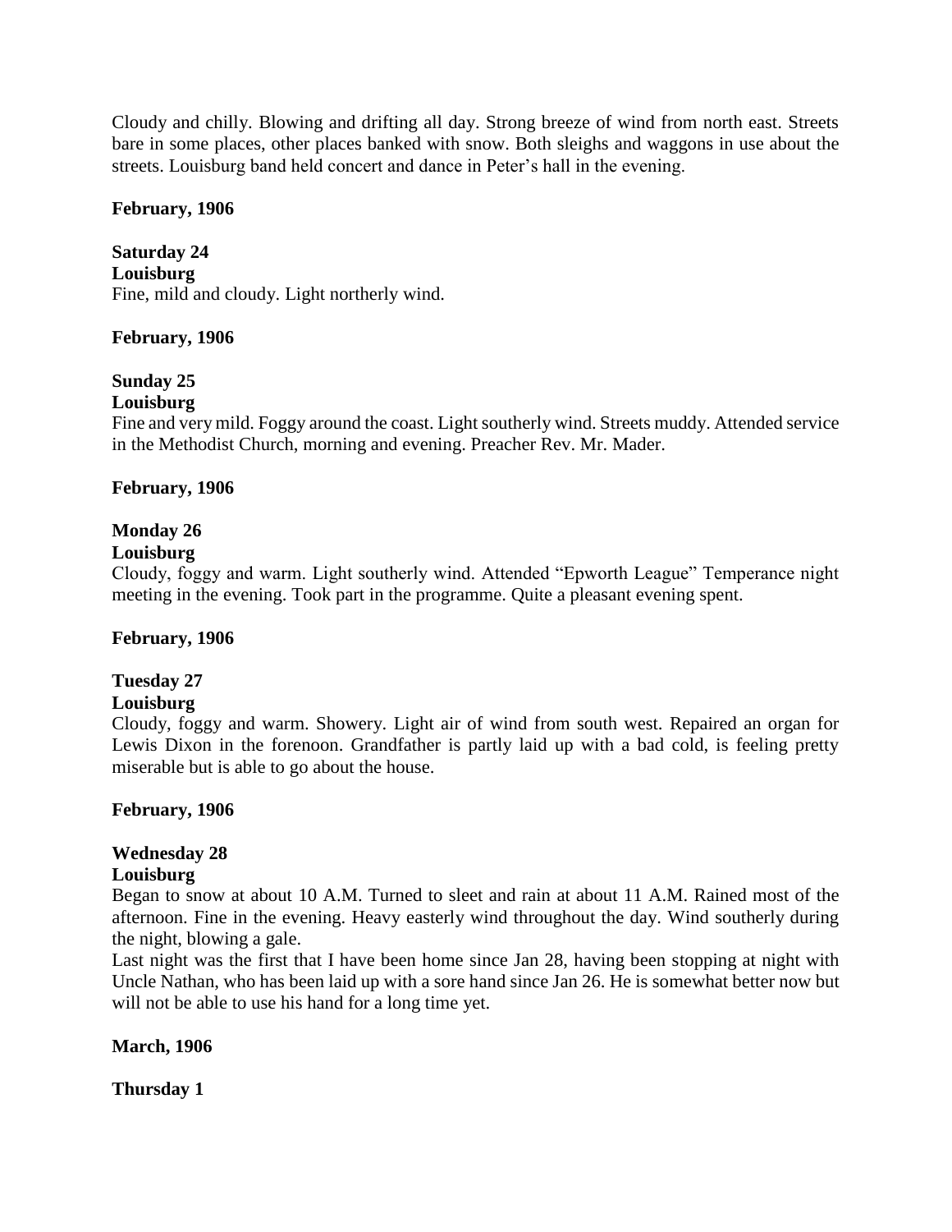Cloudy and chilly. Blowing and drifting all day. Strong breeze of wind from north east. Streets bare in some places, other places banked with snow. Both sleighs and waggons in use about the streets. Louisburg band held concert and dance in Peter's hall in the evening.

**February, 1906**

**Saturday 24**
**Louisburg**
Fine, mild and cloudy. Light northerly wind.

**February, 1906**

**Sunday 25**
**Louisburg**
Fine and very mild. Foggy around the coast. Light southerly wind. Streets muddy. Attended service in the Methodist Church, morning and evening. Preacher Rev. Mr. Mader.

**February, 1906**

**Monday 26**
**Louisburg**
Cloudy, foggy and warm. Light southerly wind. Attended "Epworth League" Temperance night meeting in the evening. Took part in the programme. Quite a pleasant evening spent.

**February, 1906**

**Tuesday 27**
**Louisburg**
Cloudy, foggy and warm. Showery. Light air of wind from south west. Repaired an organ for Lewis Dixon in the forenoon. Grandfather is partly laid up with a bad cold, is feeling pretty miserable but is able to go about the house.

**February, 1906**

**Wednesday 28**
**Louisburg**
Began to snow at about 10 A.M. Turned to sleet and rain at about 11 A.M. Rained most of the afternoon. Fine in the evening. Heavy easterly wind throughout the day. Wind southerly during the night, blowing a gale.
Last night was the first that I have been home since Jan 28, having been stopping at night with Uncle Nathan, who has been laid up with a sore hand since Jan 26. He is somewhat better now but will not be able to use his hand for a long time yet.

**March, 1906**

**Thursday 1**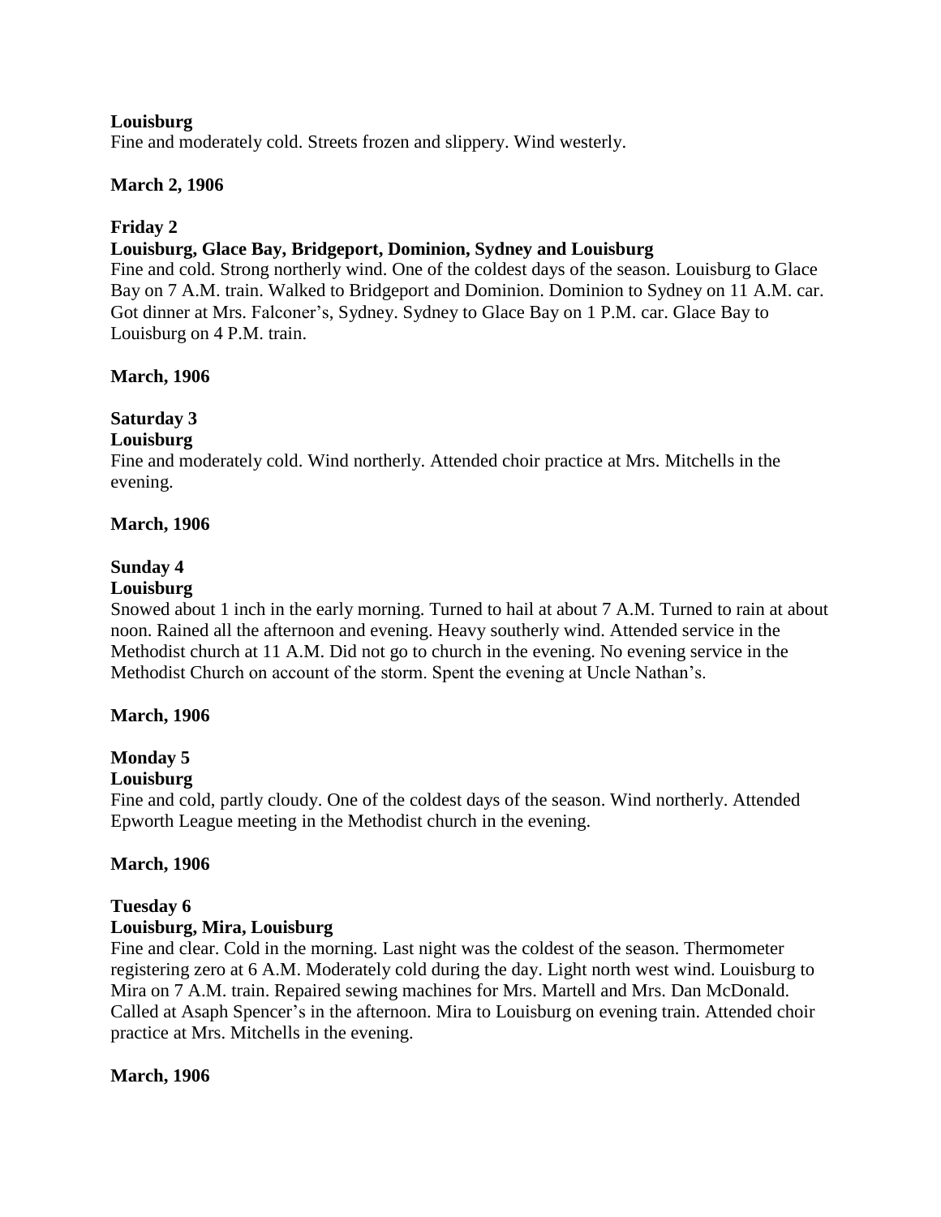**Louisburg**

Fine and moderately cold. Streets frozen and slippery. Wind westerly.

**March 2, 1906**

**Friday 2**

**Louisburg, Glace Bay, Bridgeport, Dominion, Sydney and Louisburg**

Fine and cold. Strong northerly wind. One of the coldest days of the season. Louisburg to Glace Bay on 7 A.M. train. Walked to Bridgeport and Dominion. Dominion to Sydney on 11 A.M. car. Got dinner at Mrs. Falconer's, Sydney. Sydney to Glace Bay on 1 P.M. car. Glace Bay to Louisburg on 4 P.M. train.

**March, 1906**

**Saturday 3**

**Louisburg**

Fine and moderately cold. Wind northerly. Attended choir practice at Mrs. Mitchells in the evening.

**March, 1906**

**Sunday 4**

**Louisburg**

Snowed about 1 inch in the early morning. Turned to hail at about 7 A.M. Turned to rain at about noon. Rained all the afternoon and evening. Heavy southerly wind. Attended service in the Methodist church at 11 A.M. Did not go to church in the evening. No evening service in the Methodist Church on account of the storm. Spent the evening at Uncle Nathan's.

**March, 1906**

**Monday 5**

**Louisburg**

Fine and cold, partly cloudy. One of the coldest days of the season. Wind northerly. Attended Epworth League meeting in the Methodist church in the evening.

**March, 1906**

**Tuesday 6**

**Louisburg, Mira, Louisburg**

Fine and clear. Cold in the morning. Last night was the coldest of the season. Thermometer registering zero at 6 A.M. Moderately cold during the day. Light north west wind. Louisburg to Mira on 7 A.M. train. Repaired sewing machines for Mrs. Martell and Mrs. Dan McDonald. Called at Asaph Spencer's in the afternoon. Mira to Louisburg on evening train. Attended choir practice at Mrs. Mitchells in the evening.

**March, 1906**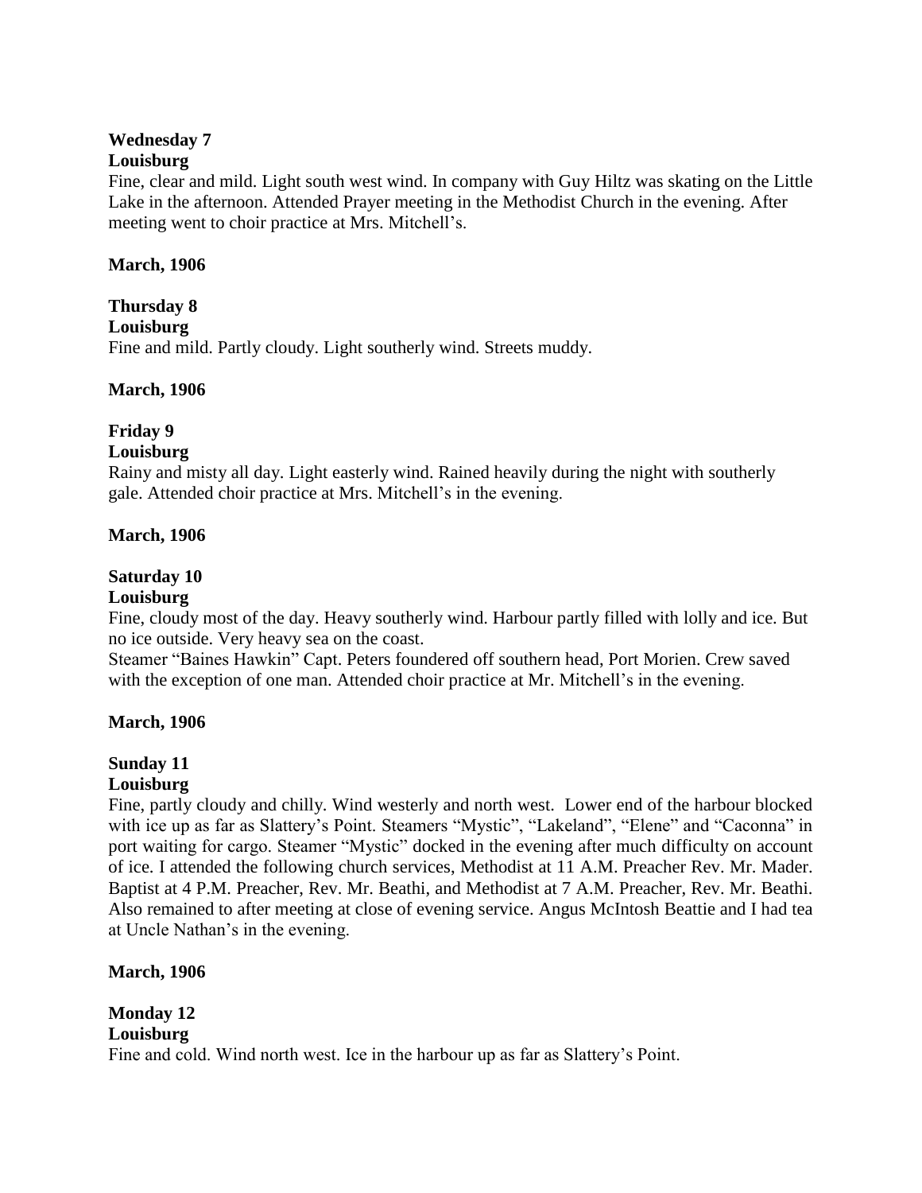**Wednesday 7**
**Louisburg**
Fine, clear and mild. Light south west wind. In company with Guy Hiltz was skating on the Little Lake in the afternoon. Attended Prayer meeting in the Methodist Church in the evening. After meeting went to choir practice at Mrs. Mitchell's.

**March, 1906**

**Thursday 8**
**Louisburg**
Fine and mild. Partly cloudy. Light southerly wind. Streets muddy.

**March, 1906**

**Friday 9**
**Louisburg**
Rainy and misty all day. Light easterly wind. Rained heavily during the night with southerly gale. Attended choir practice at Mrs. Mitchell's in the evening.

**March, 1906**

**Saturday 10**
**Louisburg**
Fine, cloudy most of the day. Heavy southerly wind. Harbour partly filled with lolly and ice. But no ice outside. Very heavy sea on the coast.
Steamer "Baines Hawkin" Capt. Peters foundered off southern head, Port Morien. Crew saved with the exception of one man. Attended choir practice at Mr. Mitchell's in the evening.

**March, 1906**

**Sunday 11**
**Louisburg**
Fine, partly cloudy and chilly. Wind westerly and north west. Lower end of the harbour blocked with ice up as far as Slattery's Point. Steamers "Mystic", "Lakeland", "Elene" and "Caconna" in port waiting for cargo. Steamer "Mystic" docked in the evening after much difficulty on account of ice. I attended the following church services, Methodist at 11 A.M. Preacher Rev. Mr. Mader. Baptist at 4 P.M. Preacher, Rev. Mr. Beathi, and Methodist at 7 A.M. Preacher, Rev. Mr. Beathi. Also remained to after meeting at close of evening service. Angus McIntosh Beattie and I had tea at Uncle Nathan's in the evening.

**March, 1906**

**Monday 12**
**Louisburg**
Fine and cold. Wind north west. Ice in the harbour up as far as Slattery's Point.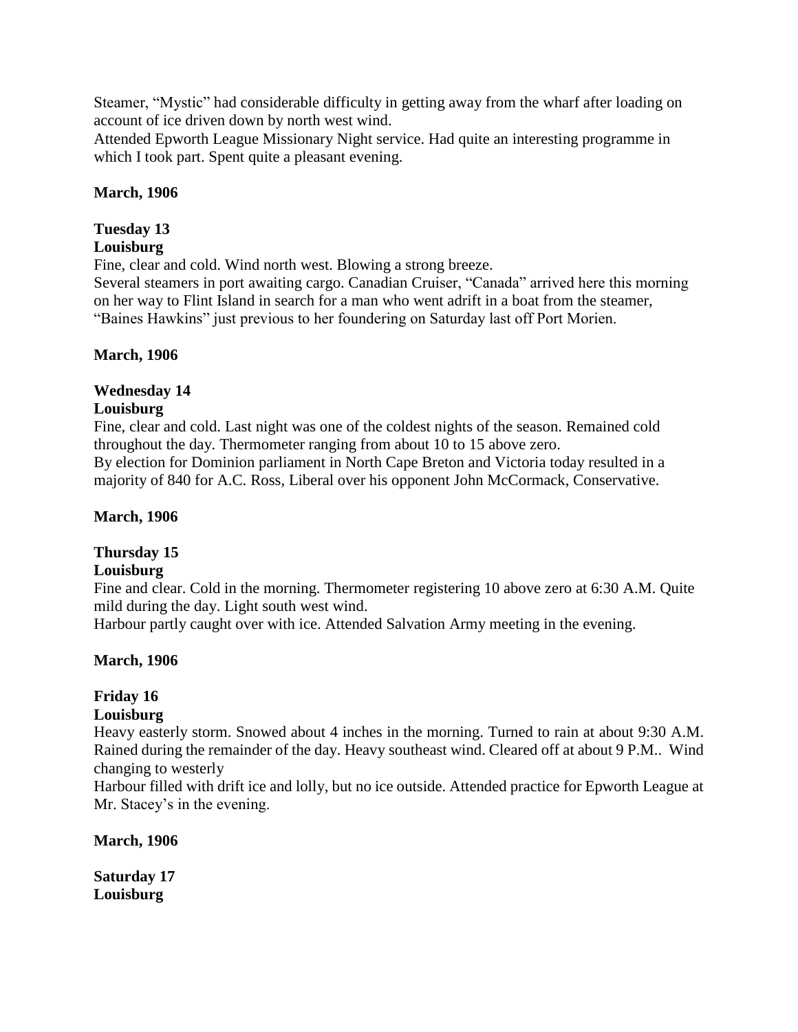Steamer, “Mystic” had considerable difficulty in getting away from the wharf after loading on account of ice driven down by north west wind.
Attended Epworth League Missionary Night service. Had quite an interesting programme in which I took part. Spent quite a pleasant evening.

**March, 1906**

**Tuesday 13**
**Louisburg**

Fine, clear and cold. Wind north west. Blowing a strong breeze.
Several steamers in port awaiting cargo. Canadian Cruiser, “Canada” arrived here this morning on her way to Flint Island in search for a man who went adrift in a boat from the steamer, “Baines Hawkins” just previous to her foundering on Saturday last off Port Morien.

**March, 1906**

**Wednesday 14**
**Louisburg**

Fine, clear and cold. Last night was one of the coldest nights of the season. Remained cold throughout the day. Thermometer ranging from about 10 to 15 above zero.
By election for Dominion parliament in North Cape Breton and Victoria today resulted in a majority of 840 for A.C. Ross, Liberal over his opponent John McCormack, Conservative.

**March, 1906**

**Thursday 15**
**Louisburg**

Fine and clear. Cold in the morning. Thermometer registering 10 above zero at 6:30 A.M. Quite mild during the day. Light south west wind.
Harbour partly caught over with ice. Attended Salvation Army meeting in the evening.

**March, 1906**

**Friday 16**
**Louisburg**

Heavy easterly storm. Snowed about 4 inches in the morning. Turned to rain at about 9:30 A.M. Rained during the remainder of the day. Heavy southeast wind. Cleared off at about 9 P.M.. Wind changing to westerly
Harbour filled with drift ice and lolly, but no ice outside. Attended practice for Epworth League at Mr. Stacey’s in the evening.

**March, 1906**

**Saturday 17**
**Louisburg**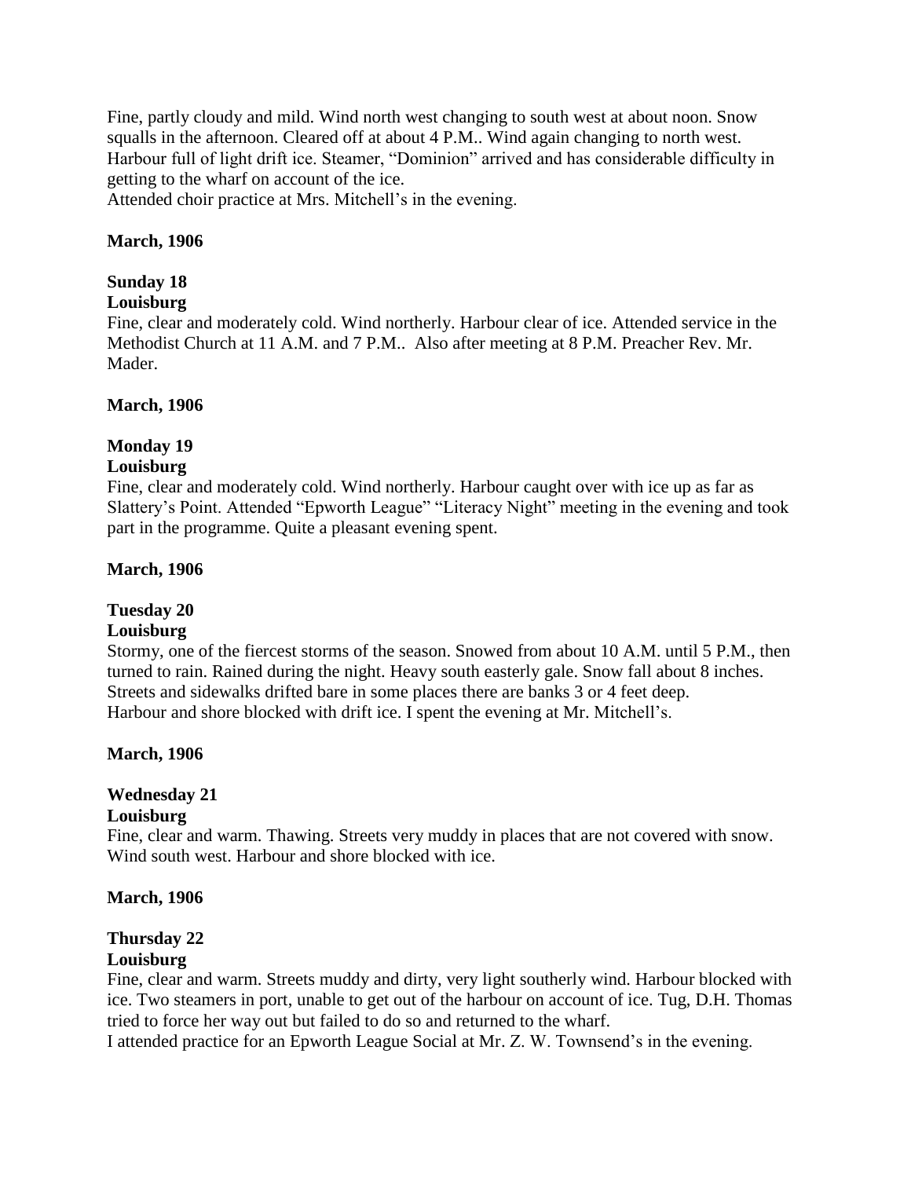Fine, partly cloudy and mild. Wind north west changing to south west at about noon. Snow squalls in the afternoon. Cleared off at about 4 P.M.. Wind again changing to north west. Harbour full of light drift ice. Steamer, "Dominion" arrived and has considerable difficulty in getting to the wharf on account of the ice.
Attended choir practice at Mrs. Mitchell's in the evening.

**March, 1906**

**Sunday 18**
**Louisburg**
Fine, clear and moderately cold. Wind northerly. Harbour clear of ice. Attended service in the Methodist Church at 11 A.M. and 7 P.M.. Also after meeting at 8 P.M. Preacher Rev. Mr. Mader.

**March, 1906**

**Monday 19**
**Louisburg**
Fine, clear and moderately cold. Wind northerly. Harbour caught over with ice up as far as Slattery's Point. Attended "Epworth League" "Literacy Night" meeting in the evening and took part in the programme. Quite a pleasant evening spent.

**March, 1906**

**Tuesday 20**
**Louisburg**
Stormy, one of the fiercest storms of the season. Snowed from about 10 A.M. until 5 P.M., then turned to rain. Rained during the night. Heavy south easterly gale. Snow fall about 8 inches. Streets and sidewalks drifted bare in some places there are banks 3 or 4 feet deep.
Harbour and shore blocked with drift ice. I spent the evening at Mr. Mitchell's.

**March, 1906**

**Wednesday 21**
**Louisburg**
Fine, clear and warm. Thawing. Streets very muddy in places that are not covered with snow. Wind south west. Harbour and shore blocked with ice.

**March, 1906**

**Thursday 22**
**Louisburg**
Fine, clear and warm. Streets muddy and dirty, very light southerly wind. Harbour blocked with ice. Two steamers in port, unable to get out of the harbour on account of ice. Tug, D.H. Thomas tried to force her way out but failed to do so and returned to the wharf.
I attended practice for an Epworth League Social at Mr. Z. W. Townsend's in the evening.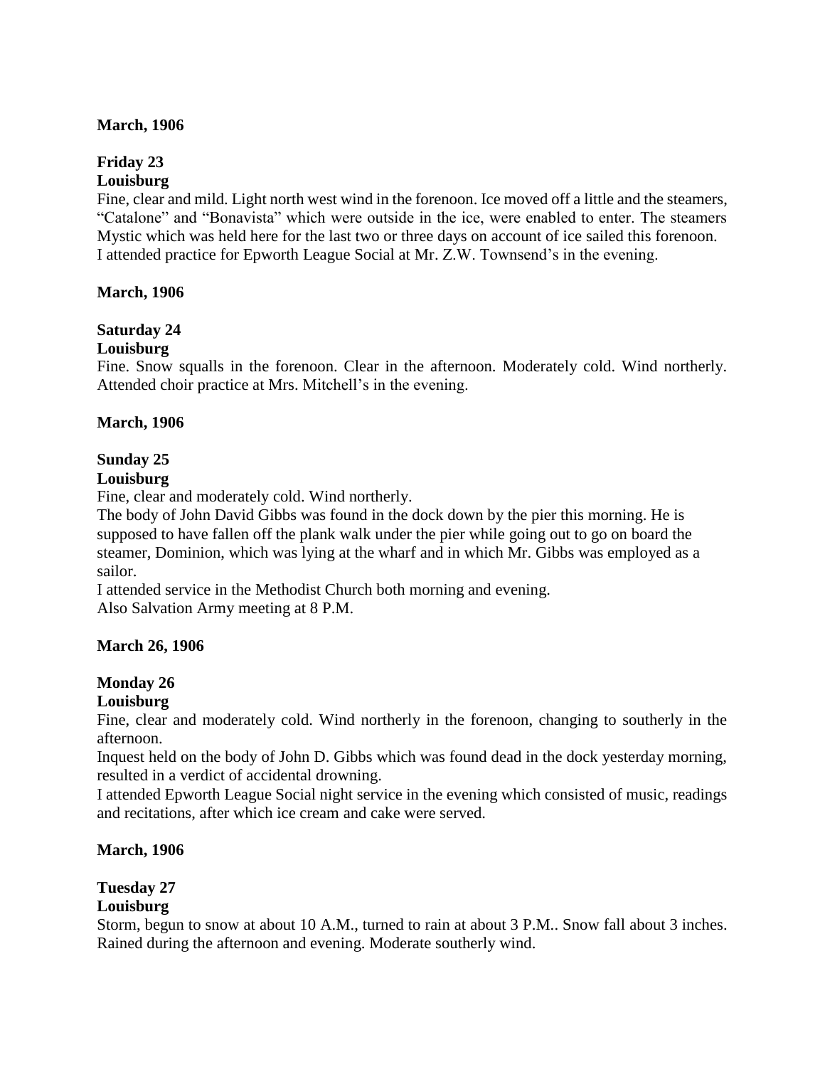**March, 1906**

**Friday 23**
**Louisburg**

Fine, clear and mild. Light north west wind in the forenoon. Ice moved off a little and the steamers, "Catalone" and "Bonavista" which were outside in the ice, were enabled to enter. The steamers Mystic which was held here for the last two or three days on account of ice sailed this forenoon.
I attended practice for Epworth League Social at Mr. Z.W. Townsend's in the evening.

**March, 1906**

**Saturday 24**
**Louisburg**

Fine. Snow squalls in the forenoon. Clear in the afternoon. Moderately cold. Wind northerly. Attended choir practice at Mrs. Mitchell's in the evening.

**March, 1906**

**Sunday 25**
**Louisburg**

Fine, clear and moderately cold. Wind northerly.
The body of John David Gibbs was found in the dock down by the pier this morning. He is supposed to have fallen off the plank walk under the pier while going out to go on board the steamer, Dominion, which was lying at the wharf and in which Mr. Gibbs was employed as a sailor.
I attended service in the Methodist Church both morning and evening.
Also Salvation Army meeting at 8 P.M.

**March 26, 1906**

**Monday 26**
**Louisburg**

Fine, clear and moderately cold. Wind northerly in the forenoon, changing to southerly in the afternoon.
Inquest held on the body of John D. Gibbs which was found dead in the dock yesterday morning, resulted in a verdict of accidental drowning.
I attended Epworth League Social night service in the evening which consisted of music, readings and recitations, after which ice cream and cake were served.

**March, 1906**

**Tuesday 27**
**Louisburg**

Storm, begun to snow at about 10 A.M., turned to rain at about 3 P.M.. Snow fall about 3 inches. Rained during the afternoon and evening. Moderate southerly wind.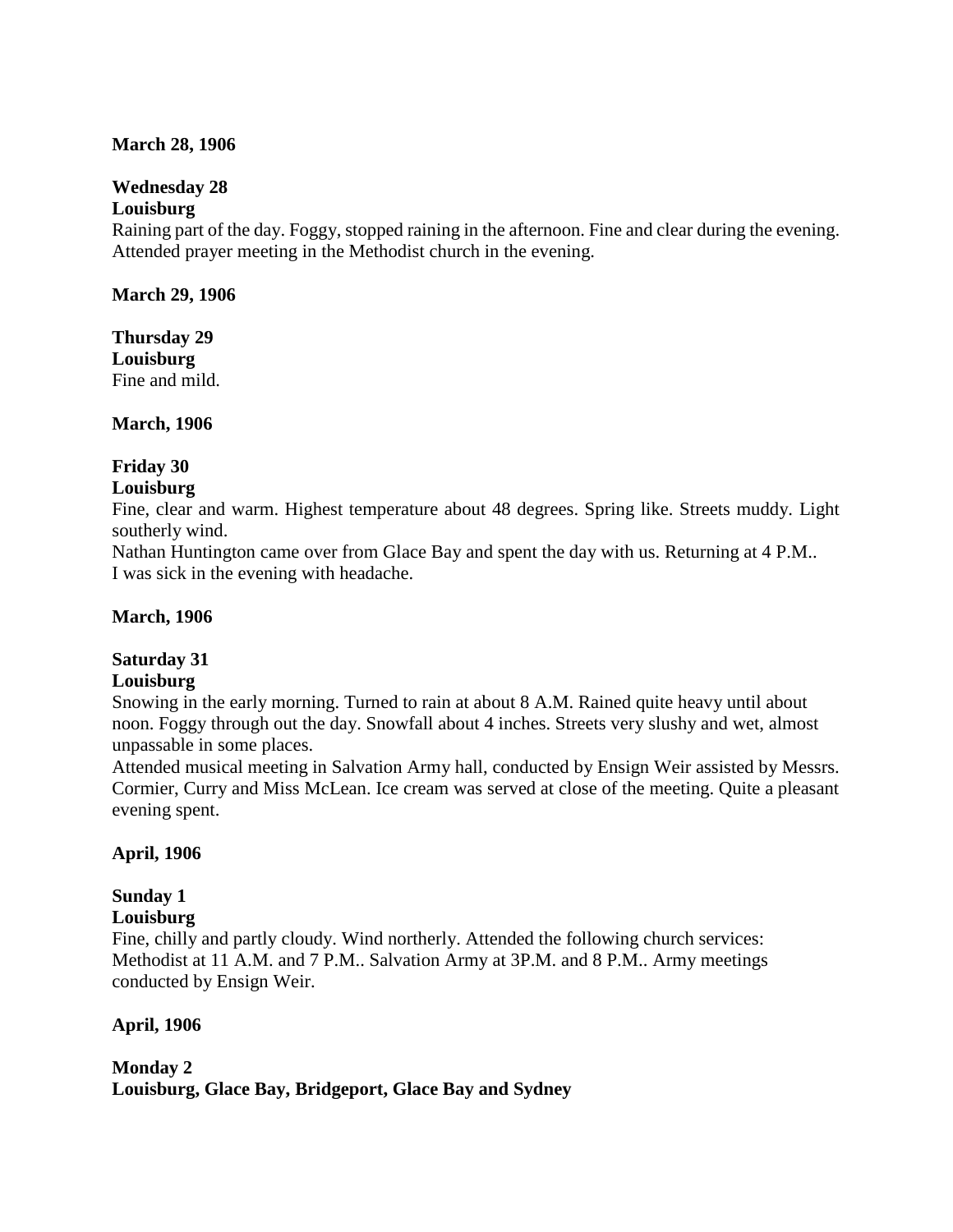**March 28, 1906**

**Wednesday 28**
**Louisburg**
Raining part of the day. Foggy, stopped raining in the afternoon. Fine and clear during the evening. Attended prayer meeting in the Methodist church in the evening.

**March 29, 1906**

**Thursday 29**
**Louisburg**
Fine and mild.

**March, 1906**

**Friday 30**
**Louisburg**
Fine, clear and warm. Highest temperature about 48 degrees. Spring like. Streets muddy. Light southerly wind.
Nathan Huntington came over from Glace Bay and spent the day with us. Returning at 4 P.M..
I was sick in the evening with headache.

**March, 1906**

**Saturday 31**
**Louisburg**
Snowing in the early morning. Turned to rain at about 8 A.M. Rained quite heavy until about noon. Foggy through out the day. Snowfall about 4 inches. Streets very slushy and wet, almost unpassable in some places.
Attended musical meeting in Salvation Army hall, conducted by Ensign Weir assisted by Messrs. Cormier, Curry and Miss McLean. Ice cream was served at close of the meeting. Quite a pleasant evening spent.

**April, 1906**

**Sunday 1**
**Louisburg**
Fine, chilly and partly cloudy. Wind northerly. Attended the following church services: Methodist at 11 A.M. and 7 P.M.. Salvation Army at 3P.M. and 8 P.M.. Army meetings conducted by Ensign Weir.

**April, 1906**

**Monday 2**
**Louisburg, Glace Bay, Bridgeport, Glace Bay and Sydney**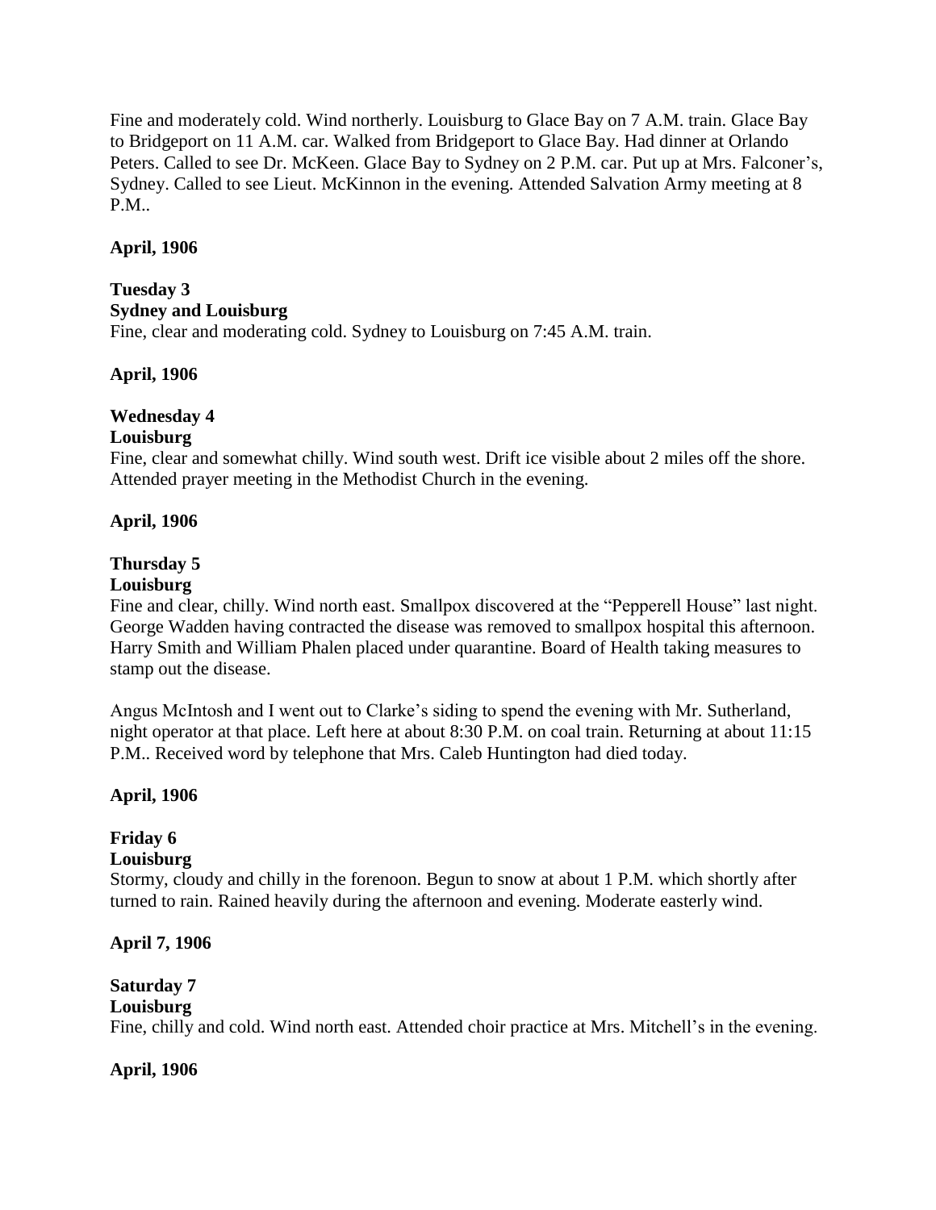Fine and moderately cold. Wind northerly. Louisburg to Glace Bay on 7 A.M. train. Glace Bay to Bridgeport on 11 A.M. car. Walked from Bridgeport to Glace Bay. Had dinner at Orlando Peters. Called to see Dr. McKeen. Glace Bay to Sydney on 2 P.M. car. Put up at Mrs. Falconer's, Sydney. Called to see Lieut. McKinnon in the evening. Attended Salvation Army meeting at 8 P.M..

**April, 1906**

**Tuesday 3**
**Sydney and Louisburg**
Fine, clear and moderating cold. Sydney to Louisburg on 7:45 A.M. train.

**April, 1906**

**Wednesday 4**
**Louisburg**
Fine, clear and somewhat chilly. Wind south west. Drift ice visible about 2 miles off the shore. Attended prayer meeting in the Methodist Church in the evening.

**April, 1906**

**Thursday 5**
**Louisburg**
Fine and clear, chilly. Wind north east. Smallpox discovered at the "Pepperell House" last night. George Wadden having contracted the disease was removed to smallpox hospital this afternoon. Harry Smith and William Phalen placed under quarantine. Board of Health taking measures to stamp out the disease.

Angus McIntosh and I went out to Clarke's siding to spend the evening with Mr. Sutherland, night operator at that place. Left here at about 8:30 P.M. on coal train. Returning at about 11:15 P.M.. Received word by telephone that Mrs. Caleb Huntington had died today.

**April, 1906**

**Friday 6**
**Louisburg**
Stormy, cloudy and chilly in the forenoon. Begun to snow at about 1 P.M. which shortly after turned to rain. Rained heavily during the afternoon and evening. Moderate easterly wind.

**April 7, 1906**

**Saturday 7**
**Louisburg**
Fine, chilly and cold. Wind north east. Attended choir practice at Mrs. Mitchell's in the evening.

**April, 1906**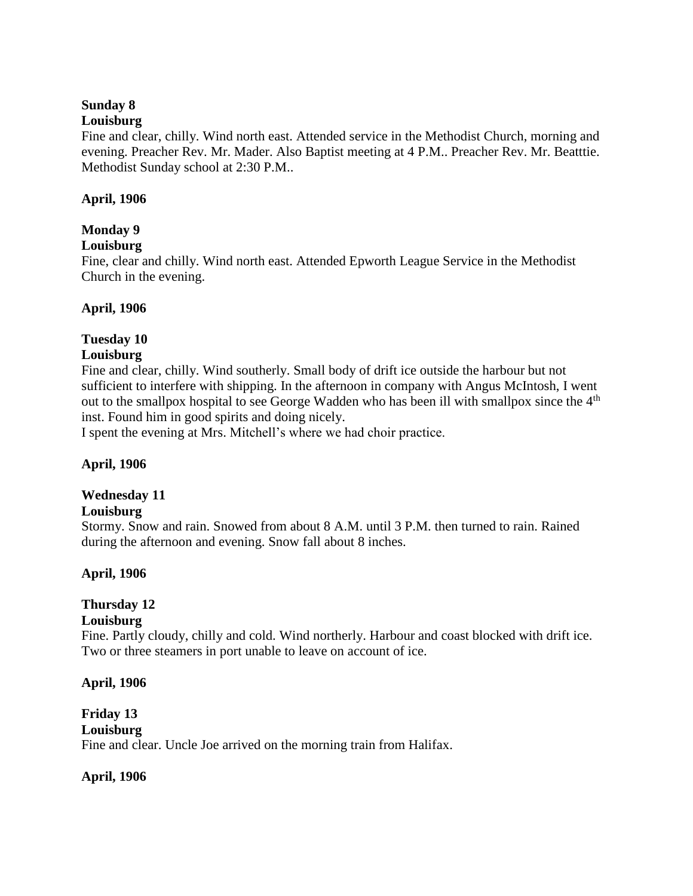**Sunday 8**
**Louisburg**
Fine and clear, chilly. Wind north east. Attended service in the Methodist Church, morning and evening. Preacher Rev. Mr. Mader. Also Baptist meeting at 4 P.M.. Preacher Rev. Mr. Beatttie. Methodist Sunday school at 2:30 P.M..

**April, 1906**

**Monday 9**
**Louisburg**
Fine, clear and chilly. Wind north east. Attended Epworth League Service in the Methodist Church in the evening.

**April, 1906**

**Tuesday 10**
**Louisburg**
Fine and clear, chilly. Wind southerly. Small body of drift ice outside the harbour but not sufficient to interfere with shipping. In the afternoon in company with Angus McIntosh, I went out to the smallpox hospital to see George Wadden who has been ill with smallpox since the 4th inst. Found him in good spirits and doing nicely.
I spent the evening at Mrs. Mitchell's where we had choir practice.

**April, 1906**

**Wednesday 11**
**Louisburg**
Stormy. Snow and rain. Snowed from about 8 A.M. until 3 P.M. then turned to rain. Rained during the afternoon and evening. Snow fall about 8 inches.

**April, 1906**

**Thursday 12**
**Louisburg**
Fine. Partly cloudy, chilly and cold. Wind northerly. Harbour and coast blocked with drift ice. Two or three steamers in port unable to leave on account of ice.

**April, 1906**

**Friday 13**
**Louisburg**
Fine and clear. Uncle Joe arrived on the morning train from Halifax.

**April, 1906**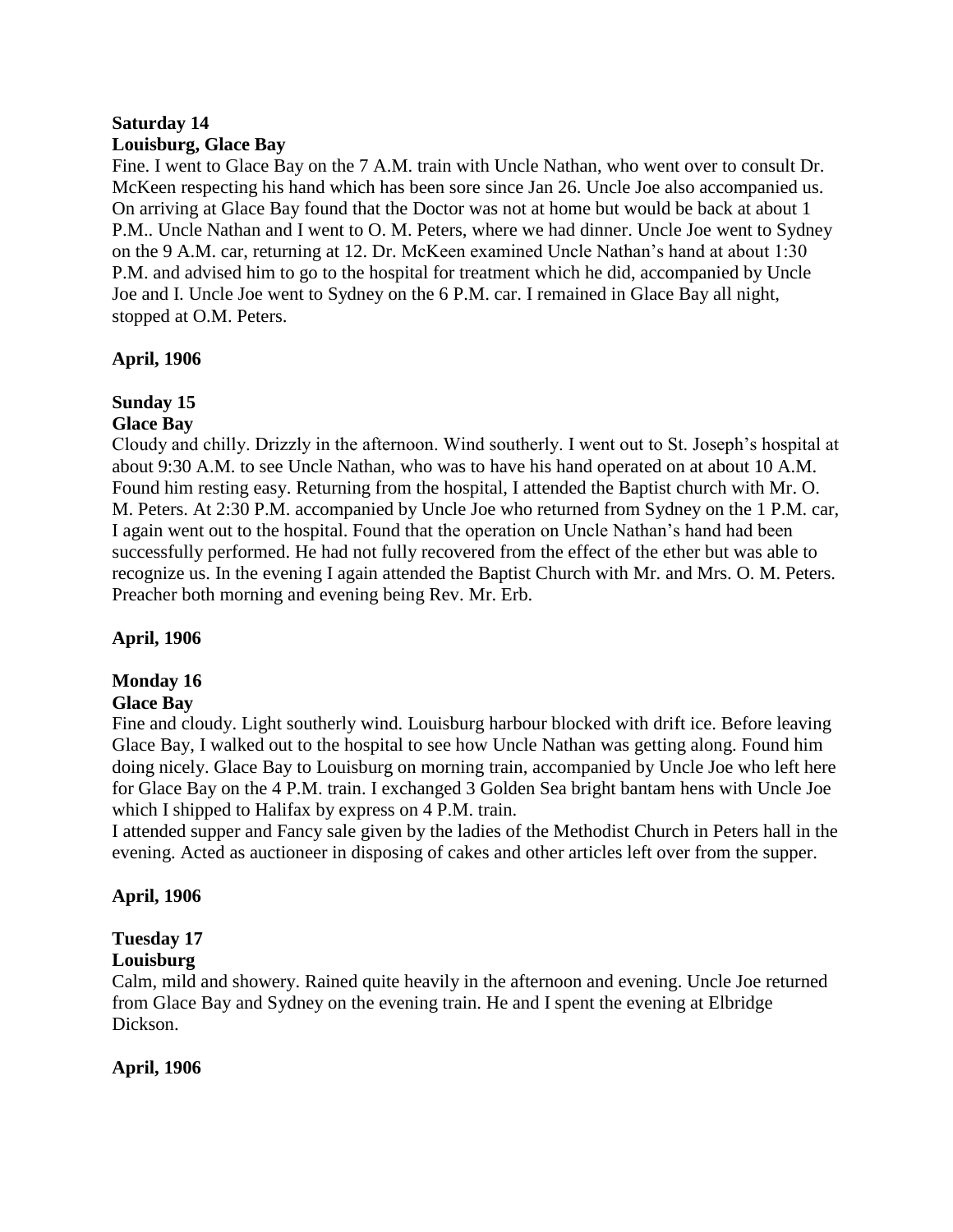**Saturday 14**
**Louisburg, Glace Bay**

Fine. I went to Glace Bay on the 7 A.M. train with Uncle Nathan, who went over to consult Dr. McKeen respecting his hand which has been sore since Jan 26. Uncle Joe also accompanied us. On arriving at Glace Bay found that the Doctor was not at home but would be back at about 1 P.M.. Uncle Nathan and I went to O. M. Peters, where we had dinner. Uncle Joe went to Sydney on the 9 A.M. car, returning at 12. Dr. McKeen examined Uncle Nathan's hand at about 1:30 P.M. and advised him to go to the hospital for treatment which he did, accompanied by Uncle Joe and I. Uncle Joe went to Sydney on the 6 P.M. car. I remained in Glace Bay all night, stopped at O.M. Peters.

**April, 1906**

**Sunday 15**
**Glace Bay**

Cloudy and chilly. Drizzly in the afternoon. Wind southerly. I went out to St. Joseph's hospital at about 9:30 A.M. to see Uncle Nathan, who was to have his hand operated on at about 10 A.M. Found him resting easy. Returning from the hospital, I attended the Baptist church with Mr. O. M. Peters. At 2:30 P.M. accompanied by Uncle Joe who returned from Sydney on the 1 P.M. car, I again went out to the hospital. Found that the operation on Uncle Nathan's hand had been successfully performed. He had not fully recovered from the effect of the ether but was able to recognize us. In the evening I again attended the Baptist Church with Mr. and Mrs. O. M. Peters. Preacher both morning and evening being Rev. Mr. Erb.

**April, 1906**

**Monday 16**
**Glace Bay**

Fine and cloudy. Light southerly wind. Louisburg harbour blocked with drift ice. Before leaving Glace Bay, I walked out to the hospital to see how Uncle Nathan was getting along. Found him doing nicely. Glace Bay to Louisburg on morning train, accompanied by Uncle Joe who left here for Glace Bay on the 4 P.M. train. I exchanged 3 Golden Sea bright bantam hens with Uncle Joe which I shipped to Halifax by express on 4 P.M. train.

I attended supper and Fancy sale given by the ladies of the Methodist Church in Peters hall in the evening. Acted as auctioneer in disposing of cakes and other articles left over from the supper.

**April, 1906**

**Tuesday 17**
**Louisburg**

Calm, mild and showery. Rained quite heavily in the afternoon and evening. Uncle Joe returned from Glace Bay and Sydney on the evening train. He and I spent the evening at Elbridge Dickson.

**April, 1906**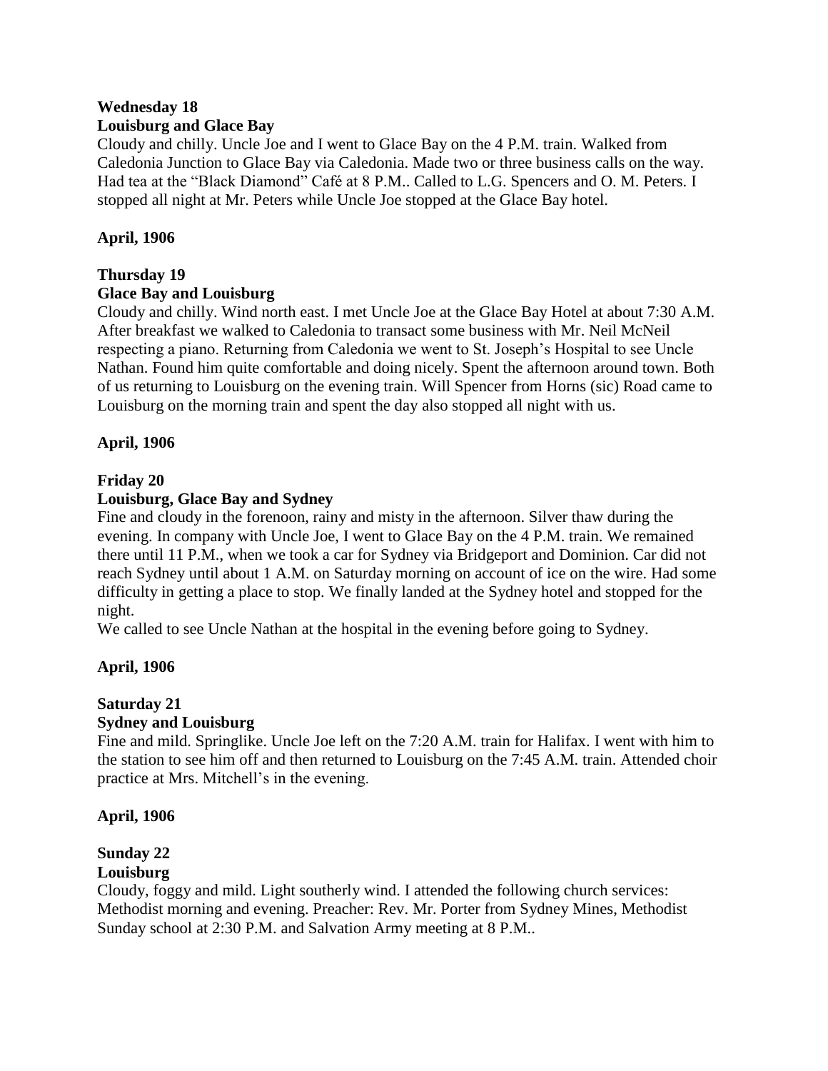**Wednesday 18**
**Louisburg and Glace Bay**
Cloudy and chilly. Uncle Joe and I went to Glace Bay on the 4 P.M. train. Walked from Caledonia Junction to Glace Bay via Caledonia. Made two or three business calls on the way. Had tea at the "Black Diamond" Café at 8 P.M.. Called to L.G. Spencers and O. M. Peters. I stopped all night at Mr. Peters while Uncle Joe stopped at the Glace Bay hotel.

**April, 1906**

**Thursday 19**
**Glace Bay and Louisburg**
Cloudy and chilly. Wind north east. I met Uncle Joe at the Glace Bay Hotel at about 7:30 A.M. After breakfast we walked to Caledonia to transact some business with Mr. Neil McNeil respecting a piano. Returning from Caledonia we went to St. Joseph's Hospital to see Uncle Nathan. Found him quite comfortable and doing nicely. Spent the afternoon around town. Both of us returning to Louisburg on the evening train. Will Spencer from Horns (sic) Road came to Louisburg on the morning train and spent the day also stopped all night with us.

**April, 1906**

**Friday 20**
**Louisburg, Glace Bay and Sydney**
Fine and cloudy in the forenoon, rainy and misty in the afternoon. Silver thaw during the evening. In company with Uncle Joe, I went to Glace Bay on the 4 P.M. train. We remained there until 11 P.M., when we took a car for Sydney via Bridgeport and Dominion. Car did not reach Sydney until about 1 A.M. on Saturday morning on account of ice on the wire. Had some difficulty in getting a place to stop. We finally landed at the Sydney hotel and stopped for the night.
We called to see Uncle Nathan at the hospital in the evening before going to Sydney.

**April, 1906**

**Saturday 21**
**Sydney and Louisburg**
Fine and mild. Springlike. Uncle Joe left on the 7:20 A.M. train for Halifax. I went with him to the station to see him off and then returned to Louisburg on the 7:45 A.M. train. Attended choir practice at Mrs. Mitchell's in the evening.

**April, 1906**

**Sunday 22**
**Louisburg**
Cloudy, foggy and mild. Light southerly wind. I attended the following church services: Methodist morning and evening. Preacher: Rev. Mr. Porter from Sydney Mines, Methodist Sunday school at 2:30 P.M. and Salvation Army meeting at 8 P.M..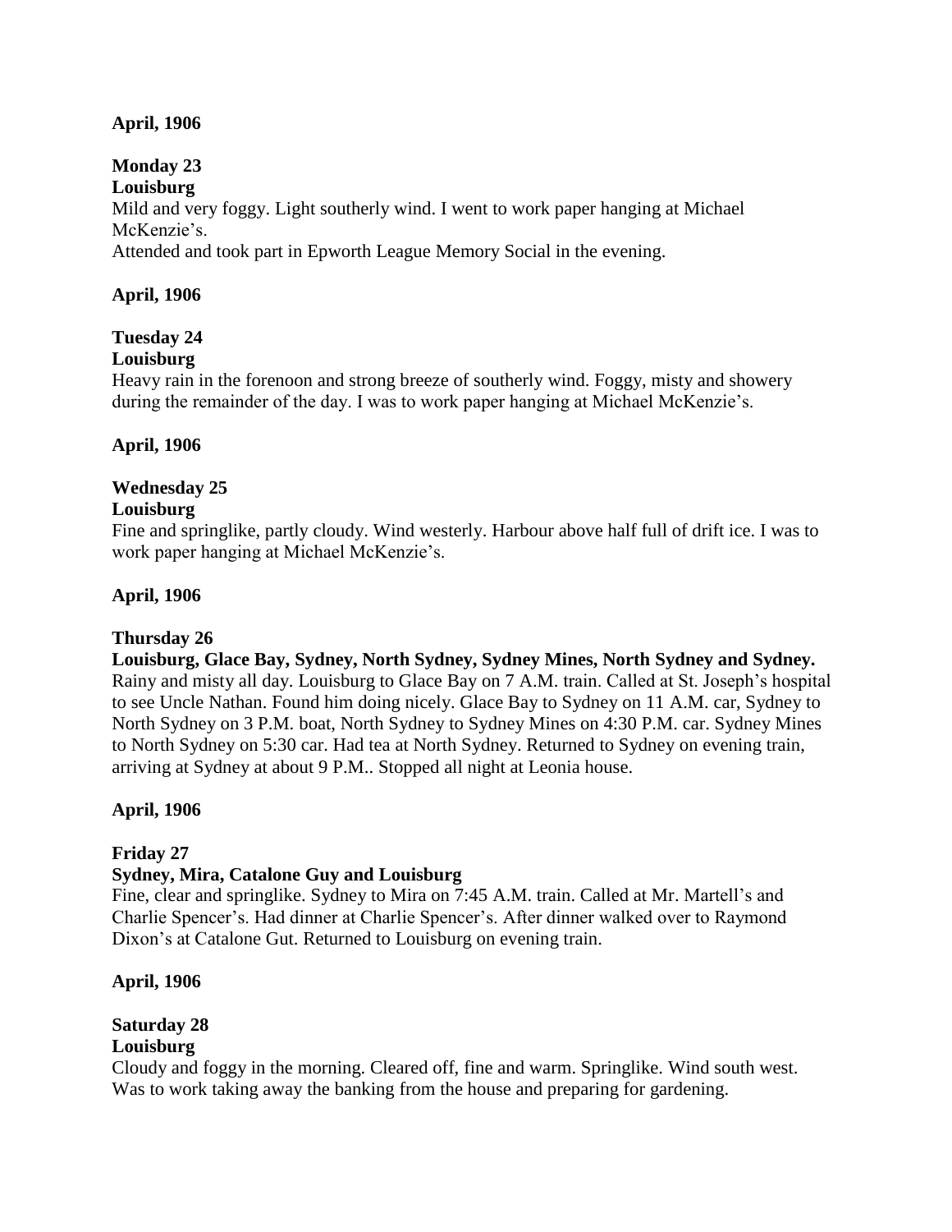**April, 1906**

**Monday 23**

**Louisburg**

Mild and very foggy. Light southerly wind. I went to work paper hanging at Michael McKenzie's.

Attended and took part in Epworth League Memory Social in the evening.

**April, 1906**

**Tuesday 24**

**Louisburg**

Heavy rain in the forenoon and strong breeze of southerly wind. Foggy, misty and showery during the remainder of the day. I was to work paper hanging at Michael McKenzie's.

**April, 1906**

**Wednesday 25**

**Louisburg**

Fine and springlike, partly cloudy. Wind westerly. Harbour above half full of drift ice. I was to work paper hanging at Michael McKenzie's.

**April, 1906**

**Thursday 26**

**Louisburg, Glace Bay, Sydney, North Sydney, Sydney Mines, North Sydney and Sydney.**

Rainy and misty all day. Louisburg to Glace Bay on 7 A.M. train. Called at St. Joseph's hospital to see Uncle Nathan. Found him doing nicely. Glace Bay to Sydney on 11 A.M. car, Sydney to North Sydney on 3 P.M. boat, North Sydney to Sydney Mines on 4:30 P.M. car. Sydney Mines to North Sydney on 5:30 car. Had tea at North Sydney. Returned to Sydney on evening train, arriving at Sydney at about 9 P.M.. Stopped all night at Leonia house.

**April, 1906**

**Friday 27**

**Sydney, Mira, Catalone Guy and Louisburg**

Fine, clear and springlike. Sydney to Mira on 7:45 A.M. train. Called at Mr. Martell's and Charlie Spencer's. Had dinner at Charlie Spencer's. After dinner walked over to Raymond Dixon's at Catalone Gut. Returned to Louisburg on evening train.

**April, 1906**

**Saturday 28**

**Louisburg**

Cloudy and foggy in the morning. Cleared off, fine and warm. Springlike. Wind south west. Was to work taking away the banking from the house and preparing for gardening.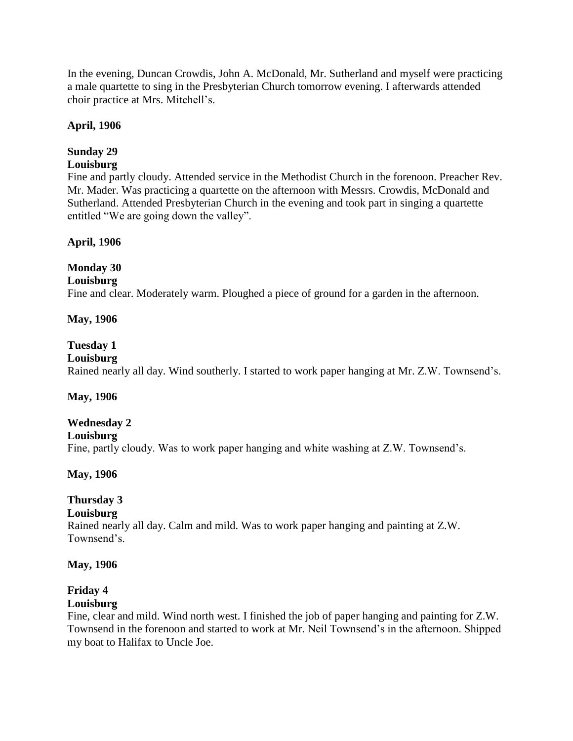In the evening, Duncan Crowdis, John A. McDonald, Mr. Sutherland and myself were practicing a male quartette to sing in the Presbyterian Church tomorrow evening. I afterwards attended choir practice at Mrs. Mitchell's.

**April, 1906**

**Sunday 29**
**Louisburg**
Fine and partly cloudy. Attended service in the Methodist Church in the forenoon. Preacher Rev. Mr. Mader. Was practicing a quartette on the afternoon with Messrs. Crowdis, McDonald and Sutherland. Attended Presbyterian Church in the evening and took part in singing a quartette entitled "We are going down the valley".

**April, 1906**

**Monday 30**
**Louisburg**
Fine and clear. Moderately warm. Ploughed a piece of ground for a garden in the afternoon.

**May, 1906**

**Tuesday 1**
**Louisburg**
Rained nearly all day. Wind southerly. I started to work paper hanging at Mr. Z.W. Townsend's.

**May, 1906**

**Wednesday 2**
**Louisburg**
Fine, partly cloudy. Was to work paper hanging and white washing at Z.W. Townsend's.

**May, 1906**

**Thursday 3**
**Louisburg**
Rained nearly all day. Calm and mild. Was to work paper hanging and painting at Z.W. Townsend's.

**May, 1906**

**Friday 4**
**Louisburg**
Fine, clear and mild. Wind north west. I finished the job of paper hanging and painting for Z.W. Townsend in the forenoon and started to work at Mr. Neil Townsend's in the afternoon. Shipped my boat to Halifax to Uncle Joe.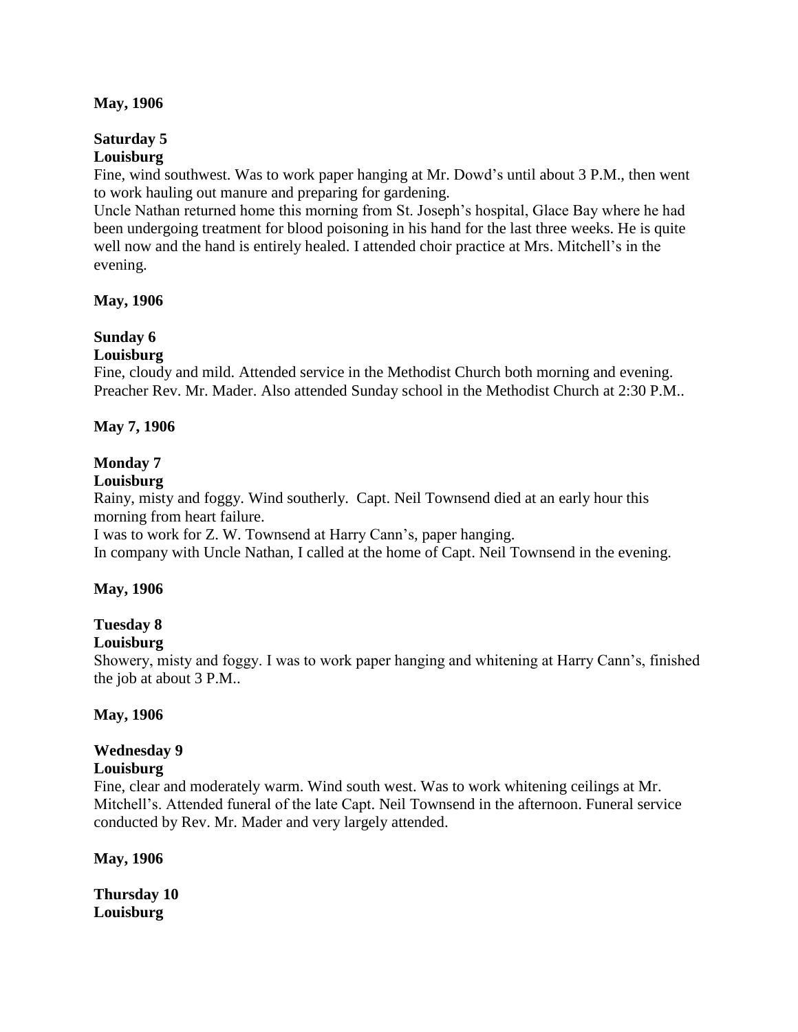**May, 1906**

**Saturday 5**
**Louisburg**

Fine, wind southwest. Was to work paper hanging at Mr. Dowd's until about 3 P.M., then went to work hauling out manure and preparing for gardening.

Uncle Nathan returned home this morning from St. Joseph's hospital, Glace Bay where he had been undergoing treatment for blood poisoning in his hand for the last three weeks. He is quite well now and the hand is entirely healed. I attended choir practice at Mrs. Mitchell's in the evening.

**May, 1906**

**Sunday 6**
**Louisburg**

Fine, cloudy and mild. Attended service in the Methodist Church both morning and evening. Preacher Rev. Mr. Mader. Also attended Sunday school in the Methodist Church at 2:30 P.M..

**May 7, 1906**

**Monday 7**
**Louisburg**

Rainy, misty and foggy. Wind southerly. Capt. Neil Townsend died at an early hour this morning from heart failure.

I was to work for Z. W. Townsend at Harry Cann's, paper hanging.

In company with Uncle Nathan, I called at the home of Capt. Neil Townsend in the evening.

**May, 1906**

**Tuesday 8**
**Louisburg**

Showery, misty and foggy. I was to work paper hanging and whitening at Harry Cann's, finished the job at about 3 P.M..

**May, 1906**

**Wednesday 9**
**Louisburg**

Fine, clear and moderately warm. Wind south west. Was to work whitening ceilings at Mr. Mitchell's. Attended funeral of the late Capt. Neil Townsend in the afternoon. Funeral service conducted by Rev. Mr. Mader and very largely attended.

**May, 1906**

**Thursday 10**
**Louisburg**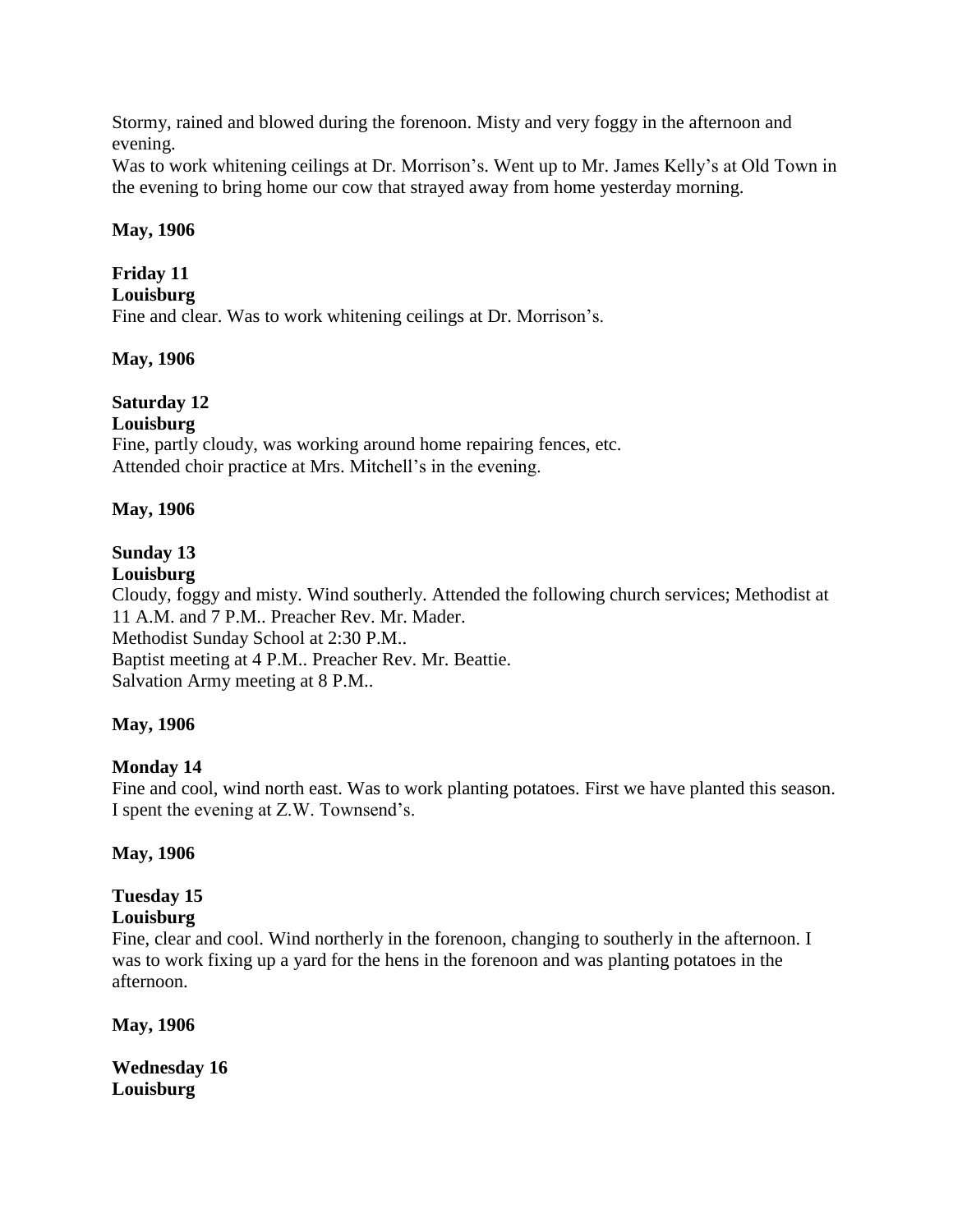Stormy, rained and blowed during the forenoon. Misty and very foggy in the afternoon and evening.
Was to work whitening ceilings at Dr. Morrison's. Went up to Mr. James Kelly's at Old Town in the evening to bring home our cow that strayed away from home yesterday morning.

**May, 1906**

**Friday 11**
**Louisburg**
Fine and clear. Was to work whitening ceilings at Dr. Morrison's.

**May, 1906**

**Saturday 12**
**Louisburg**
Fine, partly cloudy, was working around home repairing fences, etc.
Attended choir practice at Mrs. Mitchell's in the evening.

**May, 1906**

**Sunday 13**
**Louisburg**
Cloudy, foggy and misty. Wind southerly. Attended the following church services; Methodist at 11 A.M. and 7 P.M.. Preacher Rev. Mr. Mader.
Methodist Sunday School at 2:30 P.M..
Baptist meeting at 4 P.M.. Preacher Rev. Mr. Beattie.
Salvation Army meeting at 8 P.M..

**May, 1906**

**Monday 14**
Fine and cool, wind north east. Was to work planting potatoes. First we have planted this season. I spent the evening at Z.W. Townsend's.

**May, 1906**

**Tuesday 15**
**Louisburg**
Fine, clear and cool. Wind northerly in the forenoon, changing to southerly in the afternoon. I was to work fixing up a yard for the hens in the forenoon and was planting potatoes in the afternoon.

**May, 1906**

**Wednesday 16**
**Louisburg**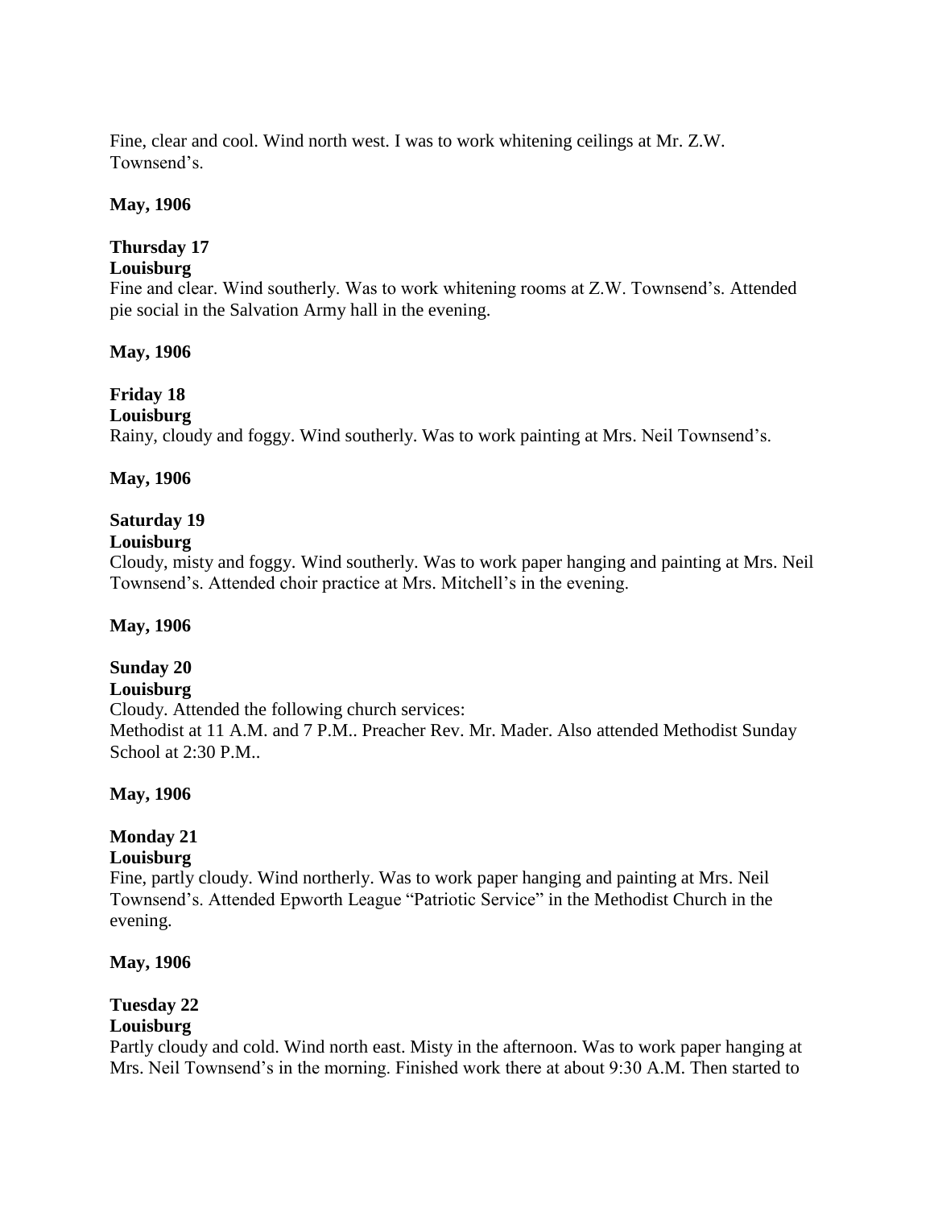Fine, clear and cool. Wind north west. I was to work whitening ceilings at Mr. Z.W. Townsend's.

**May, 1906**

**Thursday 17**
**Louisburg**
Fine and clear. Wind southerly. Was to work whitening rooms at Z.W. Townsend's. Attended pie social in the Salvation Army hall in the evening.

**May, 1906**

**Friday 18**
**Louisburg**
Rainy, cloudy and foggy. Wind southerly. Was to work painting at Mrs. Neil Townsend's.

**May, 1906**

**Saturday 19**
**Louisburg**
Cloudy, misty and foggy. Wind southerly. Was to work paper hanging and painting at Mrs. Neil Townsend's. Attended choir practice at Mrs. Mitchell's in the evening.

**May, 1906**

**Sunday 20**
**Louisburg**
Cloudy. Attended the following church services:
Methodist at 11 A.M. and 7 P.M.. Preacher Rev. Mr. Mader. Also attended Methodist Sunday School at 2:30 P.M..

**May, 1906**

**Monday 21**
**Louisburg**
Fine, partly cloudy. Wind northerly. Was to work paper hanging and painting at Mrs. Neil Townsend's. Attended Epworth League "Patriotic Service" in the Methodist Church in the evening.

**May, 1906**

**Tuesday 22**
**Louisburg**
Partly cloudy and cold. Wind north east. Misty in the afternoon. Was to work paper hanging at Mrs. Neil Townsend's in the morning. Finished work there at about 9:30 A.M. Then started to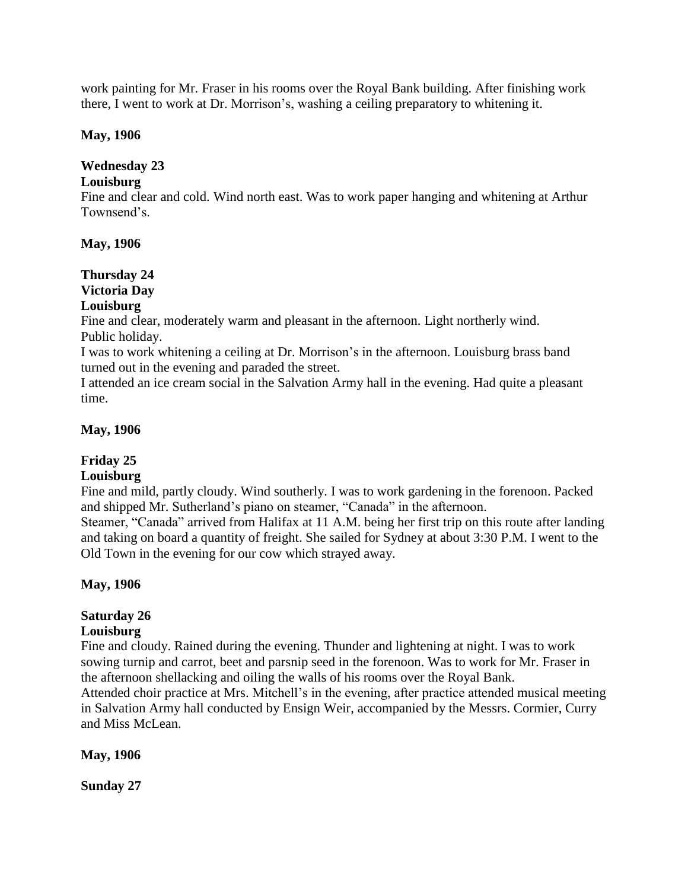work painting for Mr. Fraser in his rooms over the Royal Bank building. After finishing work there, I went to work at Dr. Morrison's, washing a ceiling preparatory to whitening it.

**May, 1906**

**Wednesday 23**
**Louisburg**
Fine and clear and cold. Wind north east. Was to work paper hanging and whitening at Arthur Townsend's.

**May, 1906**

**Thursday 24**
**Victoria Day**
**Louisburg**
Fine and clear, moderately warm and pleasant in the afternoon. Light northerly wind.
Public holiday.
I was to work whitening a ceiling at Dr. Morrison's in the afternoon. Louisburg brass band turned out in the evening and paraded the street.
I attended an ice cream social in the Salvation Army hall in the evening. Had quite a pleasant time.

**May, 1906**

**Friday 25**
**Louisburg**
Fine and mild, partly cloudy. Wind southerly. I was to work gardening in the forenoon. Packed and shipped Mr. Sutherland's piano on steamer, "Canada" in the afternoon.
Steamer, "Canada" arrived from Halifax at 11 A.M. being her first trip on this route after landing and taking on board a quantity of freight. She sailed for Sydney at about 3:30 P.M. I went to the Old Town in the evening for our cow which strayed away.

**May, 1906**

**Saturday 26**
**Louisburg**
Fine and cloudy. Rained during the evening. Thunder and lightening at night. I was to work sowing turnip and carrot, beet and parsnip seed in the forenoon. Was to work for Mr. Fraser in the afternoon shellacking and oiling the walls of his rooms over the Royal Bank.
Attended choir practice at Mrs. Mitchell's in the evening, after practice attended musical meeting in Salvation Army hall conducted by Ensign Weir, accompanied by the Messrs. Cormier, Curry and Miss McLean.

**May, 1906**

**Sunday 27**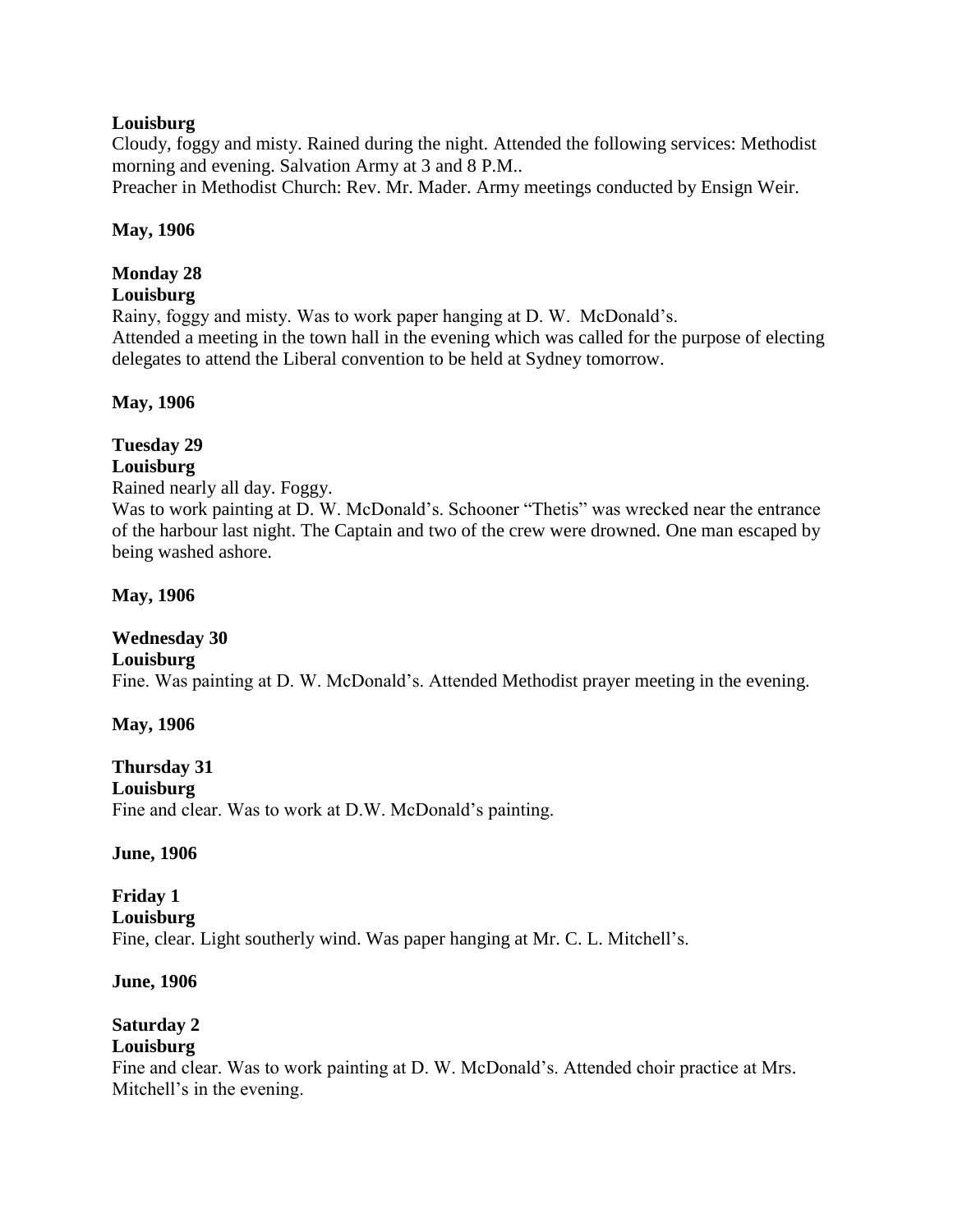**Louisburg**

Cloudy, foggy and misty. Rained during the night. Attended the following services: Methodist morning and evening. Salvation Army at 3 and 8 P.M..

Preacher in Methodist Church: Rev. Mr. Mader. Army meetings conducted by Ensign Weir.

**May, 1906**

**Monday 28**

**Louisburg**

Rainy, foggy and misty. Was to work paper hanging at D. W. McDonald's.

Attended a meeting in the town hall in the evening which was called for the purpose of electing delegates to attend the Liberal convention to be held at Sydney tomorrow.

**May, 1906**

**Tuesday 29**

**Louisburg**

Rained nearly all day. Foggy.

Was to work painting at D. W. McDonald's. Schooner "Thetis" was wrecked near the entrance of the harbour last night. The Captain and two of the crew were drowned. One man escaped by being washed ashore.

**May, 1906**

**Wednesday 30**

**Louisburg**

Fine. Was painting at D. W. McDonald's. Attended Methodist prayer meeting in the evening.

**May, 1906**

**Thursday 31**

**Louisburg**

Fine and clear. Was to work at D.W. McDonald's painting.

**June, 1906**

**Friday 1**

**Louisburg**

Fine, clear. Light southerly wind. Was paper hanging at Mr. C. L. Mitchell's.

**June, 1906**

**Saturday 2**

**Louisburg**

Fine and clear. Was to work painting at D. W. McDonald's. Attended choir practice at Mrs. Mitchell's in the evening.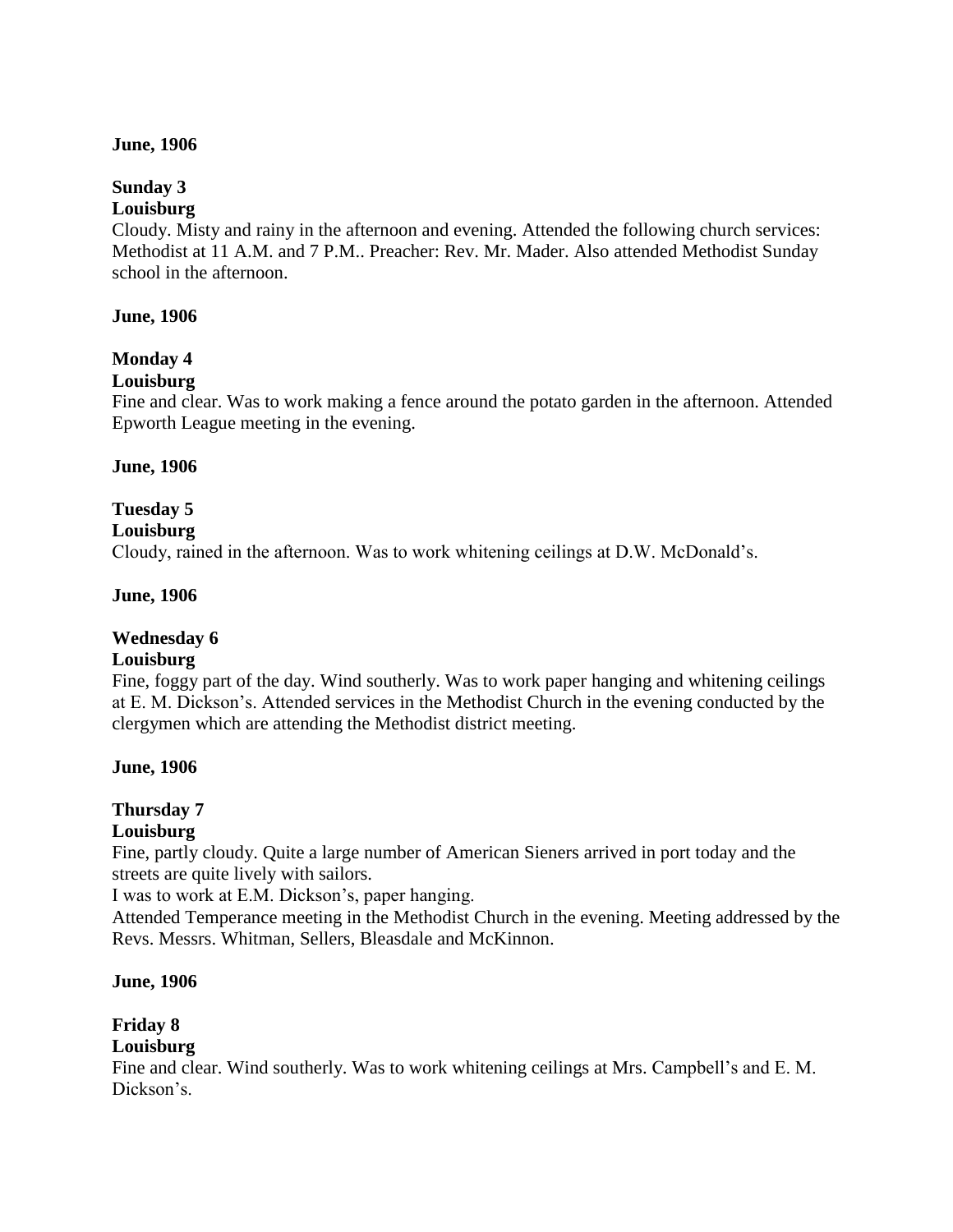**June, 1906**

**Sunday 3**
**Louisburg**
Cloudy. Misty and rainy in the afternoon and evening. Attended the following church services: Methodist at 11 A.M. and 7 P.M.. Preacher: Rev. Mr. Mader. Also attended Methodist Sunday school in the afternoon.

**June, 1906**

**Monday 4**
**Louisburg**
Fine and clear. Was to work making a fence around the potato garden in the afternoon. Attended Epworth League meeting in the evening.

**June, 1906**

**Tuesday 5**
**Louisburg**
Cloudy, rained in the afternoon. Was to work whitening ceilings at D.W. McDonald's.

**June, 1906**

**Wednesday 6**
**Louisburg**
Fine, foggy part of the day. Wind southerly. Was to work paper hanging and whitening ceilings at E. M. Dickson's. Attended services in the Methodist Church in the evening conducted by the clergymen which are attending the Methodist district meeting.

**June, 1906**

**Thursday 7**
**Louisburg**
Fine, partly cloudy. Quite a large number of American Sieners arrived in port today and the streets are quite lively with sailors.
I was to work at E.M. Dickson's, paper hanging.
Attended Temperance meeting in the Methodist Church in the evening. Meeting addressed by the Revs. Messrs. Whitman, Sellers, Bleasdale and McKinnon.

**June, 1906**

**Friday 8**
**Louisburg**
Fine and clear. Wind southerly. Was to work whitening ceilings at Mrs. Campbell's and E. M. Dickson's.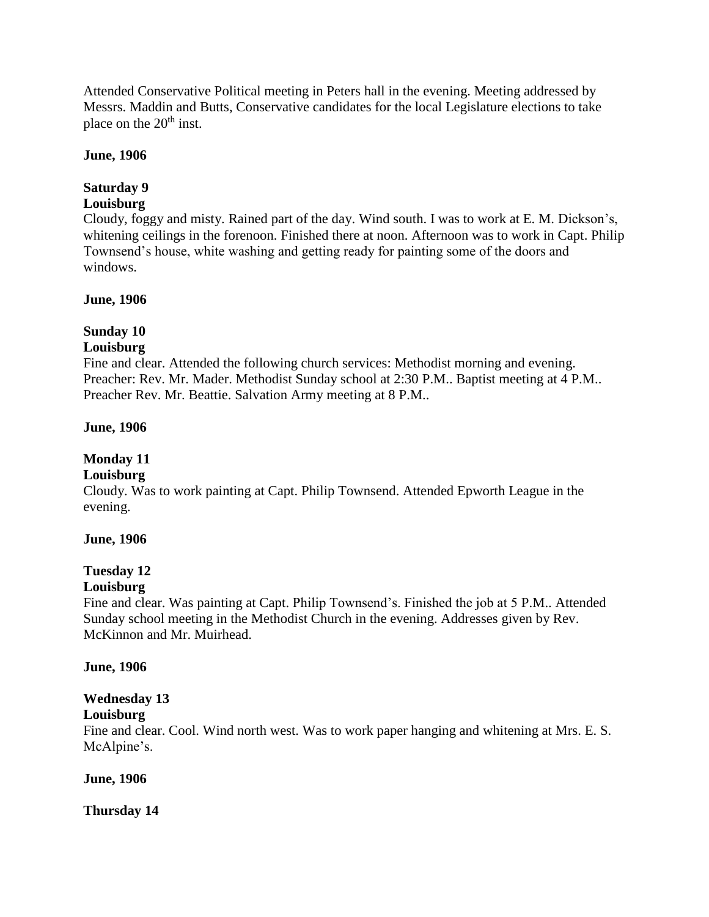Attended Conservative Political meeting in Peters hall in the evening. Meeting addressed by Messrs. Maddin and Butts, Conservative candidates for the local Legislature elections to take place on the 20th inst.

**June, 1906**

**Saturday 9**
**Louisburg**
Cloudy, foggy and misty. Rained part of the day. Wind south. I was to work at E. M. Dickson's, whitening ceilings in the forenoon. Finished there at noon. Afternoon was to work in Capt. Philip Townsend's house, white washing and getting ready for painting some of the doors and windows.

**June, 1906**

**Sunday 10**
**Louisburg**
Fine and clear. Attended the following church services: Methodist morning and evening. Preacher: Rev. Mr. Mader. Methodist Sunday school at 2:30 P.M.. Baptist meeting at 4 P.M.. Preacher Rev. Mr. Beattie. Salvation Army meeting at 8 P.M..

**June, 1906**

**Monday 11**
**Louisburg**
Cloudy. Was to work painting at Capt. Philip Townsend. Attended Epworth League in the evening.

**June, 1906**

**Tuesday 12**
**Louisburg**
Fine and clear. Was painting at Capt. Philip Townsend's. Finished the job at 5 P.M.. Attended Sunday school meeting in the Methodist Church in the evening. Addresses given by Rev. McKinnon and Mr. Muirhead.

**June, 1906**

**Wednesday 13**
**Louisburg**
Fine and clear. Cool. Wind north west. Was to work paper hanging and whitening at Mrs. E. S. McAlpine's.

**June, 1906**

**Thursday 14**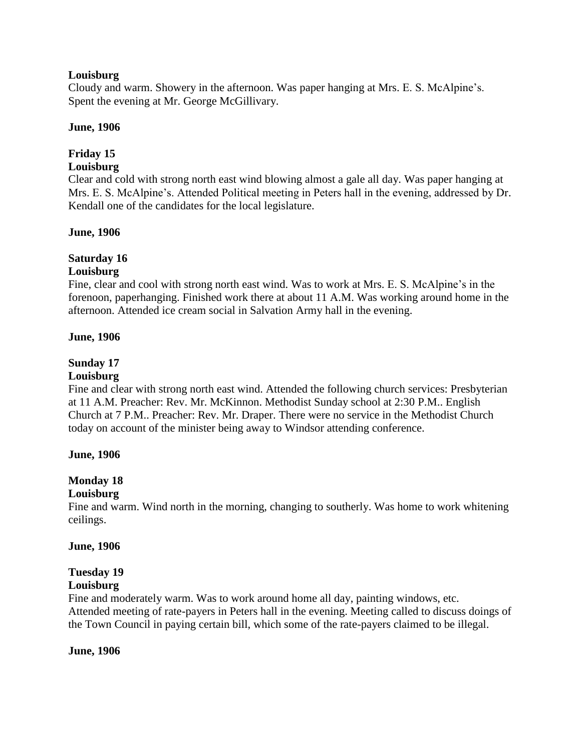**Louisburg**

Cloudy and warm. Showery in the afternoon. Was paper hanging at Mrs. E. S. McAlpine's. Spent the evening at Mr. George McGillivary.

**June, 1906**

**Friday 15**

**Louisburg**

Clear and cold with strong north east wind blowing almost a gale all day. Was paper hanging at Mrs. E. S. McAlpine's. Attended Political meeting in Peters hall in the evening, addressed by Dr. Kendall one of the candidates for the local legislature.

**June, 1906**

**Saturday 16**

**Louisburg**

Fine, clear and cool with strong north east wind. Was to work at Mrs. E. S. McAlpine's in the forenoon, paperhanging. Finished work there at about 11 A.M. Was working around home in the afternoon. Attended ice cream social in Salvation Army hall in the evening.

**June, 1906**

**Sunday 17**

**Louisburg**

Fine and clear with strong north east wind. Attended the following church services: Presbyterian at 11 A.M. Preacher: Rev. Mr. McKinnon. Methodist Sunday school at 2:30 P.M.. English Church at 7 P.M.. Preacher: Rev. Mr. Draper. There were no service in the Methodist Church today on account of the minister being away to Windsor attending conference.

**June, 1906**

**Monday 18**

**Louisburg**

Fine and warm. Wind north in the morning, changing to southerly. Was home to work whitening ceilings.

**June, 1906**

**Tuesday 19**

**Louisburg**

Fine and moderately warm. Was to work around home all day, painting windows, etc. Attended meeting of rate-payers in Peters hall in the evening. Meeting called to discuss doings of the Town Council in paying certain bill, which some of the rate-payers claimed to be illegal.

**June, 1906**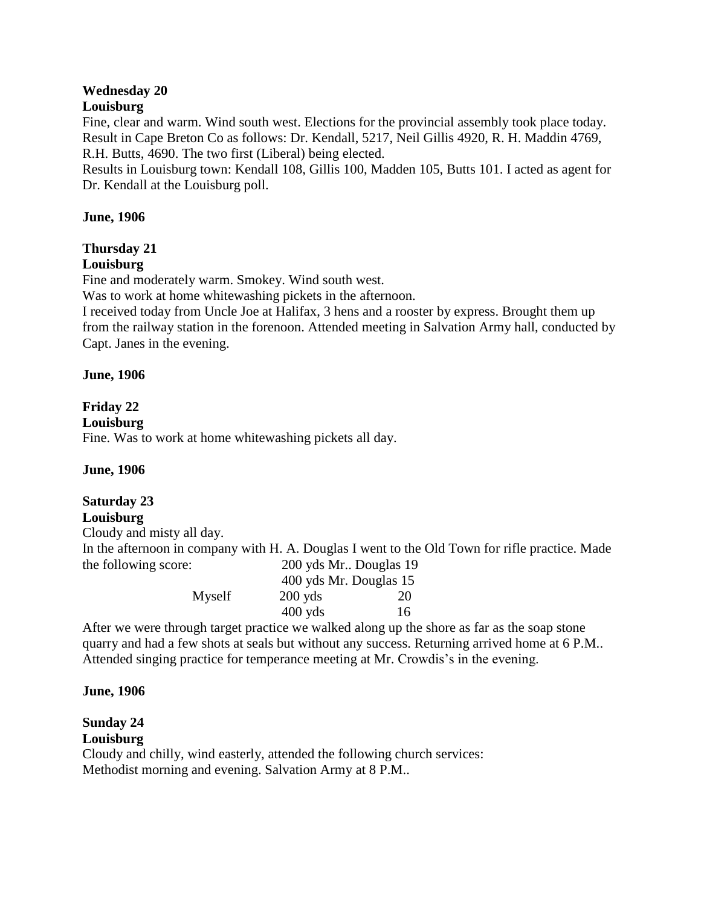**Wednesday 20**
**Louisburg**

Fine, clear and warm. Wind south west. Elections for the provincial assembly took place today. Result in Cape Breton Co as follows: Dr. Kendall, 5217, Neil Gillis 4920, R. H. Maddin 4769, R.H. Butts, 4690. The two first (Liberal) being elected.
Results in Louisburg town: Kendall 108, Gillis 100, Madden 105, Butts 101. I acted as agent for Dr. Kendall at the Louisburg poll.

**June, 1906**

**Thursday 21**
**Louisburg**

Fine and moderately warm. Smokey. Wind south west.
Was to work at home whitewashing pickets in the afternoon.
I received today from Uncle Joe at Halifax, 3 hens and a rooster by express. Brought them up from the railway station in the forenoon. Attended meeting in Salvation Army hall, conducted by Capt. Janes in the evening.

**June, 1906**

**Friday 22**
**Louisburg**

Fine. Was to work at home whitewashing pickets all day.

**June, 1906**

**Saturday 23**
**Louisburg**

Cloudy and misty all day.
In the afternoon in company with H. A. Douglas I went to the Old Town for rifle practice. Made the following score:

| | | |
|---|---|---|
| | 200 yds Mr.. Douglas | 19 |
| | 400 yds Mr. Douglas | 15 |
| Myself | 200 yds | 20 |
| | 400 yds | 16 |

After we were through target practice we walked along up the shore as far as the soap stone quarry and had a few shots at seals but without any success. Returning arrived home at 6 P.M.. Attended singing practice for temperance meeting at Mr. Crowdis's in the evening.

**June, 1906**

**Sunday 24**
**Louisburg**

Cloudy and chilly, wind easterly, attended the following church services:
Methodist morning and evening. Salvation Army at 8 P.M..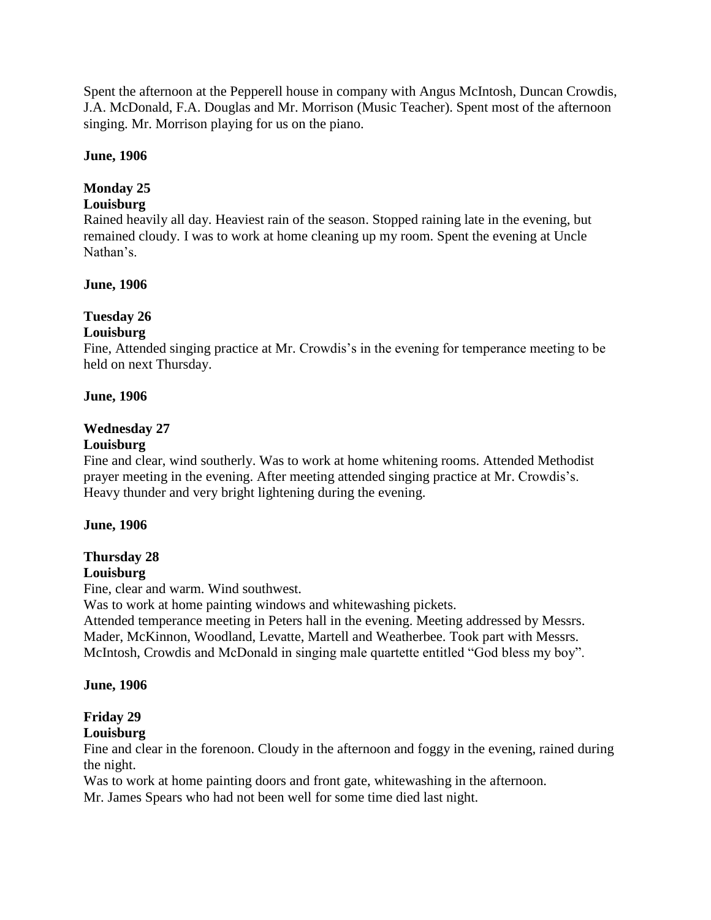Spent the afternoon at the Pepperell house in company with Angus McIntosh, Duncan Crowdis, J.A. McDonald, F.A. Douglas and Mr. Morrison (Music Teacher). Spent most of the afternoon singing. Mr. Morrison playing for us on the piano.

**June, 1906**

**Monday 25**
**Louisburg**
Rained heavily all day. Heaviest rain of the season. Stopped raining late in the evening, but remained cloudy. I was to work at home cleaning up my room. Spent the evening at Uncle Nathan's.

**June, 1906**

**Tuesday 26**
**Louisburg**
Fine, Attended singing practice at Mr. Crowdis's in the evening for temperance meeting to be held on next Thursday.

**June, 1906**

**Wednesday 27**
**Louisburg**
Fine and clear, wind southerly. Was to work at home whitening rooms. Attended Methodist prayer meeting in the evening. After meeting attended singing practice at Mr. Crowdis's. Heavy thunder and very bright lightening during the evening.

**June, 1906**

**Thursday 28**
**Louisburg**
Fine, clear and warm. Wind southwest.
Was to work at home painting windows and whitewashing pickets.
Attended temperance meeting in Peters hall in the evening. Meeting addressed by Messrs. Mader, McKinnon, Woodland, Levatte, Martell and Weatherbee. Took part with Messrs. McIntosh, Crowdis and McDonald in singing male quartette entitled "God bless my boy".

**June, 1906**

**Friday 29**
**Louisburg**
Fine and clear in the forenoon. Cloudy in the afternoon and foggy in the evening, rained during the night.
Was to work at home painting doors and front gate, whitewashing in the afternoon.
Mr. James Spears who had not been well for some time died last night.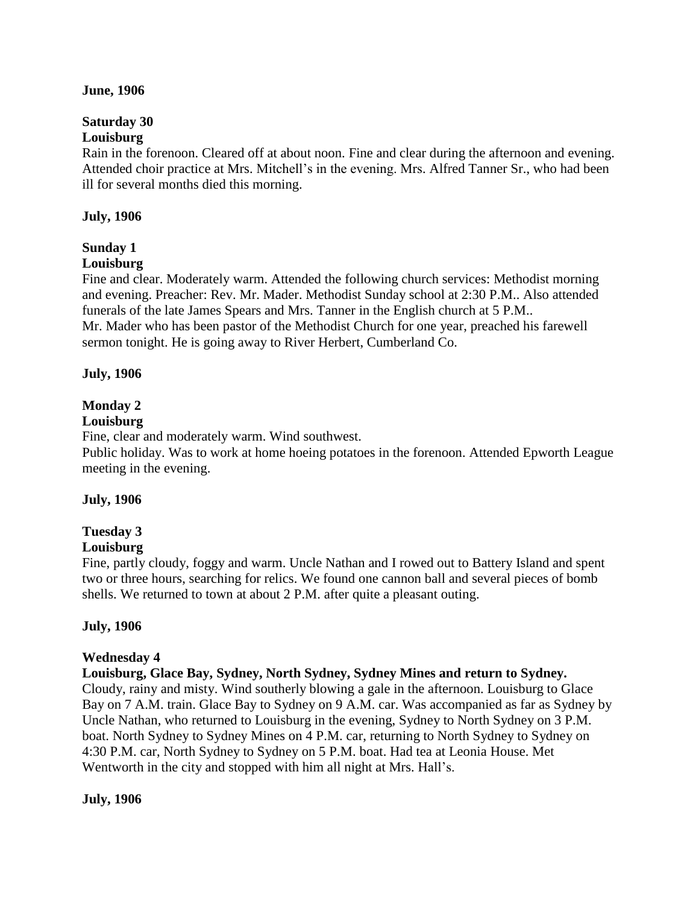**June, 1906**

**Saturday 30**
**Louisburg**
Rain in the forenoon. Cleared off at about noon. Fine and clear during the afternoon and evening. Attended choir practice at Mrs. Mitchell's in the evening. Mrs. Alfred Tanner Sr., who had been ill for several months died this morning.

**July, 1906**

**Sunday 1**
**Louisburg**
Fine and clear. Moderately warm. Attended the following church services: Methodist morning and evening. Preacher: Rev. Mr. Mader. Methodist Sunday school at 2:30 P.M.. Also attended funerals of the late James Spears and Mrs. Tanner in the English church at 5 P.M..
Mr. Mader who has been pastor of the Methodist Church for one year, preached his farewell sermon tonight. He is going away to River Herbert, Cumberland Co.

**July, 1906**

**Monday 2**
**Louisburg**
Fine, clear and moderately warm. Wind southwest.
Public holiday. Was to work at home hoeing potatoes in the forenoon. Attended Epworth League meeting in the evening.

**July, 1906**

**Tuesday 3**
**Louisburg**
Fine, partly cloudy, foggy and warm. Uncle Nathan and I rowed out to Battery Island and spent two or three hours, searching for relics. We found one cannon ball and several pieces of bomb shells. We returned to town at about 2 P.M. after quite a pleasant outing.

**July, 1906**

**Wednesday 4**
**Louisburg, Glace Bay, Sydney, North Sydney, Sydney Mines and return to Sydney.**
Cloudy, rainy and misty. Wind southerly blowing a gale in the afternoon. Louisburg to Glace Bay on 7 A.M. train. Glace Bay to Sydney on 9 A.M. car. Was accompanied as far as Sydney by Uncle Nathan, who returned to Louisburg in the evening, Sydney to North Sydney on 3 P.M. boat. North Sydney to Sydney Mines on 4 P.M. car, returning to North Sydney to Sydney on 4:30 P.M. car, North Sydney to Sydney on 5 P.M. boat. Had tea at Leonia House. Met Wentworth in the city and stopped with him all night at Mrs. Hall's.

**July, 1906**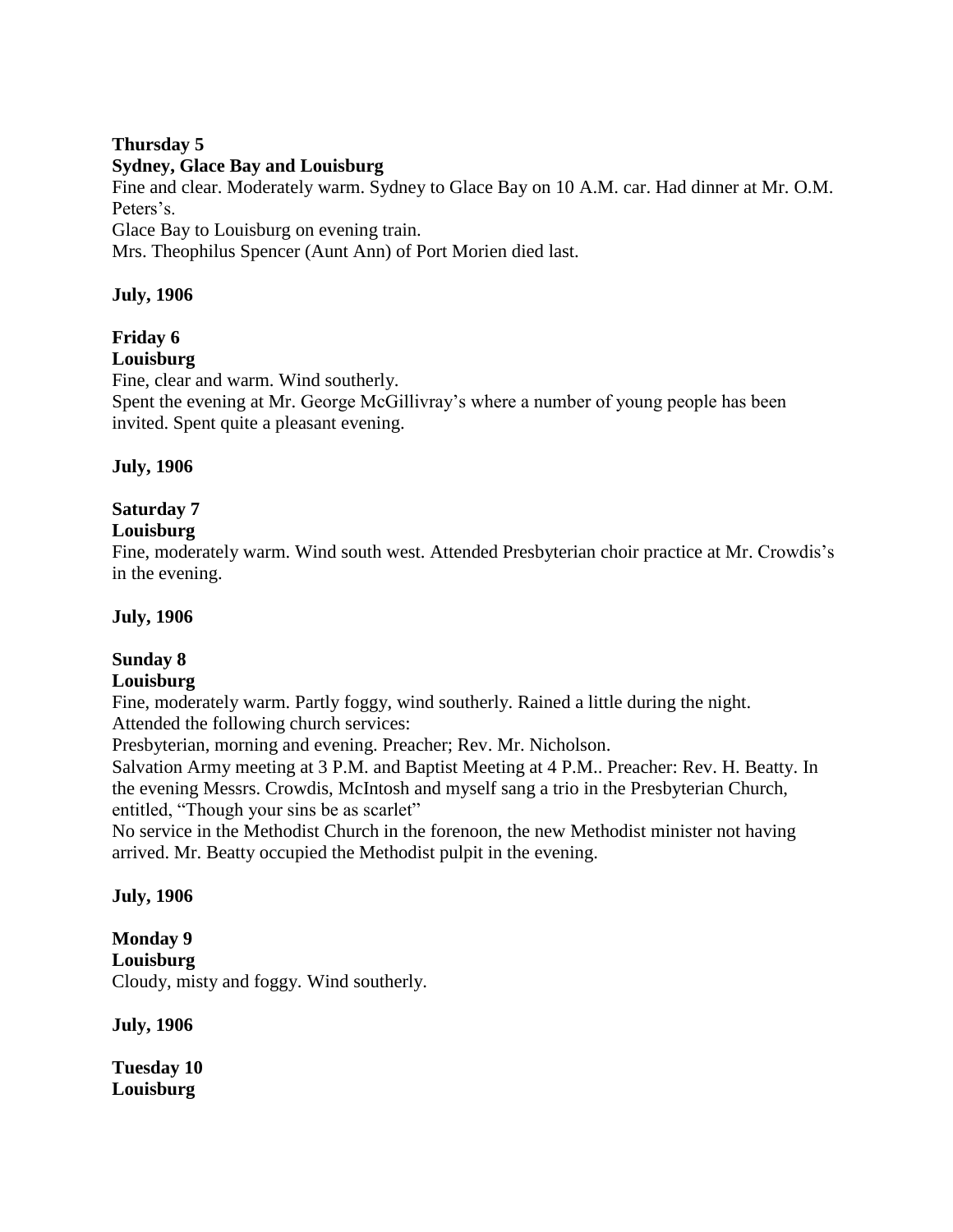**Thursday 5**
**Sydney, Glace Bay and Louisburg**
Fine and clear. Moderately warm. Sydney to Glace Bay on 10 A.M. car. Had dinner at Mr. O.M. Peters's.
Glace Bay to Louisburg on evening train.
Mrs. Theophilus Spencer (Aunt Ann) of Port Morien died last.

**July, 1906**

**Friday 6**
**Louisburg**
Fine, clear and warm. Wind southerly.
Spent the evening at Mr. George McGillivray's where a number of young people has been invited. Spent quite a pleasant evening.

**July, 1906**

**Saturday 7**
**Louisburg**
Fine, moderately warm. Wind south west. Attended Presbyterian choir practice at Mr. Crowdis's in the evening.

**July, 1906**

**Sunday 8**
**Louisburg**
Fine, moderately warm. Partly foggy, wind southerly. Rained a little during the night.
Attended the following church services:
Presbyterian, morning and evening. Preacher; Rev. Mr. Nicholson.
Salvation Army meeting at 3 P.M. and Baptist Meeting at 4 P.M.. Preacher: Rev. H. Beatty. In the evening Messrs. Crowdis, McIntosh and myself sang a trio in the Presbyterian Church, entitled, "Though your sins be as scarlet"
No service in the Methodist Church in the forenoon, the new Methodist minister not having arrived. Mr. Beatty occupied the Methodist pulpit in the evening.

**July, 1906**

**Monday 9**
**Louisburg**
Cloudy, misty and foggy. Wind southerly.

**July, 1906**

**Tuesday 10**
**Louisburg**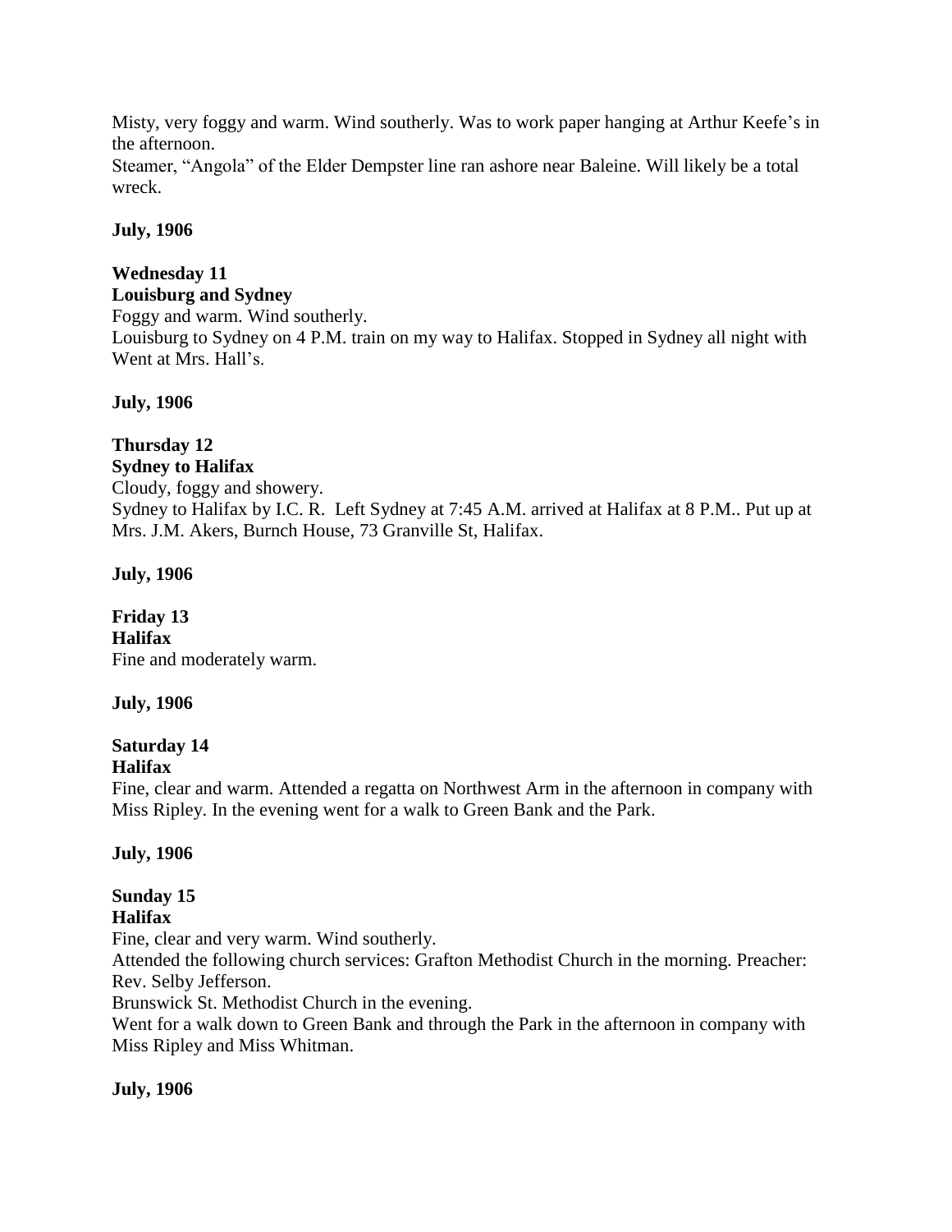Misty, very foggy and warm. Wind southerly. Was to work paper hanging at Arthur Keefe's in the afternoon.
Steamer, "Angola" of the Elder Dempster line ran ashore near Baleine. Will likely be a total wreck.

**July, 1906**

**Wednesday 11**
**Louisburg and Sydney**
Foggy and warm. Wind southerly.
Louisburg to Sydney on 4 P.M. train on my way to Halifax. Stopped in Sydney all night with Went at Mrs. Hall's.

**July, 1906**

**Thursday 12**
**Sydney to Halifax**
Cloudy, foggy and showery.
Sydney to Halifax by I.C. R. Left Sydney at 7:45 A.M. arrived at Halifax at 8 P.M.. Put up at Mrs. J.M. Akers, Burnch House, 73 Granville St, Halifax.

**July, 1906**

**Friday 13**
**Halifax**
Fine and moderately warm.

**July, 1906**

**Saturday 14**
**Halifax**
Fine, clear and warm. Attended a regatta on Northwest Arm in the afternoon in company with Miss Ripley. In the evening went for a walk to Green Bank and the Park.

**July, 1906**

**Sunday 15**
**Halifax**
Fine, clear and very warm. Wind southerly.
Attended the following church services: Grafton Methodist Church in the morning. Preacher: Rev. Selby Jefferson.
Brunswick St. Methodist Church in the evening.
Went for a walk down to Green Bank and through the Park in the afternoon in company with Miss Ripley and Miss Whitman.

**July, 1906**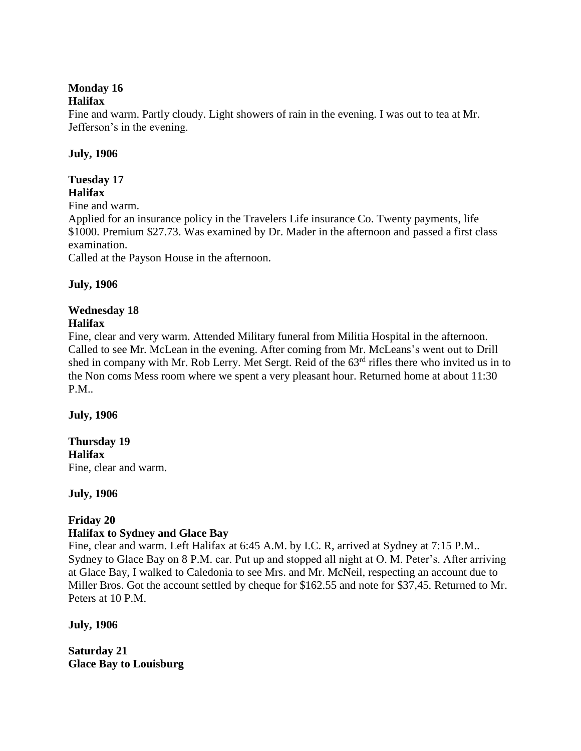**Monday 16**
**Halifax**
Fine and warm. Partly cloudy. Light showers of rain in the evening. I was out to tea at Mr. Jefferson's in the evening.

**July, 1906**

**Tuesday 17**
**Halifax**
Fine and warm.
Applied for an insurance policy in the Travelers Life insurance Co. Twenty payments, life $1000. Premium $27.73. Was examined by Dr. Mader in the afternoon and passed a first class examination.
Called at the Payson House in the afternoon.

**July, 1906**

**Wednesday 18**
**Halifax**
Fine, clear and very warm. Attended Military funeral from Militia Hospital in the afternoon. Called to see Mr. McLean in the evening. After coming from Mr. McLeans's went out to Drill shed in company with Mr. Rob Lerry. Met Sergt. Reid of the 63rd rifles there who invited us in to the Non coms Mess room where we spent a very pleasant hour. Returned home at about 11:30 P.M..

**July, 1906**

**Thursday 19**
**Halifax**
Fine, clear and warm.

**July, 1906**

**Friday 20**
**Halifax to Sydney and Glace Bay**
Fine, clear and warm. Left Halifax at 6:45 A.M. by I.C. R, arrived at Sydney at 7:15 P.M.. Sydney to Glace Bay on 8 P.M. car. Put up and stopped all night at O. M. Peter's. After arriving at Glace Bay, I walked to Caledonia to see Mrs. and Mr. McNeil, respecting an account due to Miller Bros. Got the account settled by cheque for $162.55 and note for $37,45. Returned to Mr. Peters at 10 P.M.

**July, 1906**

**Saturday 21**
**Glace Bay to Louisburg**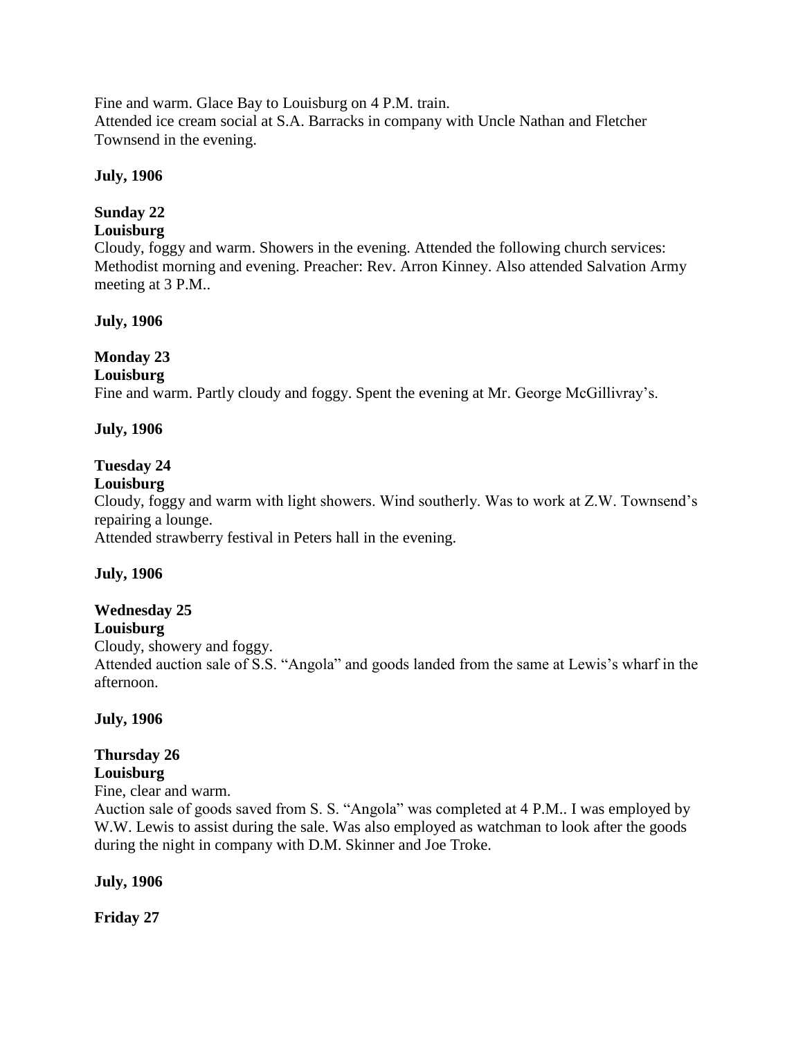Fine and warm. Glace Bay to Louisburg on 4 P.M. train.
Attended ice cream social at S.A. Barracks in company with Uncle Nathan and Fletcher Townsend in the evening.

**July, 1906**

**Sunday 22**
**Louisburg**
Cloudy, foggy and warm. Showers in the evening. Attended the following church services: Methodist morning and evening. Preacher: Rev. Arron Kinney. Also attended Salvation Army meeting at 3 P.M..

**July, 1906**

**Monday 23**
**Louisburg**
Fine and warm. Partly cloudy and foggy. Spent the evening at Mr. George McGillivray's.

**July, 1906**

**Tuesday 24**
**Louisburg**
Cloudy, foggy and warm with light showers. Wind southerly. Was to work at Z.W. Townsend's repairing a lounge.
Attended strawberry festival in Peters hall in the evening.

**July, 1906**

**Wednesday 25**
**Louisburg**
Cloudy, showery and foggy.
Attended auction sale of S.S. "Angola" and goods landed from the same at Lewis's wharf in the afternoon.

**July, 1906**

**Thursday 26**
**Louisburg**
Fine, clear and warm.
Auction sale of goods saved from S. S. "Angola" was completed at 4 P.M.. I was employed by W.W. Lewis to assist during the sale. Was also employed as watchman to look after the goods during the night in company with D.M. Skinner and Joe Troke.

**July, 1906**

**Friday 27**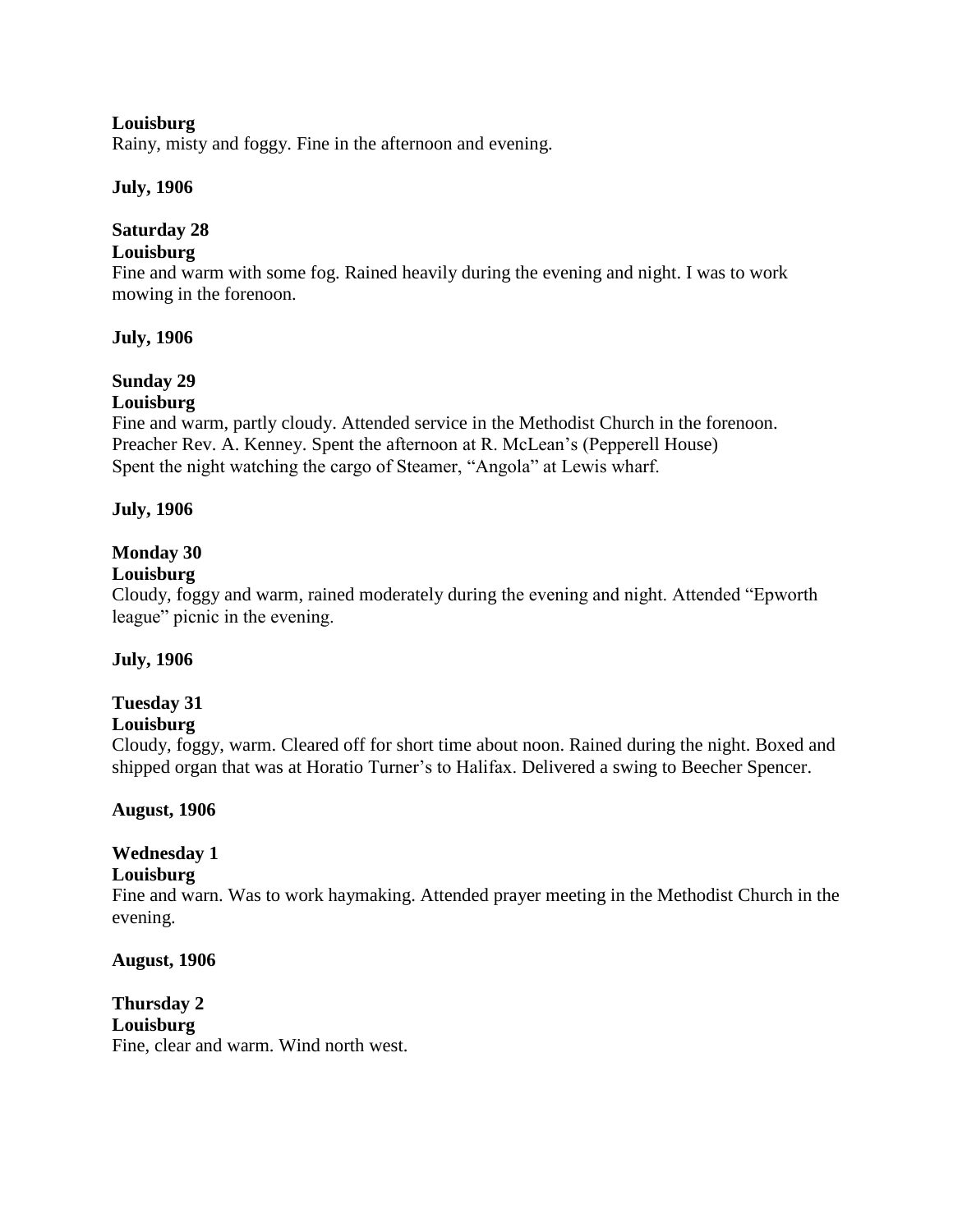**Louisburg**
Rainy, misty and foggy. Fine in the afternoon and evening.

**July, 1906**

**Saturday 28**
**Louisburg**
Fine and warm with some fog. Rained heavily during the evening and night. I was to work mowing in the forenoon.

**July, 1906**

**Sunday 29**
**Louisburg**
Fine and warm, partly cloudy. Attended service in the Methodist Church in the forenoon. Preacher Rev. A. Kenney. Spent the afternoon at R. McLean's (Pepperell House) Spent the night watching the cargo of Steamer, "Angola" at Lewis wharf.

**July, 1906**

**Monday 30**
**Louisburg**
Cloudy, foggy and warm, rained moderately during the evening and night. Attended "Epworth league" picnic in the evening.

**July, 1906**

**Tuesday 31**
**Louisburg**
Cloudy, foggy, warm. Cleared off for short time about noon. Rained during the night. Boxed and shipped organ that was at Horatio Turner's to Halifax. Delivered a swing to Beecher Spencer.

**August, 1906**

**Wednesday 1**
**Louisburg**
Fine and warn. Was to work haymaking. Attended prayer meeting in the Methodist Church in the evening.

**August, 1906**

**Thursday 2**
**Louisburg**
Fine, clear and warm. Wind north west.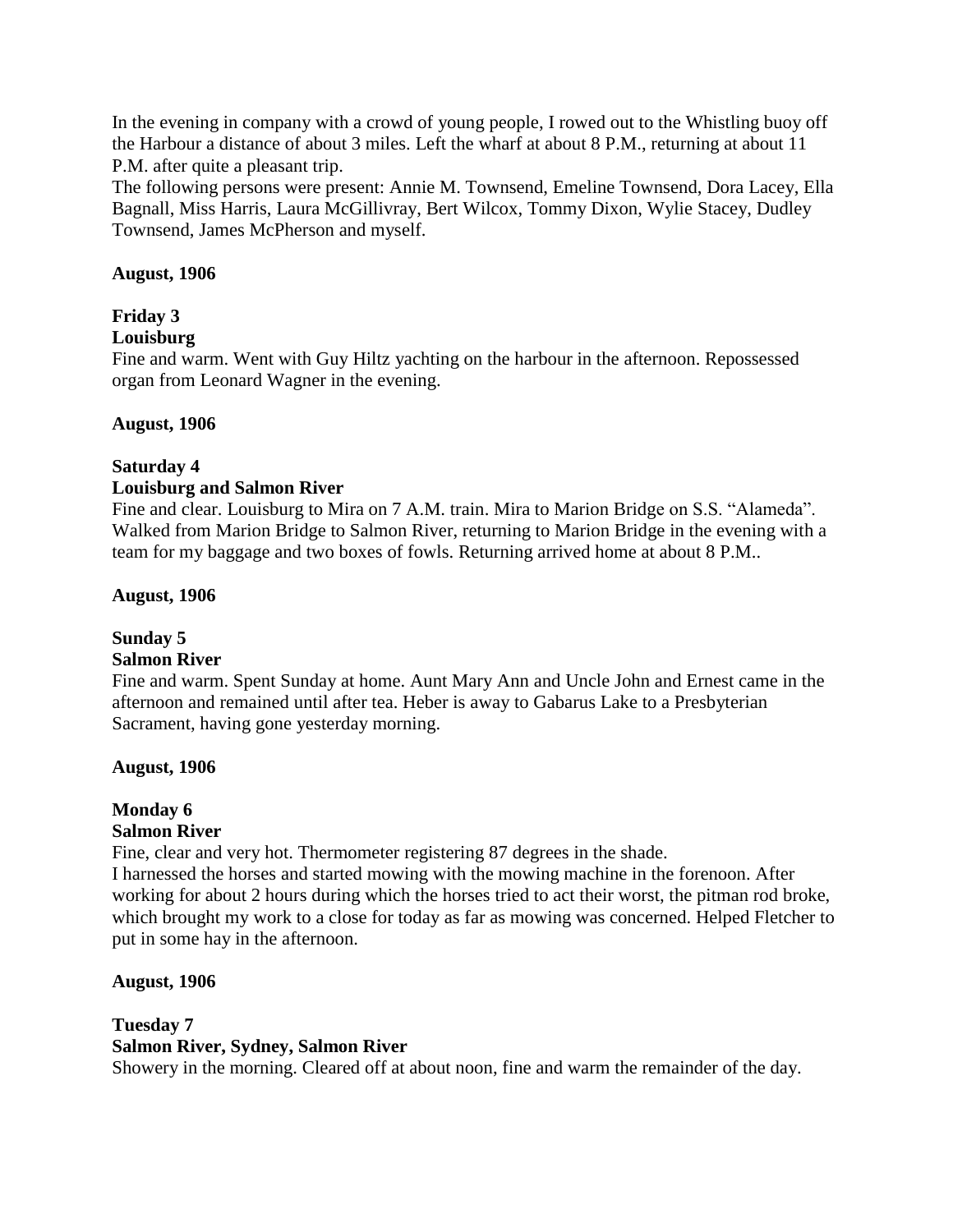In the evening in company with a crowd of young people, I rowed out to the Whistling buoy off the Harbour a distance of about 3 miles. Left the wharf at about 8 P.M., returning at about 11 P.M. after quite a pleasant trip.

The following persons were present: Annie M. Townsend, Emeline Townsend, Dora Lacey, Ella Bagnall, Miss Harris, Laura McGillivray, Bert Wilcox, Tommy Dixon, Wylie Stacey, Dudley Townsend, James McPherson and myself.

**August, 1906**

**Friday 3**

**Louisburg**

Fine and warm. Went with Guy Hiltz yachting on the harbour in the afternoon. Repossessed organ from Leonard Wagner in the evening.

**August, 1906**

**Saturday 4**

**Louisburg and Salmon River**

Fine and clear. Louisburg to Mira on 7 A.M. train. Mira to Marion Bridge on S.S. "Alameda". Walked from Marion Bridge to Salmon River, returning to Marion Bridge in the evening with a team for my baggage and two boxes of fowls. Returning arrived home at about 8 P.M..

**August, 1906**

**Sunday 5**

**Salmon River**

Fine and warm. Spent Sunday at home. Aunt Mary Ann and Uncle John and Ernest came in the afternoon and remained until after tea. Heber is away to Gabarus Lake to a Presbyterian Sacrament, having gone yesterday morning.

**August, 1906**

**Monday 6**

**Salmon River**

Fine, clear and very hot. Thermometer registering 87 degrees in the shade.

I harnessed the horses and started mowing with the mowing machine in the forenoon. After working for about 2 hours during which the horses tried to act their worst, the pitman rod broke, which brought my work to a close for today as far as mowing was concerned. Helped Fletcher to put in some hay in the afternoon.

**August, 1906**

**Tuesday 7**

**Salmon River, Sydney, Salmon River**

Showery in the morning. Cleared off at about noon, fine and warm the remainder of the day.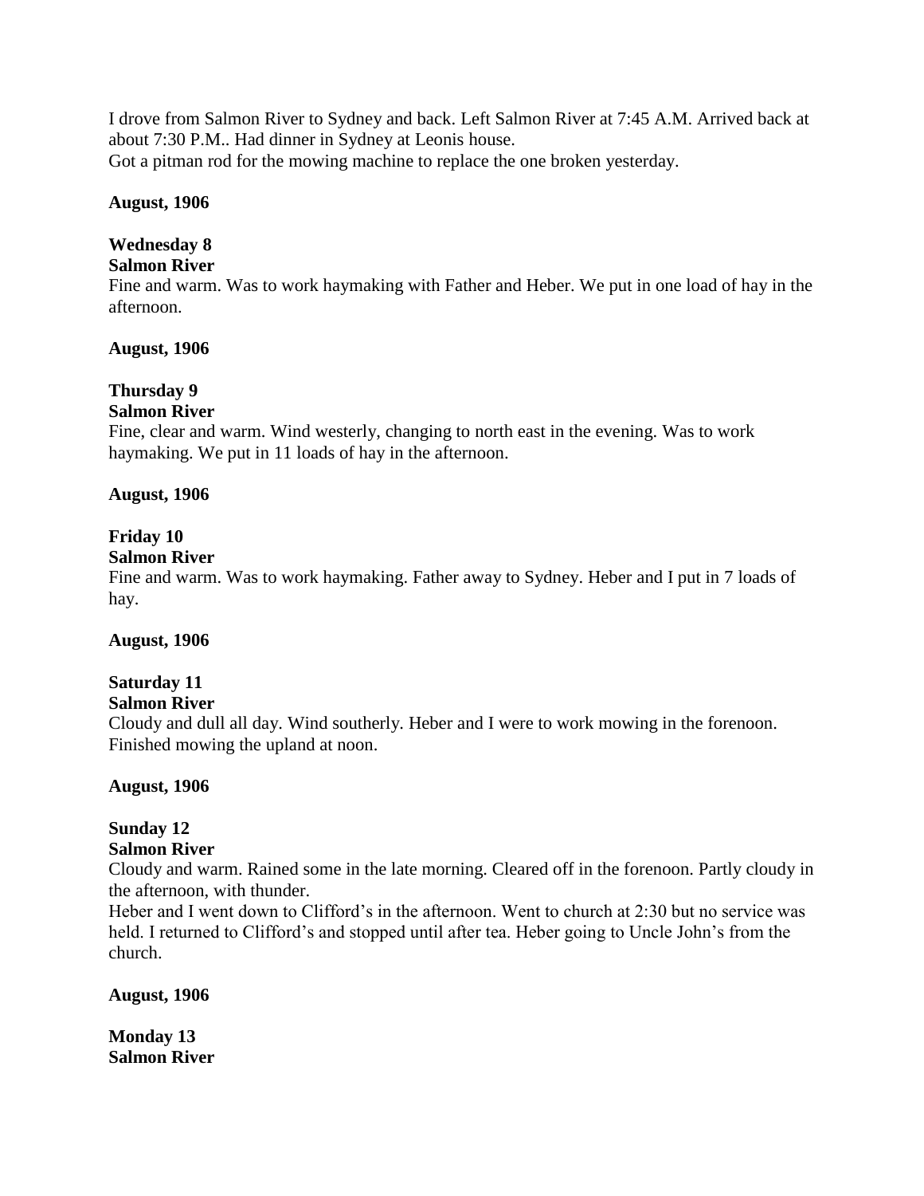I drove from Salmon River to Sydney and back. Left Salmon River at 7:45 A.M. Arrived back at about 7:30 P.M.. Had dinner in Sydney at Leonis house.
Got a pitman rod for the mowing machine to replace the one broken yesterday.

**August, 1906**

**Wednesday 8**
**Salmon River**
Fine and warm. Was to work haymaking with Father and Heber. We put in one load of hay in the afternoon.

**August, 1906**

**Thursday 9**
**Salmon River**
Fine, clear and warm. Wind westerly, changing to north east in the evening. Was to work haymaking. We put in 11 loads of hay in the afternoon.

**August, 1906**

**Friday 10**
**Salmon River**
Fine and warm. Was to work haymaking. Father away to Sydney. Heber and I put in 7 loads of hay.

**August, 1906**

**Saturday 11**
**Salmon River**
Cloudy and dull all day. Wind southerly. Heber and I were to work mowing in the forenoon. Finished mowing the upland at noon.

**August, 1906**

**Sunday 12**
**Salmon River**
Cloudy and warm. Rained some in the late morning. Cleared off in the forenoon. Partly cloudy in the afternoon, with thunder.
Heber and I went down to Clifford's in the afternoon. Went to church at 2:30 but no service was held. I returned to Clifford's and stopped until after tea. Heber going to Uncle John's from the church.

**August, 1906**

**Monday 13**
**Salmon River**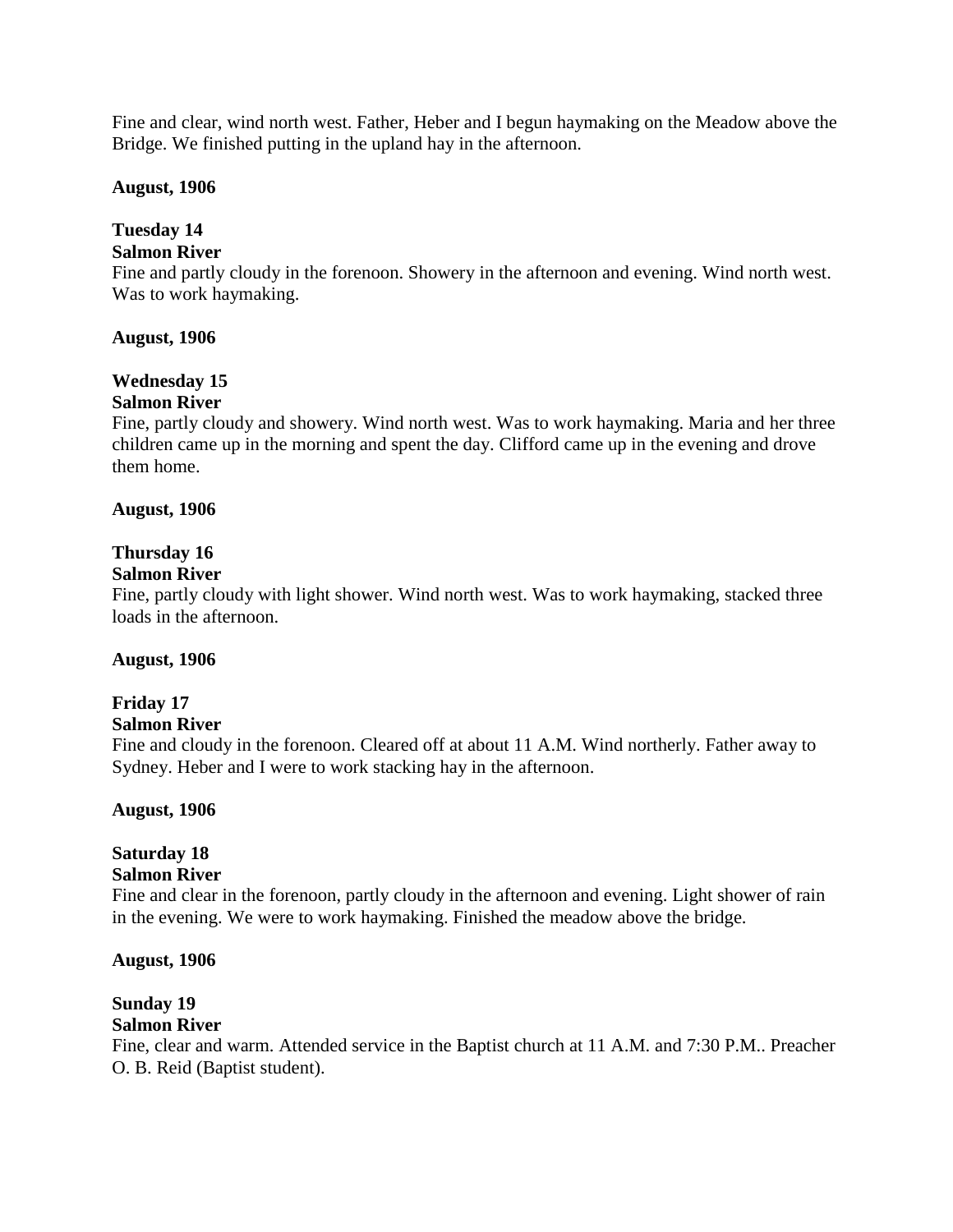Fine and clear, wind north west. Father, Heber and I begun haymaking on the Meadow above the Bridge. We finished putting in the upland hay in the afternoon.

**August, 1906**

**Tuesday 14**
**Salmon River**
Fine and partly cloudy in the forenoon. Showery in the afternoon and evening. Wind north west. Was to work haymaking.

**August, 1906**

**Wednesday 15**
**Salmon River**
Fine, partly cloudy and showery. Wind north west. Was to work haymaking. Maria and her three children came up in the morning and spent the day. Clifford came up in the evening and drove them home.

**August, 1906**

**Thursday 16**
**Salmon River**
Fine, partly cloudy with light shower. Wind north west. Was to work haymaking, stacked three loads in the afternoon.

**August, 1906**

**Friday 17**
**Salmon River**
Fine and cloudy in the forenoon. Cleared off at about 11 A.M. Wind northerly. Father away to Sydney. Heber and I were to work stacking hay in the afternoon.

**August, 1906**

**Saturday 18**
**Salmon River**
Fine and clear in the forenoon, partly cloudy in the afternoon and evening. Light shower of rain in the evening. We were to work haymaking. Finished the meadow above the bridge.

**August, 1906**

**Sunday 19**
**Salmon River**
Fine, clear and warm. Attended service in the Baptist church at 11 A.M. and 7:30 P.M.. Preacher O. B. Reid (Baptist student).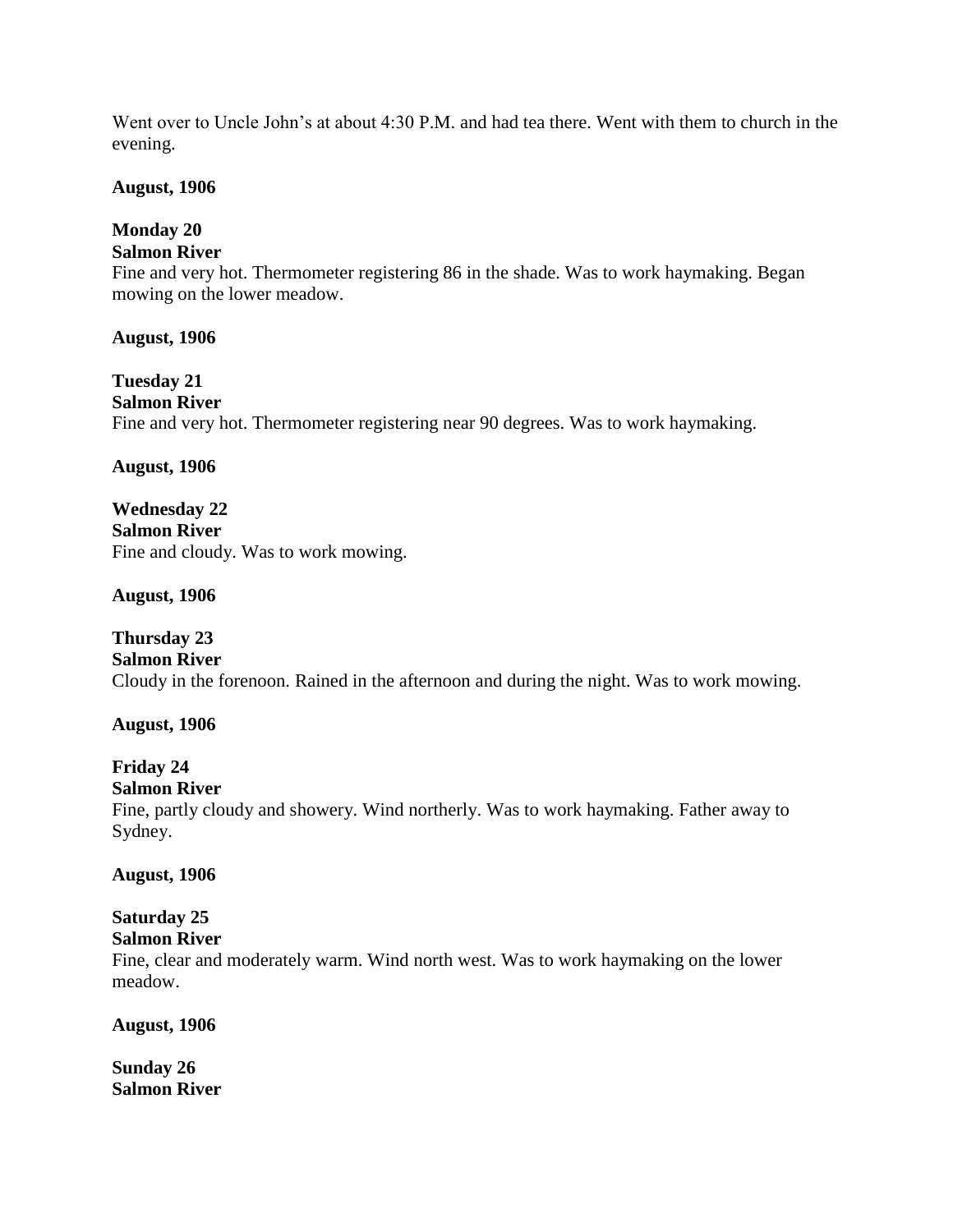Went over to Uncle John's at about 4:30 P.M. and had tea there. Went with them to church in the evening.

**August, 1906**

**Monday 20**
**Salmon River**
Fine and very hot. Thermometer registering 86 in the shade. Was to work haymaking. Began mowing on the lower meadow.

**August, 1906**

**Tuesday 21**
**Salmon River**
Fine and very hot. Thermometer registering near 90 degrees. Was to work haymaking.

**August, 1906**

**Wednesday 22**
**Salmon River**
Fine and cloudy. Was to work mowing.

**August, 1906**

**Thursday 23**
**Salmon River**
Cloudy in the forenoon. Rained in the afternoon and during the night. Was to work mowing.

**August, 1906**

**Friday 24**
**Salmon River**
Fine, partly cloudy and showery. Wind northerly. Was to work haymaking. Father away to Sydney.

**August, 1906**

**Saturday 25**
**Salmon River**
Fine, clear and moderately warm. Wind north west. Was to work haymaking on the lower meadow.

**August, 1906**

**Sunday 26**
**Salmon River**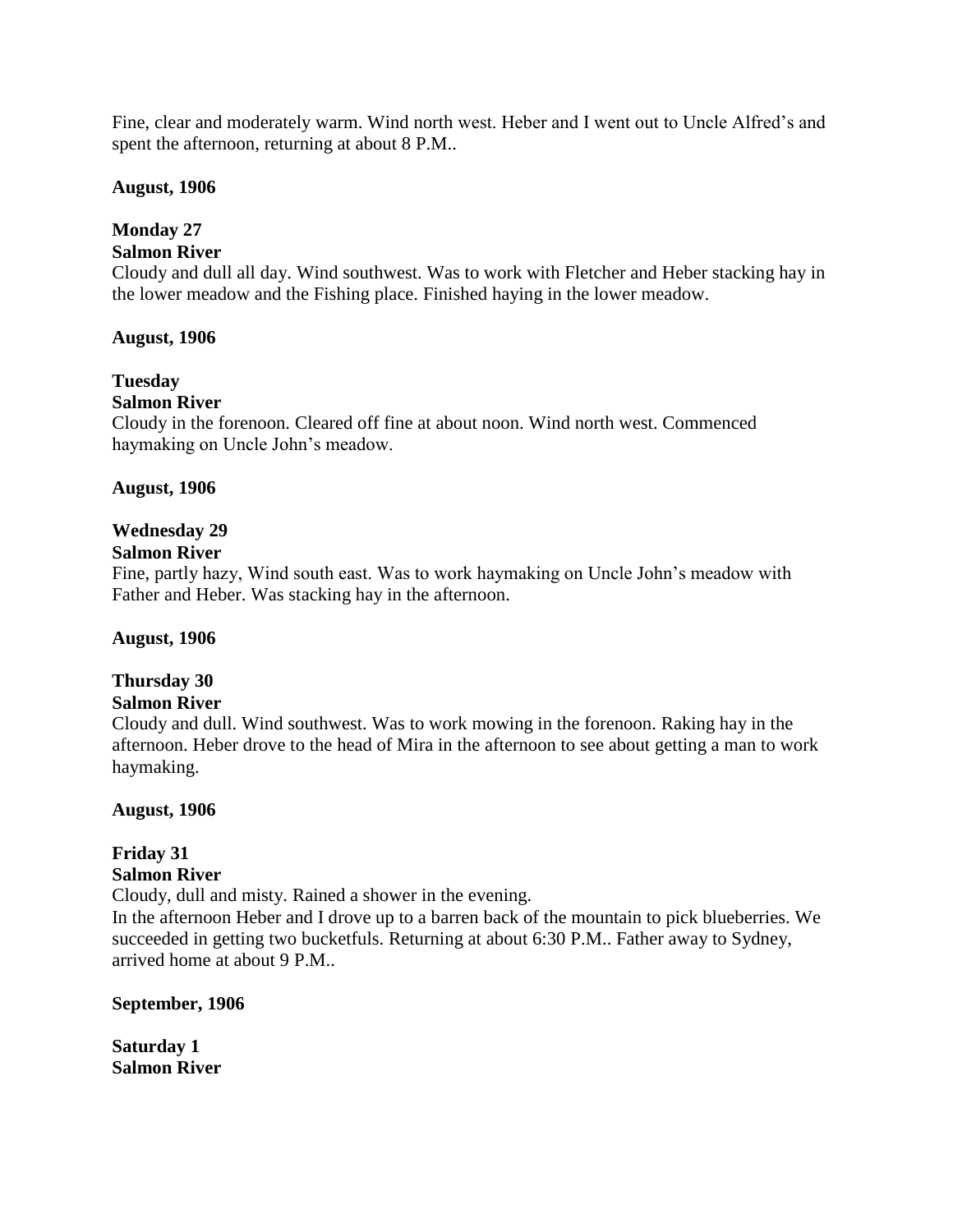Fine, clear and moderately warm. Wind north west. Heber and I went out to Uncle Alfred's and spent the afternoon, returning at about 8 P.M..

**August, 1906**

**Monday 27**
**Salmon River**
Cloudy and dull all day. Wind southwest. Was to work with Fletcher and Heber stacking hay in the lower meadow and the Fishing place. Finished haying in the lower meadow.

**August, 1906**

**Tuesday**
**Salmon River**
Cloudy in the forenoon. Cleared off fine at about noon. Wind north west. Commenced haymaking on Uncle John's meadow.

**August, 1906**

**Wednesday 29**
**Salmon River**
Fine, partly hazy, Wind south east. Was to work haymaking on Uncle John's meadow with Father and Heber. Was stacking hay in the afternoon.

**August, 1906**

**Thursday 30**
**Salmon River**
Cloudy and dull. Wind southwest. Was to work mowing in the forenoon. Raking hay in the afternoon. Heber drove to the head of Mira in the afternoon to see about getting a man to work haymaking.

**August, 1906**

**Friday 31**
**Salmon River**
Cloudy, dull and misty. Rained a shower in the evening.
In the afternoon Heber and I drove up to a barren back of the mountain to pick blueberries. We succeeded in getting two bucketfuls. Returning at about 6:30 P.M.. Father away to Sydney, arrived home at about 9 P.M..

**September, 1906**

**Saturday 1**
**Salmon River**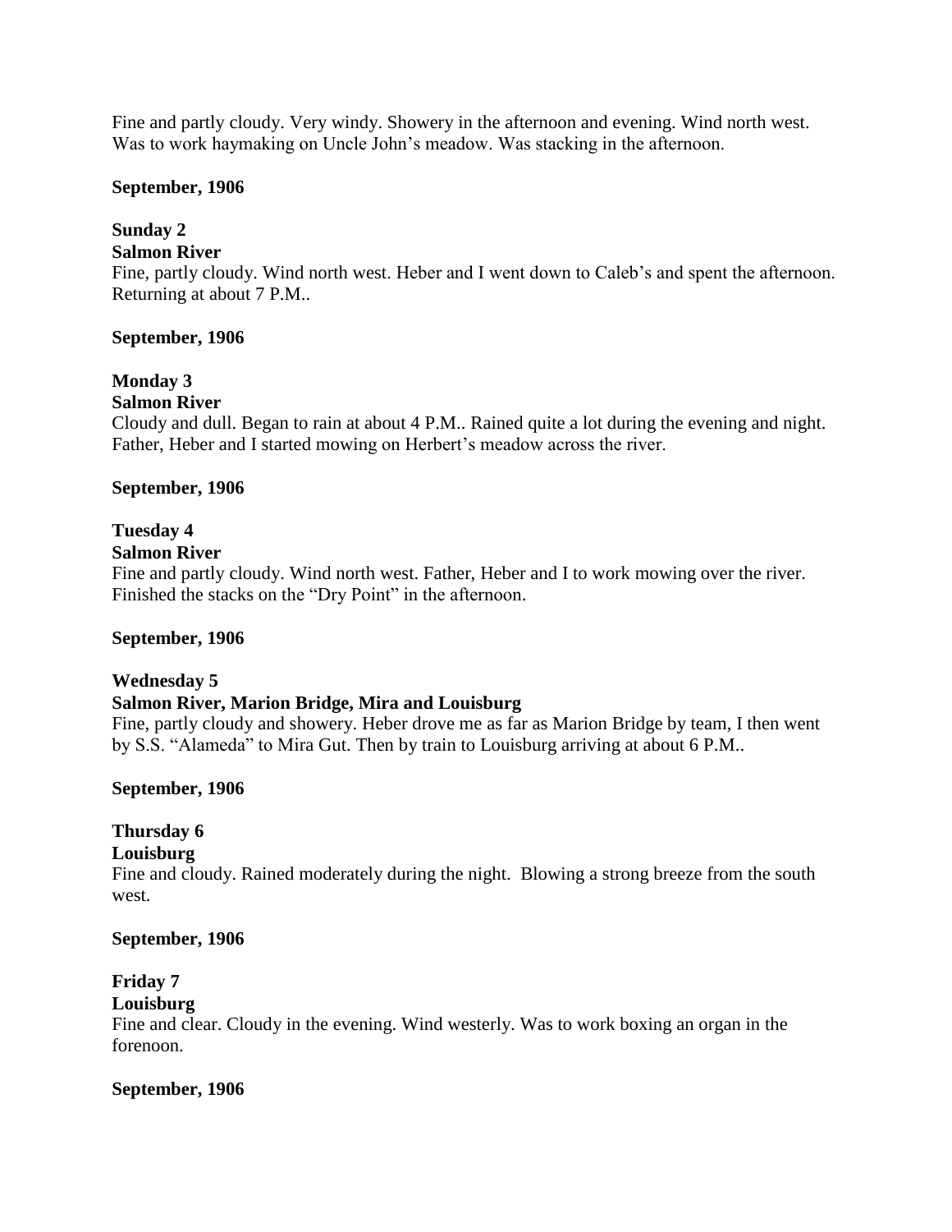Fine and partly cloudy. Very windy. Showery in the afternoon and evening. Wind north west. Was to work haymaking on Uncle John's meadow. Was stacking in the afternoon.

**September, 1906**

**Sunday 2**
**Salmon River**
Fine, partly cloudy. Wind north west. Heber and I went down to Caleb's and spent the afternoon. Returning at about 7 P.M..

**September, 1906**

**Monday 3**
**Salmon River**
Cloudy and dull. Began to rain at about 4 P.M.. Rained quite a lot during the evening and night. Father, Heber and I started mowing on Herbert's meadow across the river.

**September, 1906**

**Tuesday 4**
**Salmon River**
Fine and partly cloudy. Wind north west. Father, Heber and I to work mowing over the river. Finished the stacks on the "Dry Point" in the afternoon.

**September, 1906**

**Wednesday 5**
**Salmon River, Marion Bridge, Mira and Louisburg**
Fine, partly cloudy and showery. Heber drove me as far as Marion Bridge by team, I then went by S.S. "Alameda" to Mira Gut. Then by train to Louisburg arriving at about 6 P.M..

**September, 1906**

**Thursday 6**
**Louisburg**
Fine and cloudy. Rained moderately during the night. Blowing a strong breeze from the south west.

**September, 1906**

**Friday 7**
**Louisburg**
Fine and clear. Cloudy in the evening. Wind westerly. Was to work boxing an organ in the forenoon.

**September, 1906**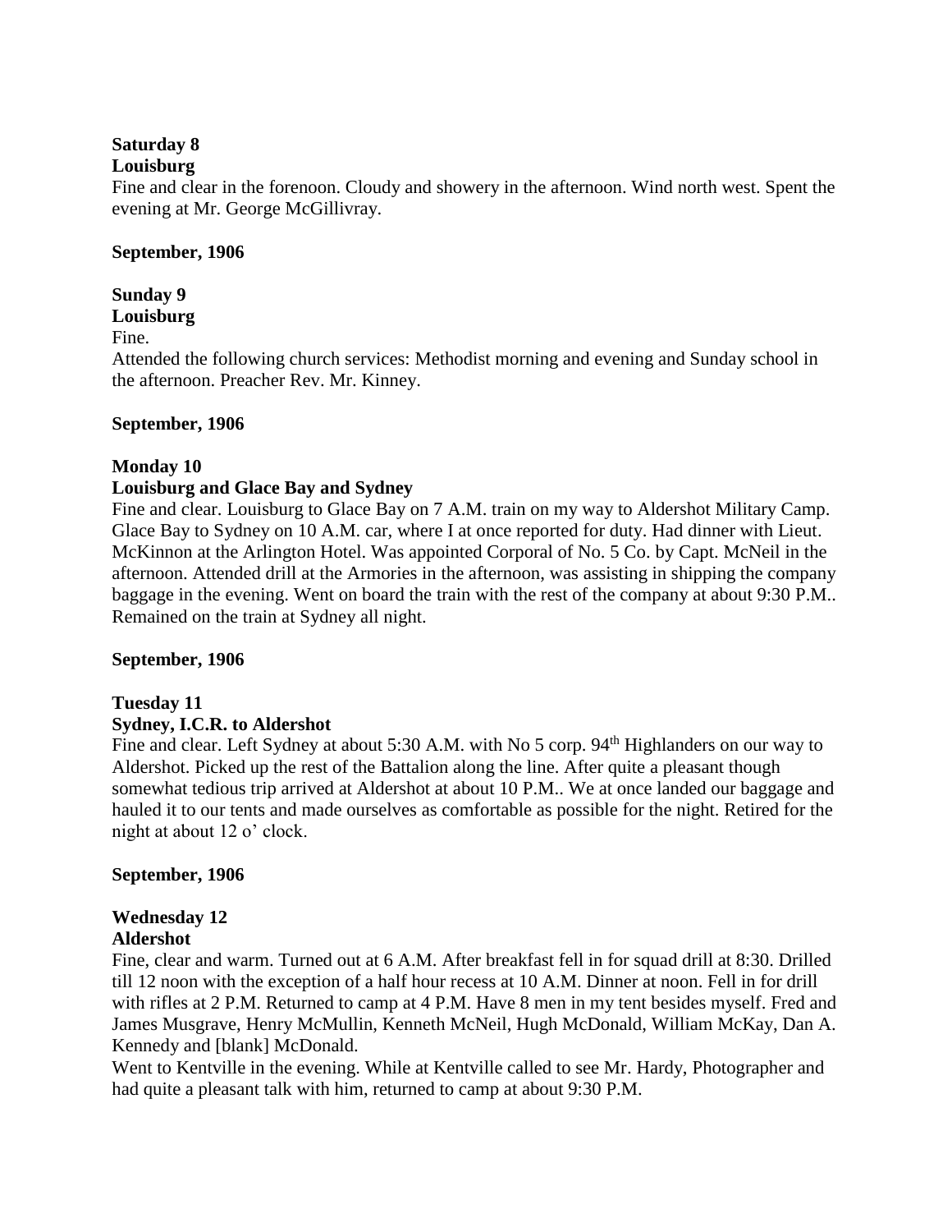**Saturday 8**
**Louisburg**
Fine and clear in the forenoon. Cloudy and showery in the afternoon. Wind north west. Spent the evening at Mr. George McGillivray.

**September, 1906**

**Sunday 9**
**Louisburg**
Fine.
Attended the following church services: Methodist morning and evening and Sunday school in the afternoon. Preacher Rev. Mr. Kinney.

**September, 1906**

**Monday 10**
**Louisburg and Glace Bay and Sydney**
Fine and clear. Louisburg to Glace Bay on 7 A.M. train on my way to Aldershot Military Camp. Glace Bay to Sydney on 10 A.M. car, where I at once reported for duty. Had dinner with Lieut. McKinnon at the Arlington Hotel. Was appointed Corporal of No. 5 Co. by Capt. McNeil in the afternoon. Attended drill at the Armories in the afternoon, was assisting in shipping the company baggage in the evening. Went on board the train with the rest of the company at about 9:30 P.M.. Remained on the train at Sydney all night.

**September, 1906**

**Tuesday 11**
**Sydney, I.C.R. to Aldershot**
Fine and clear. Left Sydney at about 5:30 A.M. with No 5 corp. 94th Highlanders on our way to Aldershot. Picked up the rest of the Battalion along the line. After quite a pleasant though somewhat tedious trip arrived at Aldershot at about 10 P.M.. We at once landed our baggage and hauled it to our tents and made ourselves as comfortable as possible for the night. Retired for the night at about 12 o' clock.

**September, 1906**

**Wednesday 12**
**Aldershot**
Fine, clear and warm. Turned out at 6 A.M. After breakfast fell in for squad drill at 8:30. Drilled till 12 noon with the exception of a half hour recess at 10 A.M. Dinner at noon. Fell in for drill with rifles at 2 P.M. Returned to camp at 4 P.M. Have 8 men in my tent besides myself. Fred and James Musgrave, Henry McMullin, Kenneth McNeil, Hugh McDonald, William McKay, Dan A. Kennedy and [blank] McDonald.
Went to Kentville in the evening. While at Kentville called to see Mr. Hardy, Photographer and had quite a pleasant talk with him, returned to camp at about 9:30 P.M.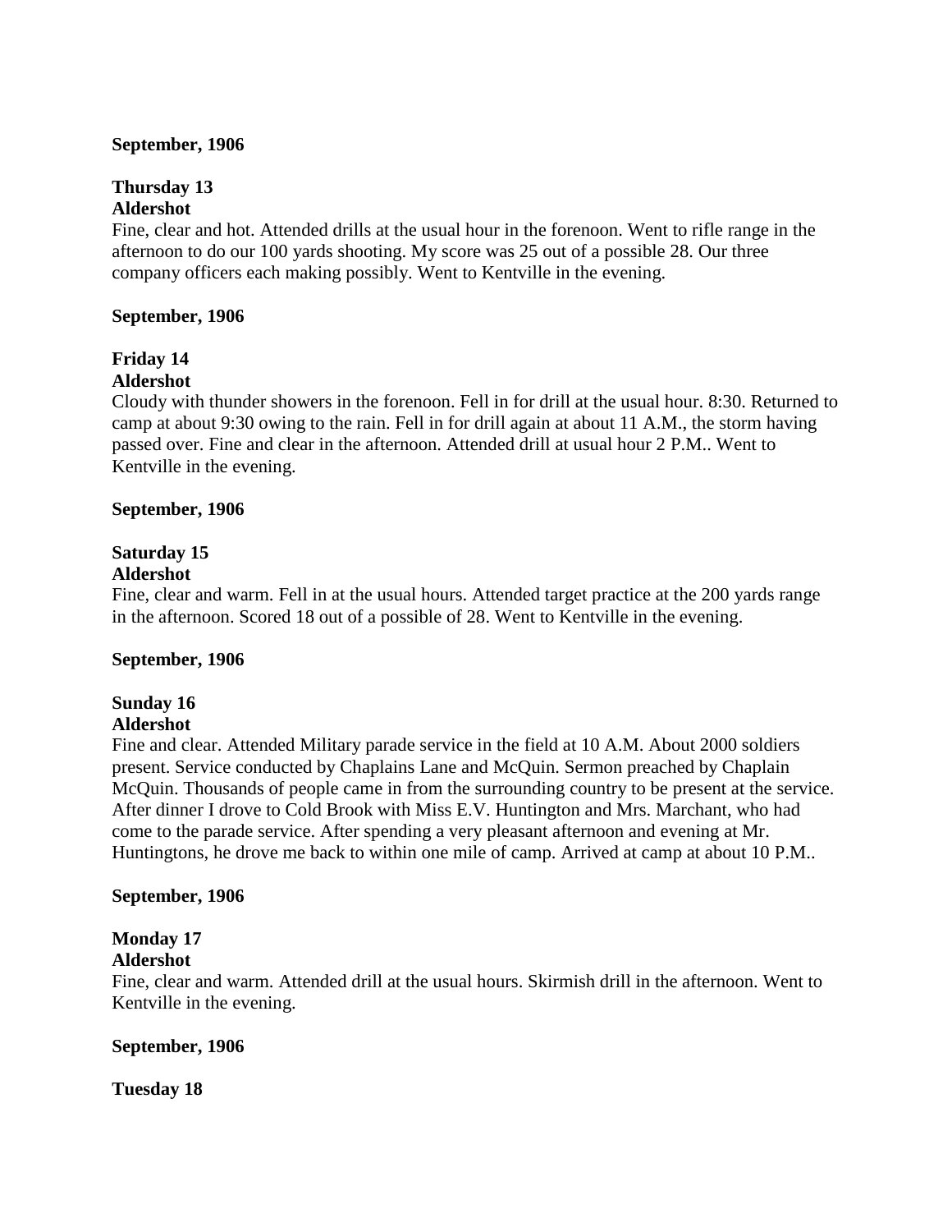**September, 1906**

**Thursday 13**
**Aldershot**
Fine, clear and hot. Attended drills at the usual hour in the forenoon. Went to rifle range in the afternoon to do our 100 yards shooting. My score was 25 out of a possible 28. Our three company officers each making possibly. Went to Kentville in the evening.

**September, 1906**

**Friday 14**
**Aldershot**
Cloudy with thunder showers in the forenoon. Fell in for drill at the usual hour. 8:30. Returned to camp at about 9:30 owing to the rain. Fell in for drill again at about 11 A.M., the storm having passed over. Fine and clear in the afternoon. Attended drill at usual hour 2 P.M.. Went to Kentville in the evening.

**September, 1906**

**Saturday 15**
**Aldershot**
Fine, clear and warm. Fell in at the usual hours. Attended target practice at the 200 yards range in the afternoon. Scored 18 out of a possible of 28. Went to Kentville in the evening.

**September, 1906**

**Sunday 16**
**Aldershot**
Fine and clear. Attended Military parade service in the field at 10 A.M. About 2000 soldiers present. Service conducted by Chaplains Lane and McQuin. Sermon preached by Chaplain McQuin. Thousands of people came in from the surrounding country to be present at the service. After dinner I drove to Cold Brook with Miss E.V. Huntington and Mrs. Marchant, who had come to the parade service. After spending a very pleasant afternoon and evening at Mr. Huntingtons, he drove me back to within one mile of camp. Arrived at camp at about 10 P.M..

**September, 1906**

**Monday 17**
**Aldershot**
Fine, clear and warm. Attended drill at the usual hours. Skirmish drill in the afternoon. Went to Kentville in the evening.

**September, 1906**

**Tuesday 18**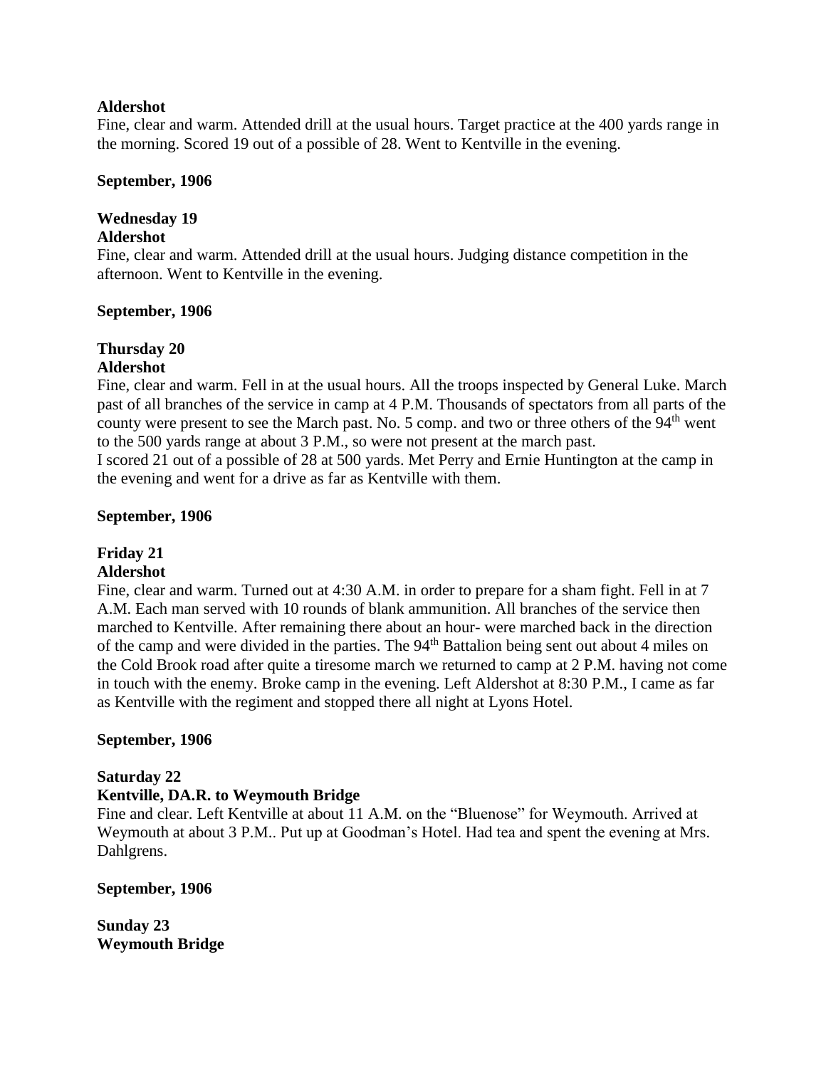**Aldershot**

Fine, clear and warm. Attended drill at the usual hours. Target practice at the 400 yards range in the morning. Scored 19 out of a possible of 28. Went to Kentville in the evening.

**September, 1906**

**Wednesday 19**

**Aldershot**

Fine, clear and warm. Attended drill at the usual hours. Judging distance competition in the afternoon. Went to Kentville in the evening.

**September, 1906**

**Thursday 20**

**Aldershot**

Fine, clear and warm. Fell in at the usual hours. All the troops inspected by General Luke. March past of all branches of the service in camp at 4 P.M. Thousands of spectators from all parts of the county were present to see the March past. No. 5 comp. and two or three others of the 94th went to the 500 yards range at about 3 P.M., so were not present at the march past.

I scored 21 out of a possible of 28 at 500 yards. Met Perry and Ernie Huntington at the camp in the evening and went for a drive as far as Kentville with them.

**September, 1906**

**Friday 21**

**Aldershot**

Fine, clear and warm. Turned out at 4:30 A.M. in order to prepare for a sham fight. Fell in at 7 A.M. Each man served with 10 rounds of blank ammunition. All branches of the service then marched to Kentville. After remaining there about an hour- were marched back in the direction of the camp and were divided in the parties. The 94th Battalion being sent out about 4 miles on the Cold Brook road after quite a tiresome march we returned to camp at 2 P.M. having not come in touch with the enemy. Broke camp in the evening. Left Aldershot at 8:30 P.M., I came as far as Kentville with the regiment and stopped there all night at Lyons Hotel.

**September, 1906**

**Saturday 22**

**Kentville, DA.R. to Weymouth Bridge**

Fine and clear. Left Kentville at about 11 A.M. on the "Bluenose" for Weymouth. Arrived at Weymouth at about 3 P.M.. Put up at Goodman's Hotel. Had tea and spent the evening at Mrs. Dahlgrens.

**September, 1906**

**Sunday 23**

**Weymouth Bridge**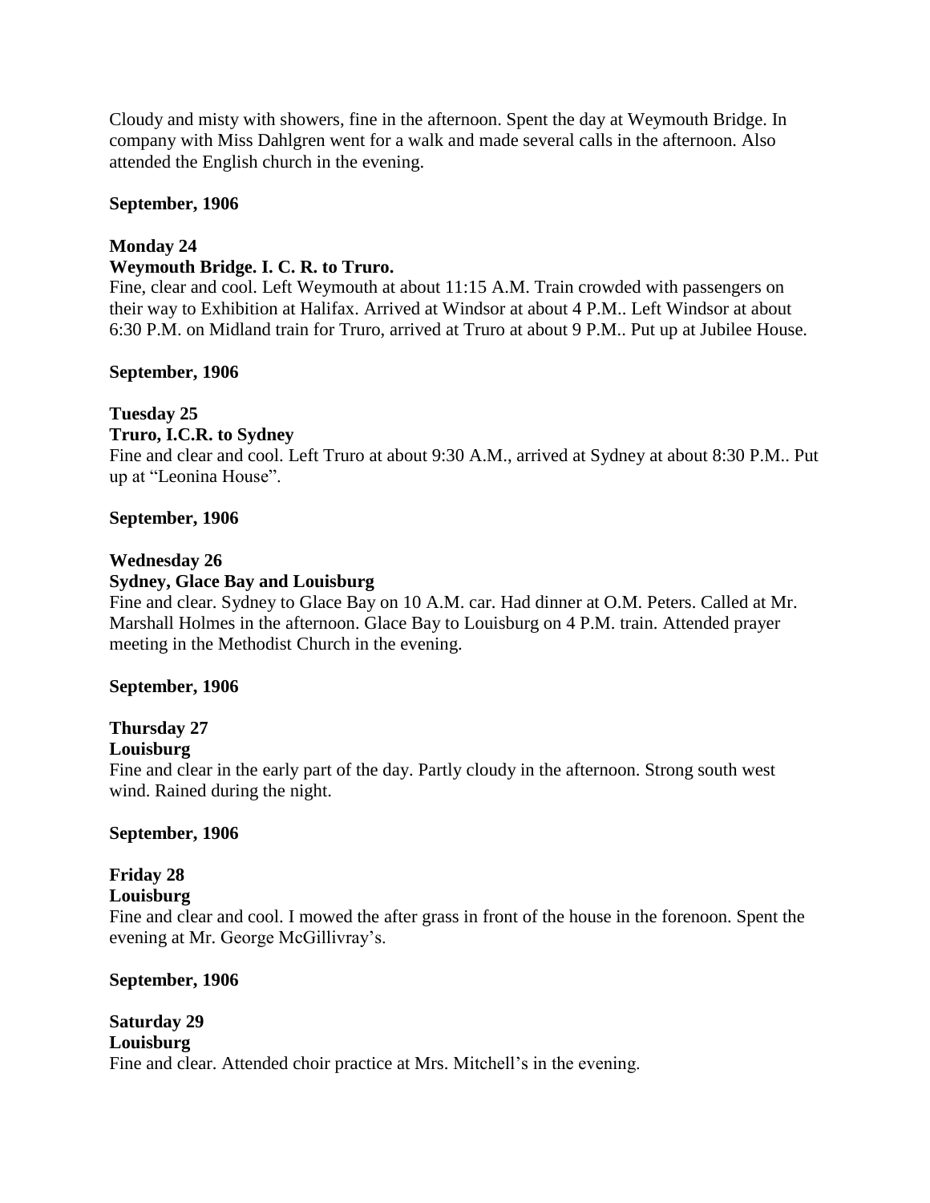Cloudy and misty with showers, fine in the afternoon. Spent the day at Weymouth Bridge. In company with Miss Dahlgren went for a walk and made several calls in the afternoon. Also attended the English church in the evening.

**September, 1906**

**Monday 24**

**Weymouth Bridge. I. C. R. to Truro.**

Fine, clear and cool. Left Weymouth at about 11:15 A.M. Train crowded with passengers on their way to Exhibition at Halifax. Arrived at Windsor at about 4 P.M.. Left Windsor at about 6:30 P.M. on Midland train for Truro, arrived at Truro at about 9 P.M.. Put up at Jubilee House.

**September, 1906**

**Tuesday 25**

**Truro, I.C.R. to Sydney**

Fine and clear and cool. Left Truro at about 9:30 A.M., arrived at Sydney at about 8:30 P.M.. Put up at "Leonina House".

**September, 1906**

**Wednesday 26**

**Sydney, Glace Bay and Louisburg**

Fine and clear. Sydney to Glace Bay on 10 A.M. car. Had dinner at O.M. Peters. Called at Mr. Marshall Holmes in the afternoon. Glace Bay to Louisburg on 4 P.M. train. Attended prayer meeting in the Methodist Church in the evening.

**September, 1906**

**Thursday 27**

**Louisburg**

Fine and clear in the early part of the day. Partly cloudy in the afternoon. Strong south west wind. Rained during the night.

**September, 1906**

**Friday 28**

**Louisburg**

Fine and clear and cool. I mowed the after grass in front of the house in the forenoon. Spent the evening at Mr. George McGillivray's.

**September, 1906**

**Saturday 29**

**Louisburg**

Fine and clear. Attended choir practice at Mrs. Mitchell's in the evening.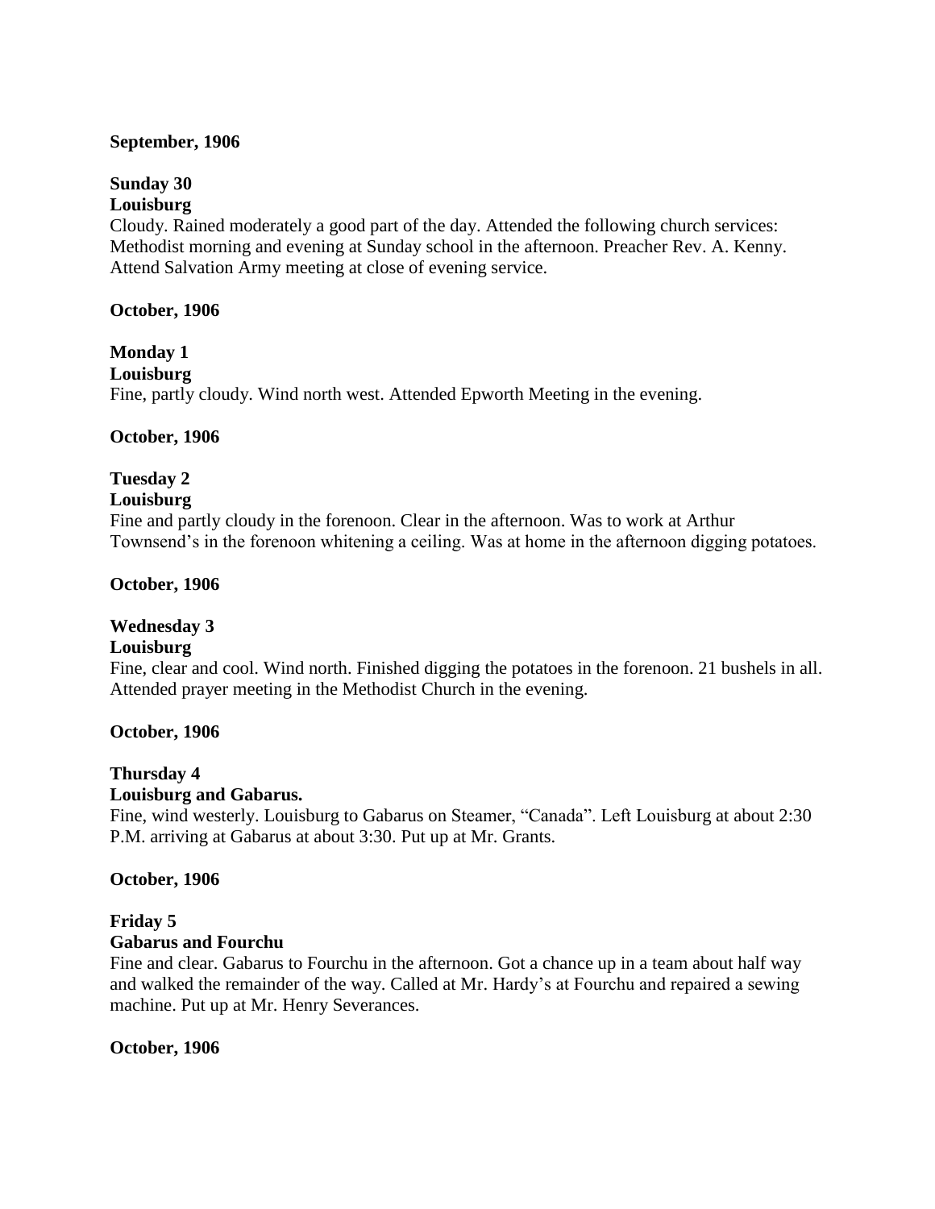**September, 1906**

**Sunday 30**
**Louisburg**
Cloudy. Rained moderately a good part of the day. Attended the following church services: Methodist morning and evening at Sunday school in the afternoon. Preacher Rev. A. Kenny. Attend Salvation Army meeting at close of evening service.

**October, 1906**

**Monday 1**
**Louisburg**
Fine, partly cloudy. Wind north west. Attended Epworth Meeting in the evening.

**October, 1906**

**Tuesday 2**
**Louisburg**
Fine and partly cloudy in the forenoon. Clear in the afternoon. Was to work at Arthur Townsend's in the forenoon whitening a ceiling. Was at home in the afternoon digging potatoes.

**October, 1906**

**Wednesday 3**
**Louisburg**
Fine, clear and cool. Wind north. Finished digging the potatoes in the forenoon. 21 bushels in all. Attended prayer meeting in the Methodist Church in the evening.

**October, 1906**

**Thursday 4**
**Louisburg and Gabarus.**
Fine, wind westerly. Louisburg to Gabarus on Steamer, "Canada". Left Louisburg at about 2:30 P.M. arriving at Gabarus at about 3:30. Put up at Mr. Grants.

**October, 1906**

**Friday 5**
**Gabarus and Fourchu**
Fine and clear. Gabarus to Fourchu in the afternoon. Got a chance up in a team about half way and walked the remainder of the way. Called at Mr. Hardy's at Fourchu and repaired a sewing machine. Put up at Mr. Henry Severances.

**October, 1906**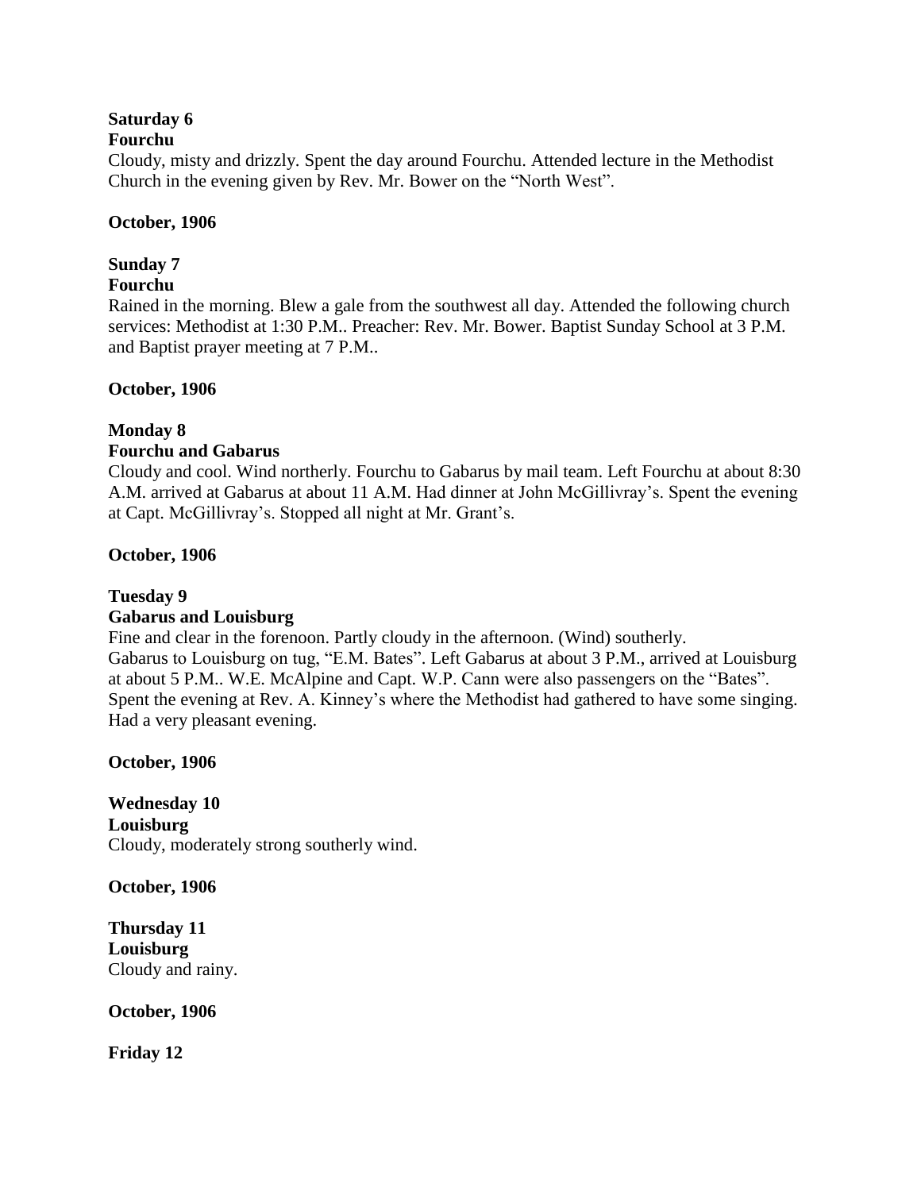**Saturday 6**
**Fourchu**
Cloudy, misty and drizzly. Spent the day around Fourchu. Attended lecture in the Methodist Church in the evening given by Rev. Mr. Bower on the "North West".

**October, 1906**

**Sunday 7**
**Fourchu**
Rained in the morning. Blew a gale from the southwest all day. Attended the following church services: Methodist at 1:30 P.M.. Preacher: Rev. Mr. Bower. Baptist Sunday School at 3 P.M. and Baptist prayer meeting at 7 P.M..

**October, 1906**

**Monday 8**
**Fourchu and Gabarus**
Cloudy and cool. Wind northerly. Fourchu to Gabarus by mail team. Left Fourchu at about 8:30 A.M. arrived at Gabarus at about 11 A.M. Had dinner at John McGillivray's. Spent the evening at Capt. McGillivray's. Stopped all night at Mr. Grant's.

**October, 1906**

**Tuesday 9**
**Gabarus and Louisburg**
Fine and clear in the forenoon. Partly cloudy in the afternoon. (Wind) southerly.
Gabarus to Louisburg on tug, "E.M. Bates". Left Gabarus at about 3 P.M., arrived at Louisburg at about 5 P.M.. W.E. McAlpine and Capt. W.P. Cann were also passengers on the "Bates". Spent the evening at Rev. A. Kinney's where the Methodist had gathered to have some singing. Had a very pleasant evening.

**October, 1906**

**Wednesday 10**
**Louisburg**
Cloudy, moderately strong southerly wind.

**October, 1906**

**Thursday 11**
**Louisburg**
Cloudy and rainy.

**October, 1906**

**Friday 12**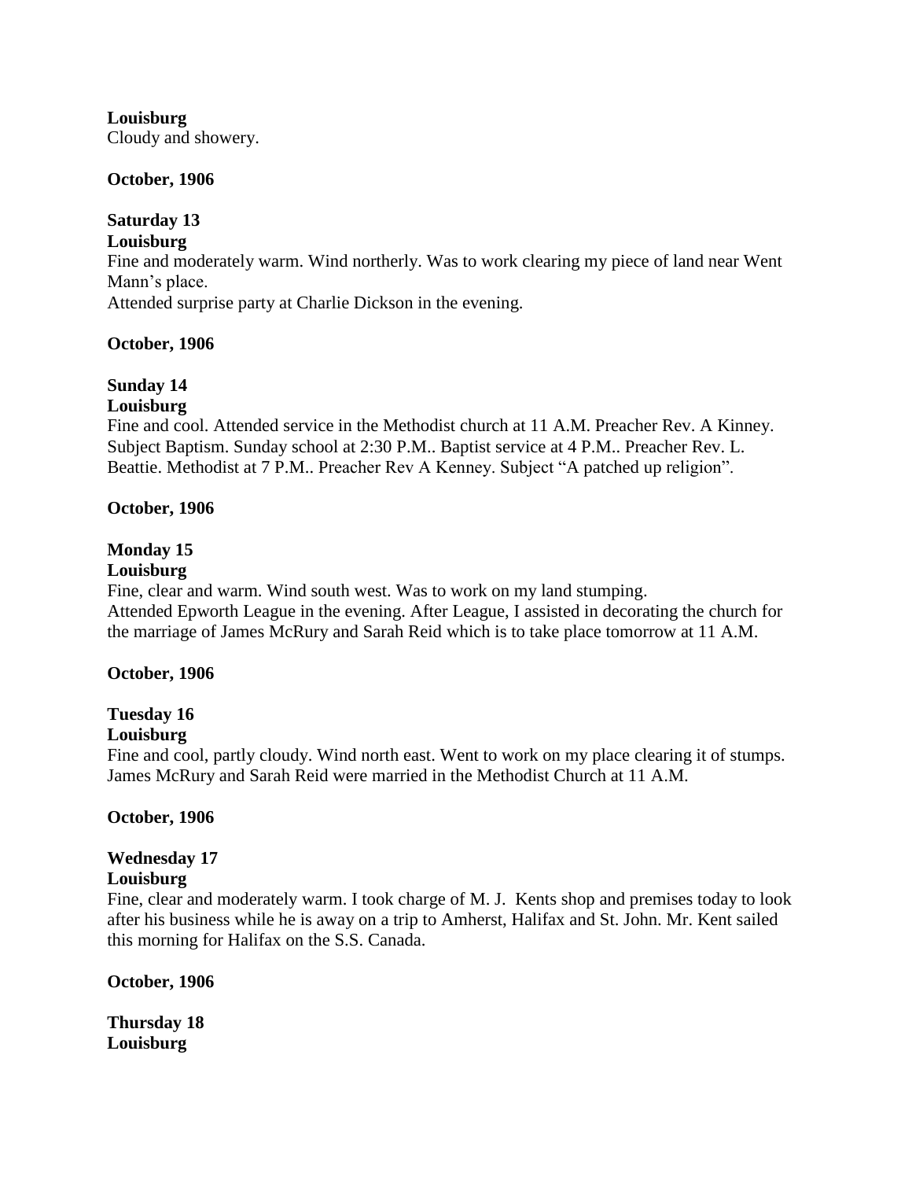**Louisburg**
Cloudy and showery.

**October, 1906**

**Saturday 13**
**Louisburg**
Fine and moderately warm. Wind northerly. Was to work clearing my piece of land near Went Mann's place.
Attended surprise party at Charlie Dickson in the evening.

**October, 1906**

**Sunday 14**
**Louisburg**
Fine and cool. Attended service in the Methodist church at 11 A.M. Preacher Rev. A Kinney. Subject Baptism. Sunday school at 2:30 P.M.. Baptist service at 4 P.M.. Preacher Rev. L. Beattie. Methodist at 7 P.M.. Preacher Rev A Kenney. Subject "A patched up religion".

**October, 1906**

**Monday 15**
**Louisburg**
Fine, clear and warm. Wind south west. Was to work on my land stumping.
Attended Epworth League in the evening. After League, I assisted in decorating the church for the marriage of James McRury and Sarah Reid which is to take place tomorrow at 11 A.M.

**October, 1906**

**Tuesday 16**
**Louisburg**
Fine and cool, partly cloudy. Wind north east. Went to work on my place clearing it of stumps. James McRury and Sarah Reid were married in the Methodist Church at 11 A.M.

**October, 1906**

**Wednesday 17**
**Louisburg**
Fine, clear and moderately warm. I took charge of M. J. Kents shop and premises today to look after his business while he is away on a trip to Amherst, Halifax and St. John. Mr. Kent sailed this morning for Halifax on the S.S. Canada.

**October, 1906**

**Thursday 18**
**Louisburg**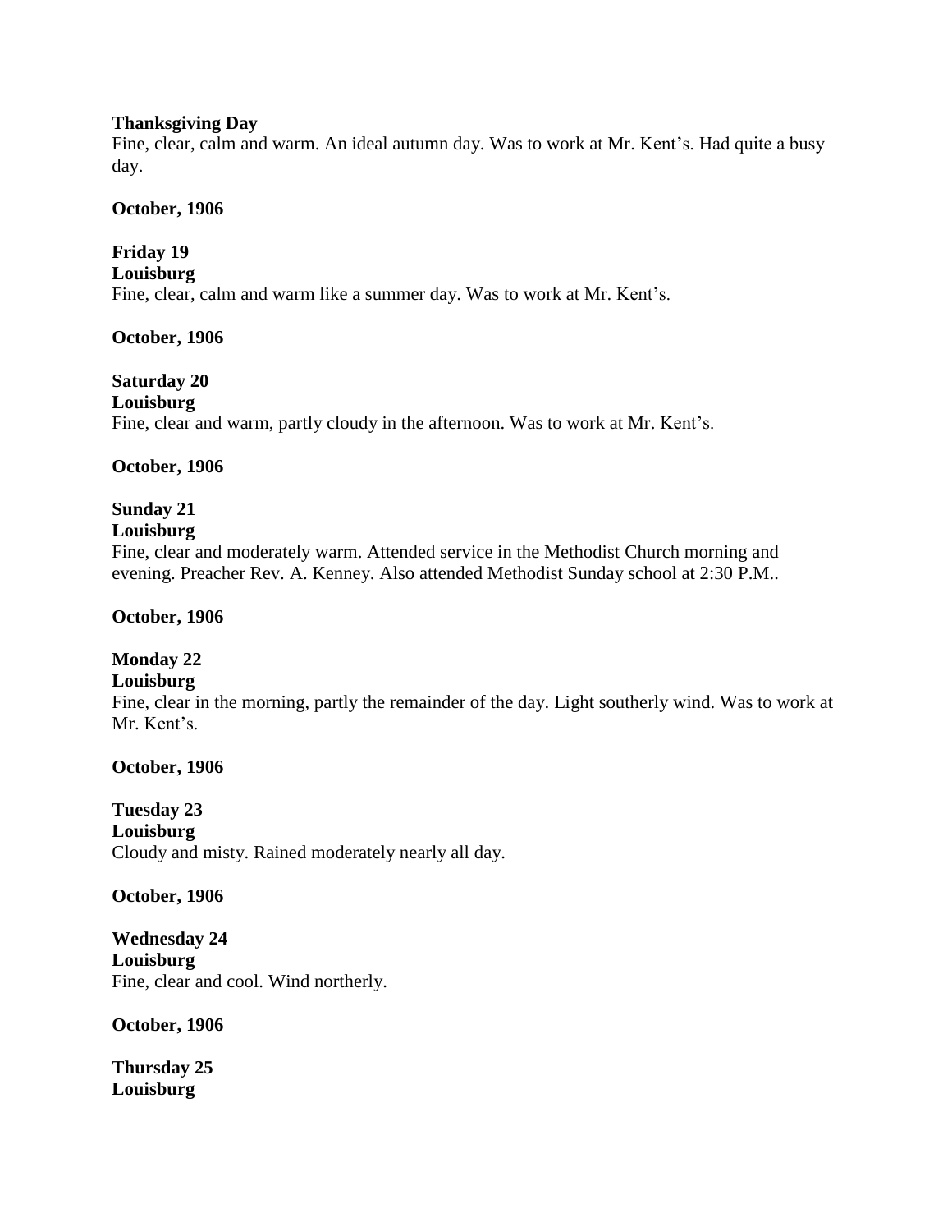**Thanksgiving Day**
Fine, clear, calm and warm. An ideal autumn day. Was to work at Mr. Kent's. Had quite a busy day.

**October, 1906**

**Friday 19**
**Louisburg**
Fine, clear, calm and warm like a summer day. Was to work at Mr. Kent's.

**October, 1906**

**Saturday 20**
**Louisburg**
Fine, clear and warm, partly cloudy in the afternoon. Was to work at Mr. Kent's.

**October, 1906**

**Sunday 21**
**Louisburg**
Fine, clear and moderately warm. Attended service in the Methodist Church morning and evening. Preacher Rev. A. Kenney. Also attended Methodist Sunday school at 2:30 P.M..

**October, 1906**

**Monday 22**
**Louisburg**
Fine, clear in the morning, partly the remainder of the day. Light southerly wind. Was to work at Mr. Kent's.

**October, 1906**

**Tuesday 23**
**Louisburg**
Cloudy and misty. Rained moderately nearly all day.

**October, 1906**

**Wednesday 24**
**Louisburg**
Fine, clear and cool. Wind northerly.

**October, 1906**

**Thursday 25**
**Louisburg**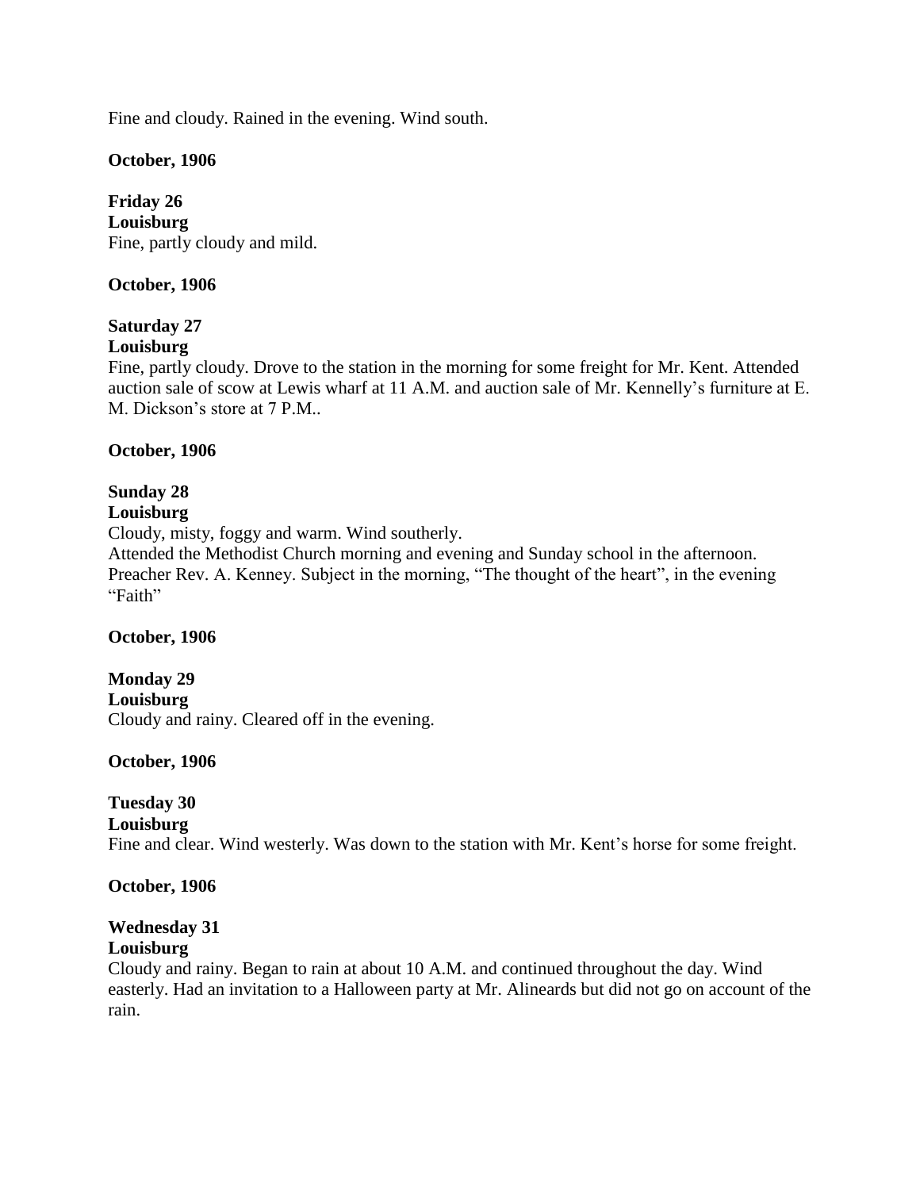Fine and cloudy. Rained in the evening. Wind south.

**October, 1906**

**Friday 26**
**Louisburg**
Fine, partly cloudy and mild.

**October, 1906**

**Saturday 27**
**Louisburg**
Fine, partly cloudy. Drove to the station in the morning for some freight for Mr. Kent. Attended auction sale of scow at Lewis wharf at 11 A.M. and auction sale of Mr. Kennelly's furniture at E. M. Dickson's store at 7 P.M..

**October, 1906**

**Sunday 28**
**Louisburg**
Cloudy, misty, foggy and warm. Wind southerly.
Attended the Methodist Church morning and evening and Sunday school in the afternoon. Preacher Rev. A. Kenney. Subject in the morning, "The thought of the heart", in the evening "Faith"

**October, 1906**

**Monday 29**
**Louisburg**
Cloudy and rainy. Cleared off in the evening.

**October, 1906**

**Tuesday 30**
**Louisburg**
Fine and clear. Wind westerly. Was down to the station with Mr. Kent's horse for some freight.

**October, 1906**

**Wednesday 31**
**Louisburg**
Cloudy and rainy. Began to rain at about 10 A.M. and continued throughout the day. Wind easterly. Had an invitation to a Halloween party at Mr. Alineards but did not go on account of the rain.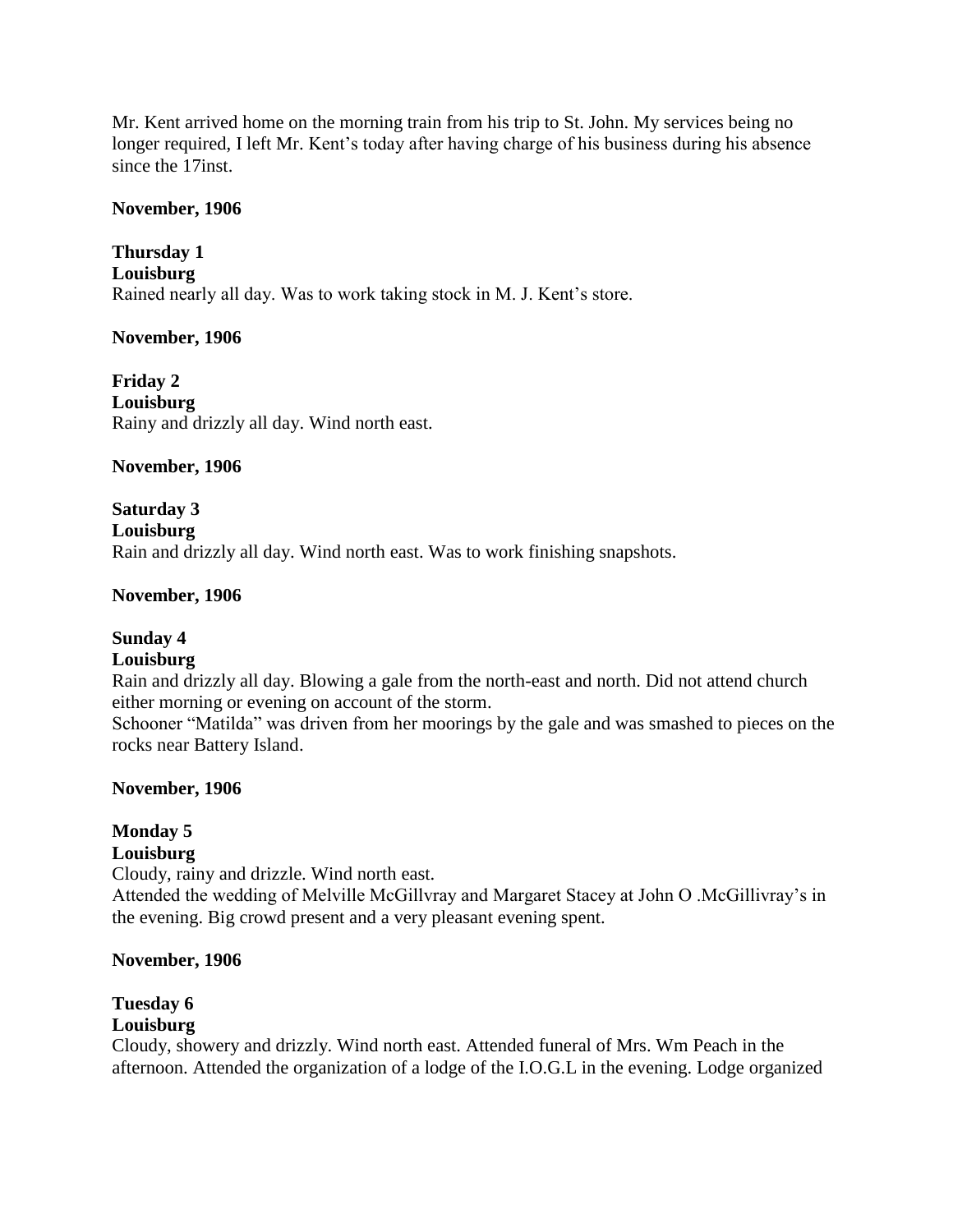Mr. Kent arrived home on the morning train from his trip to St. John. My services being no longer required, I left Mr. Kent's today after having charge of his business during his absence since the 17inst.

**November, 1906**

**Thursday 1**
**Louisburg**
Rained nearly all day. Was to work taking stock in M. J. Kent's store.

**November, 1906**

**Friday 2**
**Louisburg**
Rainy and drizzly all day. Wind north east.

**November, 1906**

**Saturday 3**
**Louisburg**
Rain and drizzly all day. Wind north east. Was to work finishing snapshots.

**November, 1906**

**Sunday 4**
**Louisburg**
Rain and drizzly all day. Blowing a gale from the north-east and north. Did not attend church either morning or evening on account of the storm.
Schooner "Matilda" was driven from her moorings by the gale and was smashed to pieces on the rocks near Battery Island.

**November, 1906**

**Monday 5**
**Louisburg**
Cloudy, rainy and drizzle. Wind north east.
Attended the wedding of Melville McGillvray and Margaret Stacey at John O .McGillivray's in the evening. Big crowd present and a very pleasant evening spent.

**November, 1906**

**Tuesday 6**
**Louisburg**
Cloudy, showery and drizzly. Wind north east. Attended funeral of Mrs. Wm Peach in the afternoon. Attended the organization of a lodge of the I.O.G.L in the evening. Lodge organized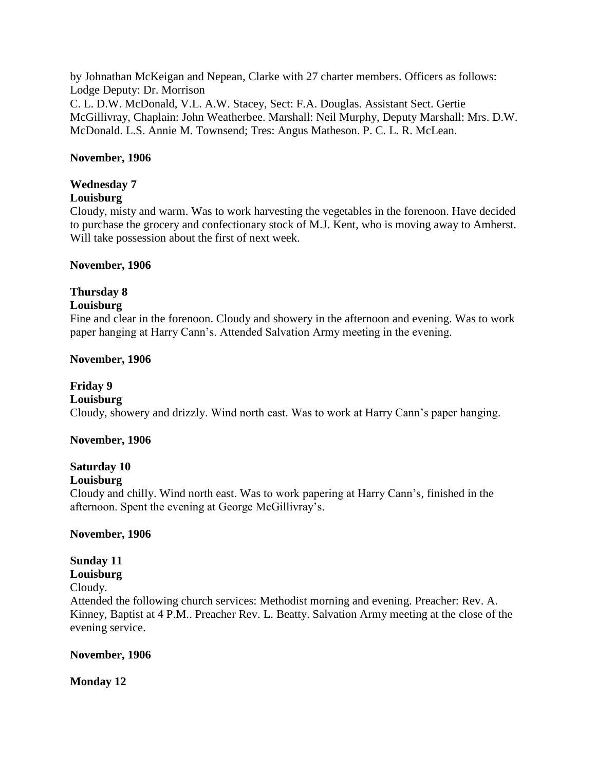by Johnathan McKeigan and Nepean, Clarke with 27 charter members. Officers as follows: Lodge Deputy: Dr. Morrison
C. L. D.W. McDonald, V.L. A.W. Stacey, Sect: F.A. Douglas. Assistant Sect. Gertie McGillivray, Chaplain: John Weatherbee. Marshall: Neil Murphy, Deputy Marshall: Mrs. D.W. McDonald. L.S. Annie M. Townsend; Tres: Angus Matheson. P. C. L. R. McLean.

**November, 1906**

**Wednesday 7**
**Louisburg**
Cloudy, misty and warm. Was to work harvesting the vegetables in the forenoon. Have decided to purchase the grocery and confectionary stock of M.J. Kent, who is moving away to Amherst. Will take possession about the first of next week.

**November, 1906**

**Thursday 8**
**Louisburg**
Fine and clear in the forenoon. Cloudy and showery in the afternoon and evening. Was to work paper hanging at Harry Cann's. Attended Salvation Army meeting in the evening.

**November, 1906**

**Friday 9**
**Louisburg**
Cloudy, showery and drizzly. Wind north east. Was to work at Harry Cann's paper hanging.

**November, 1906**

**Saturday 10**
**Louisburg**
Cloudy and chilly. Wind north east. Was to work papering at Harry Cann's, finished in the afternoon. Spent the evening at George McGillivray's.

**November, 1906**

**Sunday 11**
**Louisburg**
Cloudy.
Attended the following church services: Methodist morning and evening. Preacher: Rev. A. Kinney, Baptist at 4 P.M.. Preacher Rev. L. Beatty. Salvation Army meeting at the close of the evening service.

**November, 1906**

**Monday 12**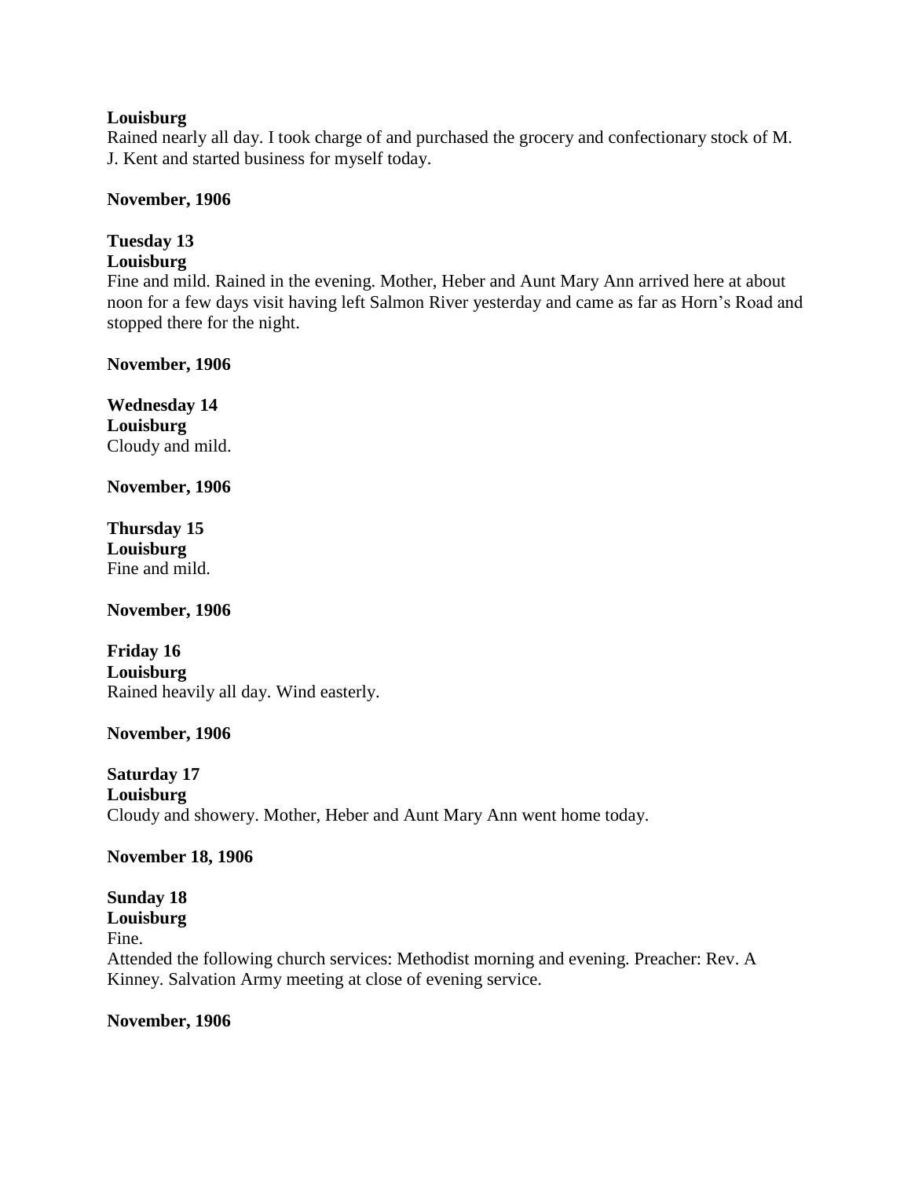**Louisburg**
Rained nearly all day. I took charge of and purchased the grocery and confectionary stock of M. J. Kent and started business for myself today.

**November, 1906**

**Tuesday 13**
**Louisburg**
Fine and mild. Rained in the evening. Mother, Heber and Aunt Mary Ann arrived here at about noon for a few days visit having left Salmon River yesterday and came as far as Horn's Road and stopped there for the night.

**November, 1906**

**Wednesday 14**
**Louisburg**
Cloudy and mild.

**November, 1906**

**Thursday 15**
**Louisburg**
Fine and mild.

**November, 1906**

**Friday 16**
**Louisburg**
Rained heavily all day. Wind easterly.

**November, 1906**

**Saturday 17**
**Louisburg**
Cloudy and showery. Mother, Heber and Aunt Mary Ann went home today.

**November 18, 1906**

**Sunday 18**
**Louisburg**
Fine.
Attended the following church services: Methodist morning and evening. Preacher: Rev. A Kinney. Salvation Army meeting at close of evening service.

**November, 1906**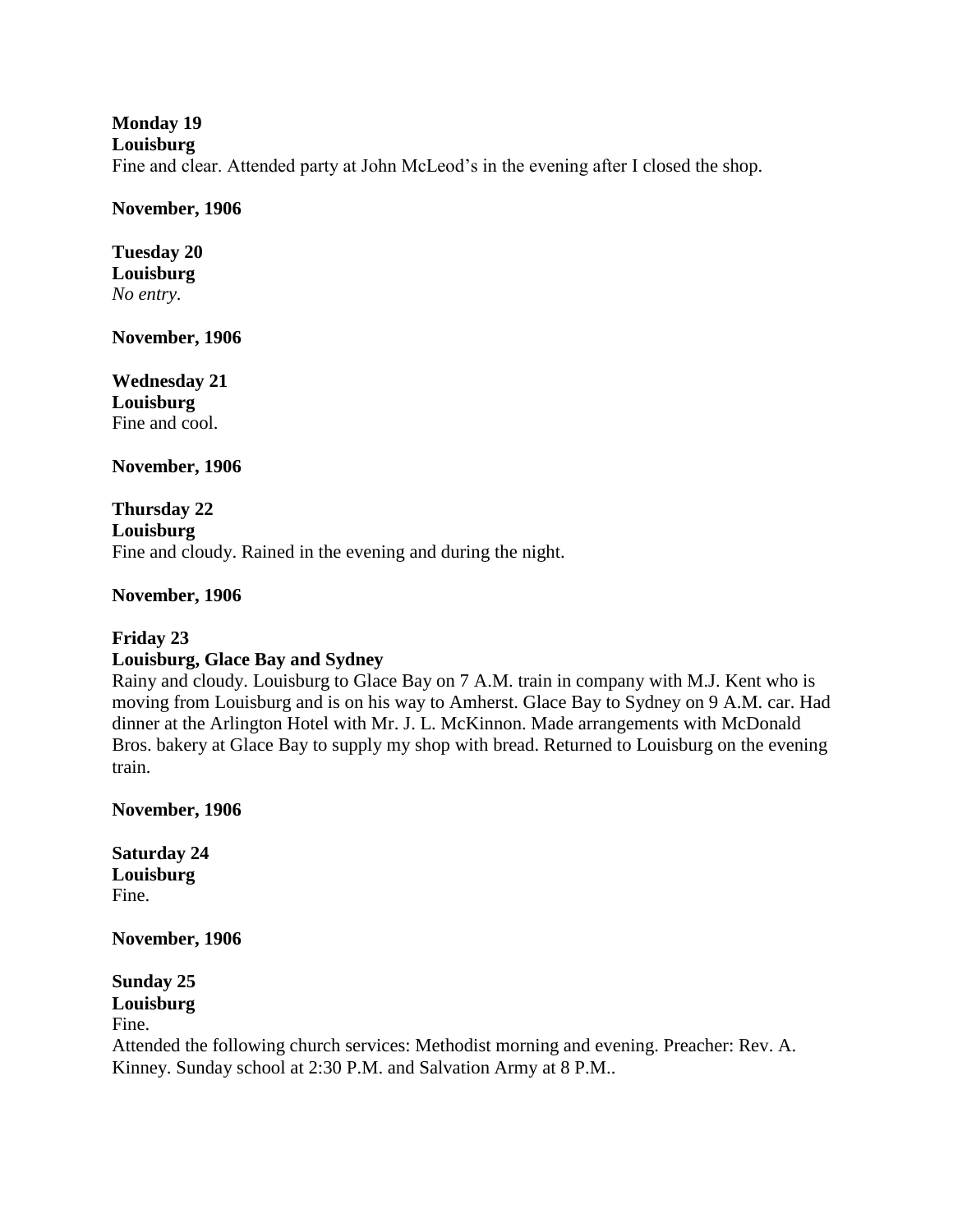**Monday 19**
**Louisburg**
Fine and clear. Attended party at John McLeod's in the evening after I closed the shop.

**November, 1906**

**Tuesday 20**
**Louisburg**
*No entry.*

**November, 1906**

**Wednesday 21**
**Louisburg**
Fine and cool.

**November, 1906**

**Thursday 22**
**Louisburg**
Fine and cloudy. Rained in the evening and during the night.

**November, 1906**

**Friday 23**
**Louisburg, Glace Bay and Sydney**
Rainy and cloudy. Louisburg to Glace Bay on 7 A.M. train in company with M.J. Kent who is moving from Louisburg and is on his way to Amherst. Glace Bay to Sydney on 9 A.M. car. Had dinner at the Arlington Hotel with Mr. J. L. McKinnon. Made arrangements with McDonald Bros. bakery at Glace Bay to supply my shop with bread. Returned to Louisburg on the evening train.

**November, 1906**

**Saturday 24**
**Louisburg**
Fine.

**November, 1906**

**Sunday 25**
**Louisburg**
Fine.
Attended the following church services: Methodist morning and evening. Preacher: Rev. A. Kinney. Sunday school at 2:30 P.M. and Salvation Army at 8 P.M..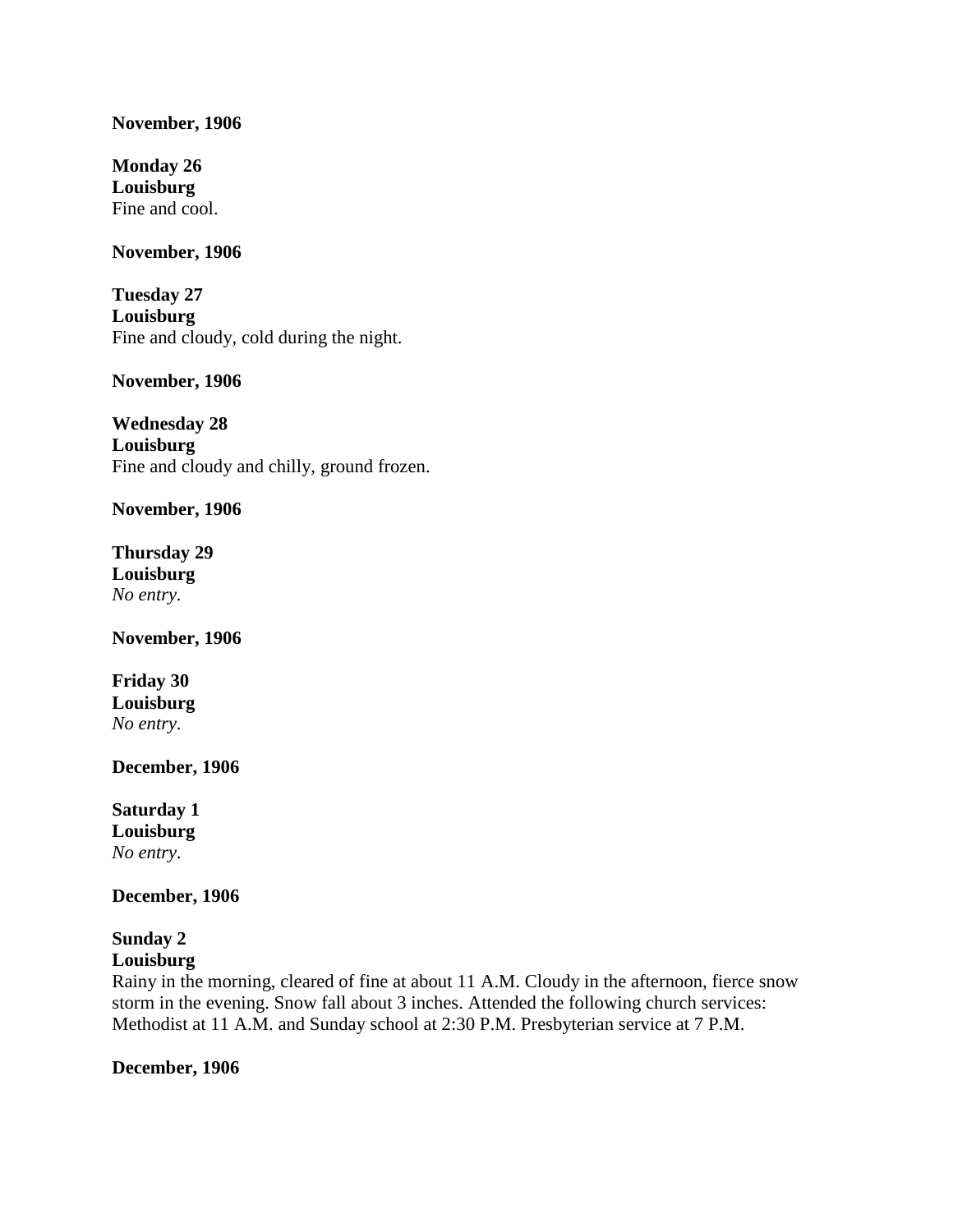**November, 1906**

**Monday 26**
**Louisburg**
Fine and cool.

**November, 1906**

**Tuesday 27**
**Louisburg**
Fine and cloudy, cold during the night.

**November, 1906**

**Wednesday 28**
**Louisburg**
Fine and cloudy and chilly, ground frozen.

**November, 1906**

**Thursday 29**
**Louisburg**
*No entry.*

**November, 1906**

**Friday 30**
**Louisburg**
*No entry.*

**December, 1906**

**Saturday 1**
**Louisburg**
*No entry.*

**December, 1906**

**Sunday 2**
**Louisburg**
Rainy in the morning, cleared of fine at about 11 A.M. Cloudy in the afternoon, fierce snow storm in the evening. Snow fall about 3 inches. Attended the following church services: Methodist at 11 A.M. and Sunday school at 2:30 P.M. Presbyterian service at 7 P.M.

**December, 1906**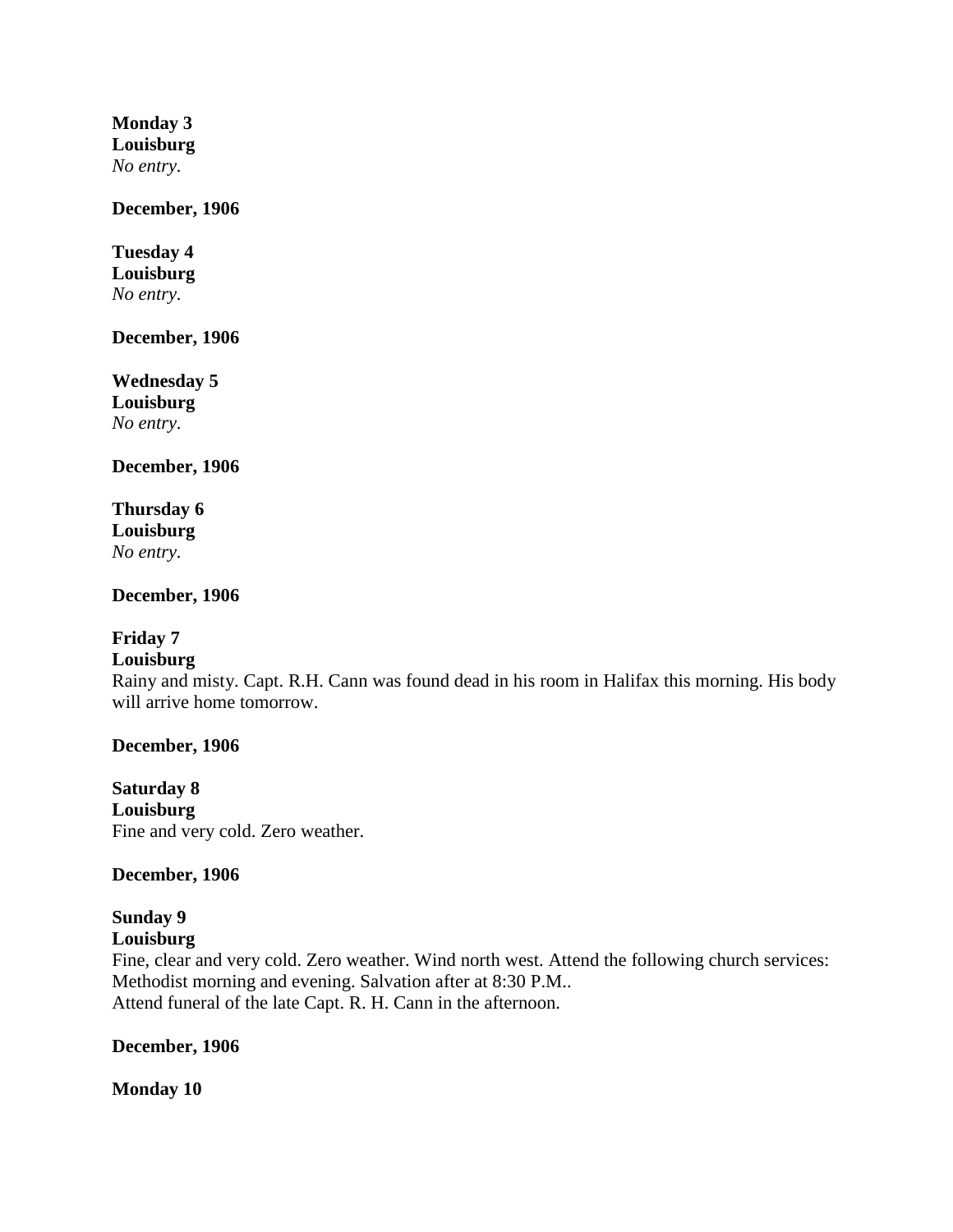**Monday 3**
**Louisburg**
*No entry.*

**December, 1906**

**Tuesday 4**
**Louisburg**
*No entry.*

**December, 1906**

**Wednesday 5**
**Louisburg**
*No entry.*

**December, 1906**

**Thursday 6**
**Louisburg**
*No entry.*

**December, 1906**

**Friday 7**
**Louisburg**
Rainy and misty. Capt. R.H. Cann was found dead in his room in Halifax this morning. His body will arrive home tomorrow.

**December, 1906**

**Saturday 8**
**Louisburg**
Fine and very cold. Zero weather.

**December, 1906**

**Sunday 9**
**Louisburg**
Fine, clear and very cold. Zero weather. Wind north west. Attend the following church services: Methodist morning and evening. Salvation after at 8:30 P.M..
Attend funeral of the late Capt. R. H. Cann in the afternoon.

**December, 1906**

**Monday 10**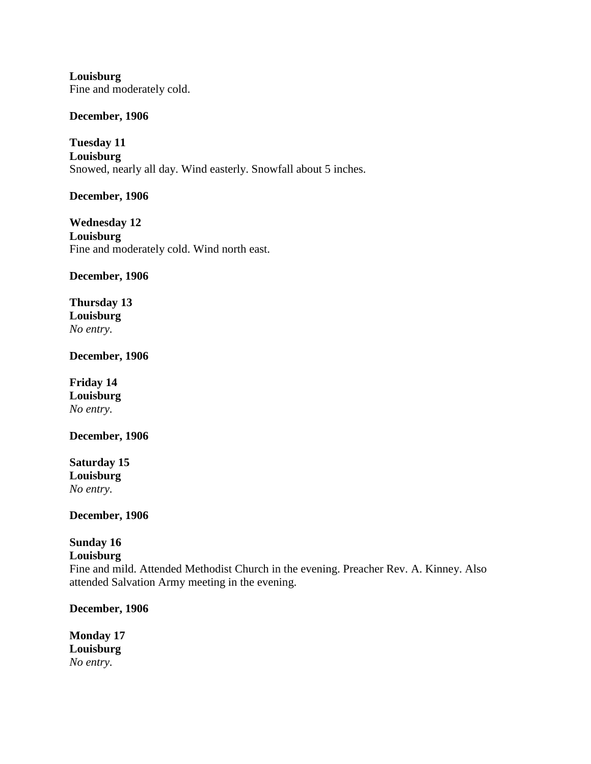**Louisburg**
Fine and moderately cold.

**December, 1906**

**Tuesday 11**
**Louisburg**
Snowed, nearly all day. Wind easterly. Snowfall about 5 inches.

**December, 1906**

**Wednesday 12**
**Louisburg**
Fine and moderately cold. Wind north east.

**December, 1906**

**Thursday 13**
**Louisburg**
*No entry.*

**December, 1906**

**Friday 14**
**Louisburg**
*No entry.*

**December, 1906**

**Saturday 15**
**Louisburg**
*No entry.*

**December, 1906**

**Sunday 16**
**Louisburg**
Fine and mild. Attended Methodist Church in the evening. Preacher Rev. A. Kinney. Also attended Salvation Army meeting in the evening.

**December, 1906**

**Monday 17**
**Louisburg**
*No entry.*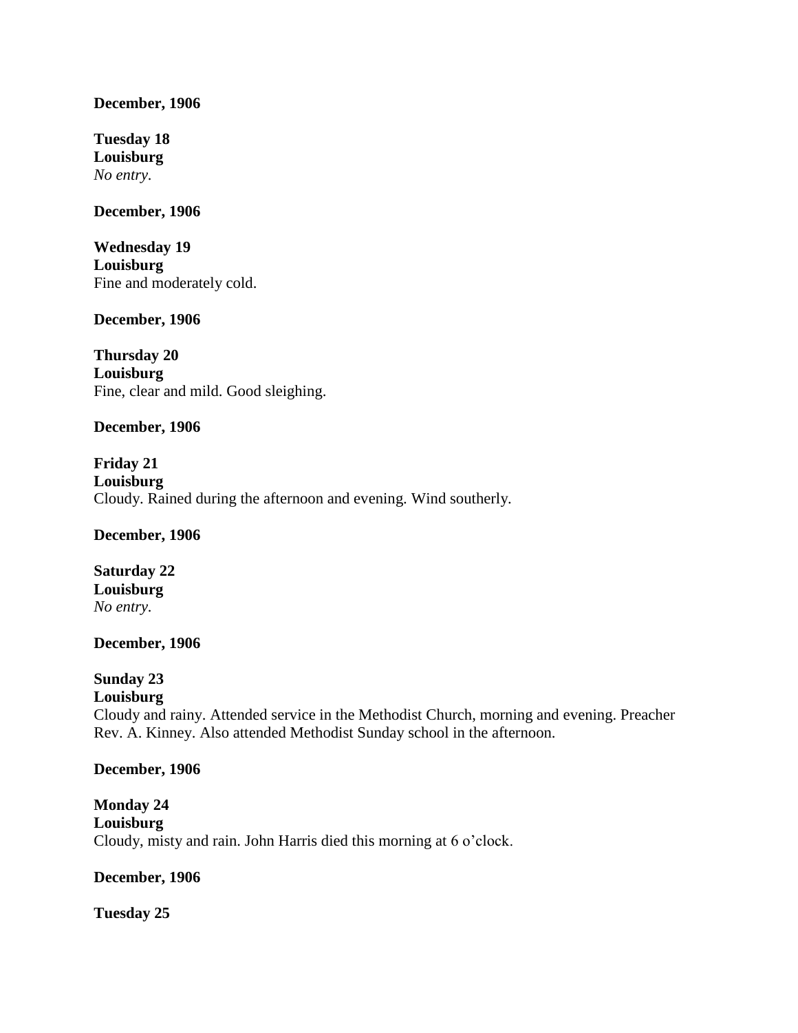**December, 1906**

**Tuesday 18**
**Louisburg**
*No entry.*

**December, 1906**

**Wednesday 19**
**Louisburg**
Fine and moderately cold.

**December, 1906**

**Thursday 20**
**Louisburg**
Fine, clear and mild. Good sleighing.

**December, 1906**

**Friday 21**
**Louisburg**
Cloudy. Rained during the afternoon and evening. Wind southerly.

**December, 1906**

**Saturday 22**
**Louisburg**
*No entry.*

**December, 1906**

**Sunday 23**
**Louisburg**
Cloudy and rainy. Attended service in the Methodist Church, morning and evening. Preacher Rev. A. Kinney. Also attended Methodist Sunday school in the afternoon.

**December, 1906**

**Monday 24**
**Louisburg**
Cloudy, misty and rain. John Harris died this morning at 6 o'clock.

**December, 1906**

**Tuesday 25**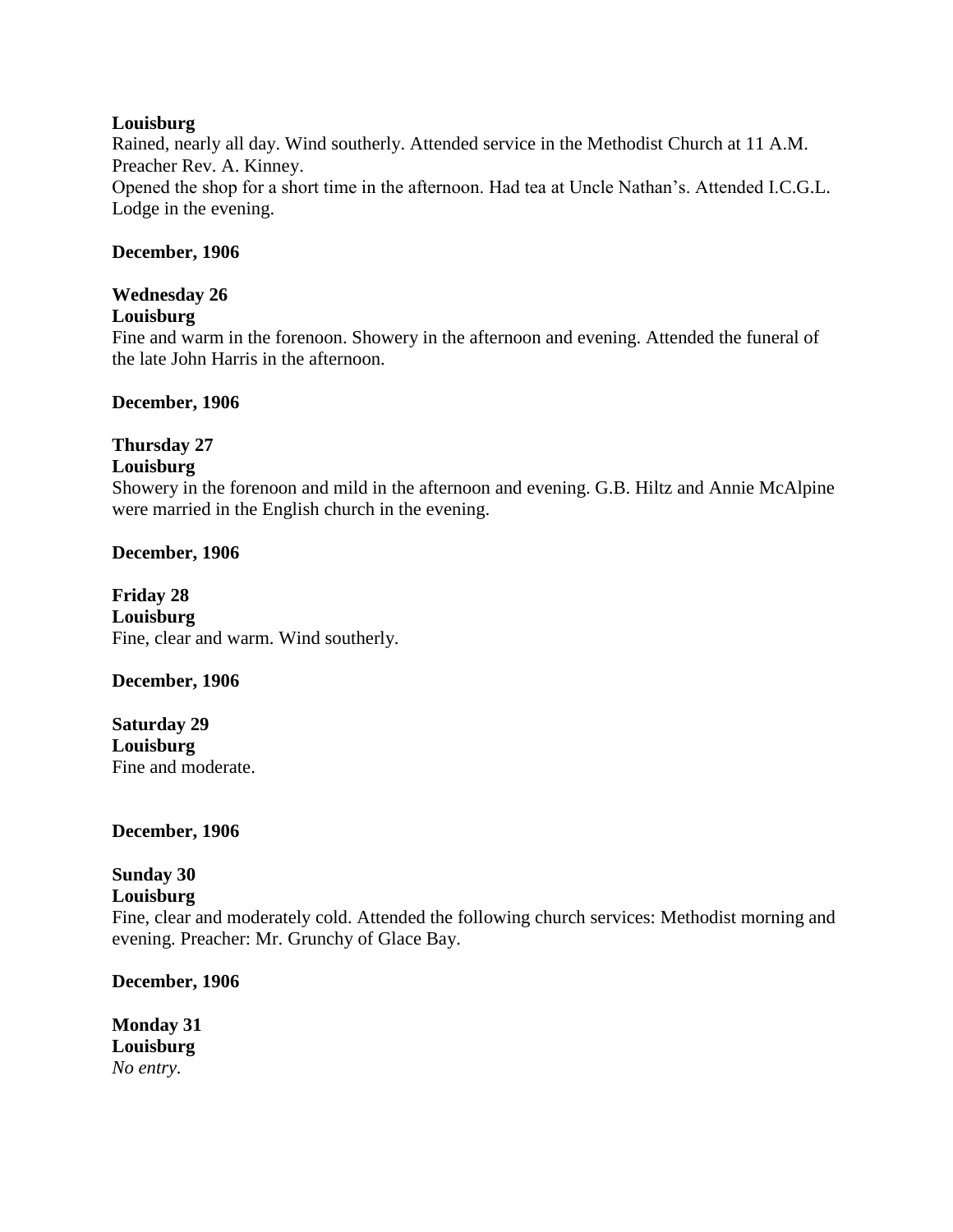**Louisburg**
Rained, nearly all day. Wind southerly. Attended service in the Methodist Church at 11 A.M. Preacher Rev. A. Kinney.
Opened the shop for a short time in the afternoon. Had tea at Uncle Nathan's. Attended I.C.G.L. Lodge in the evening.

**December, 1906**

**Wednesday 26**
**Louisburg**
Fine and warm in the forenoon. Showery in the afternoon and evening. Attended the funeral of the late John Harris in the afternoon.

**December, 1906**

**Thursday 27**
**Louisburg**
Showery in the forenoon and mild in the afternoon and evening. G.B. Hiltz and Annie McAlpine were married in the English church in the evening.

**December, 1906**

**Friday 28**
**Louisburg**
Fine, clear and warm. Wind southerly.

**December, 1906**

**Saturday 29**
**Louisburg**
Fine and moderate.

**December, 1906**

**Sunday 30**
**Louisburg**
Fine, clear and moderately cold. Attended the following church services: Methodist morning and evening. Preacher: Mr. Grunchy of Glace Bay.

**December, 1906**

**Monday 31**
**Louisburg**
*No entry.*